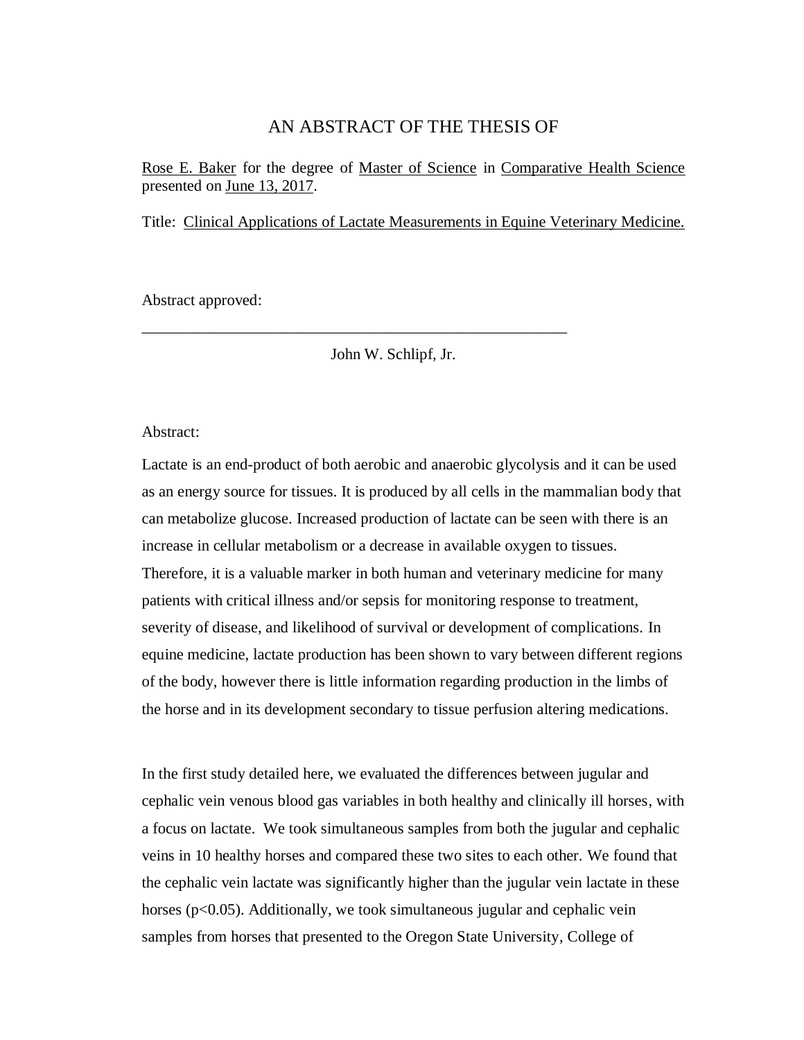# AN ABSTRACT OF THE THESIS OF

Rose E. Baker for the degree of Master of Science in Comparative Health Science presented on June 13, 2017.

Title: Clinical Applications of Lactate Measurements in Equine Veterinary Medicine.

Abstract approved:

______________________________________________________

John W. Schlipf, Jr.

Abstract:

Lactate is an end-product of both aerobic and anaerobic glycolysis and it can be used as an energy source for tissues. It is produced by all cells in the mammalian body that can metabolize glucose. Increased production of lactate can be seen with there is an increase in cellular metabolism or a decrease in available oxygen to tissues. Therefore, it is a valuable marker in both human and veterinary medicine for many patients with critical illness and/or sepsis for monitoring response to treatment, severity of disease, and likelihood of survival or development of complications. In equine medicine, lactate production has been shown to vary between different regions of the body, however there is little information regarding production in the limbs of the horse and in its development secondary to tissue perfusion altering medications.

In the first study detailed here, we evaluated the differences between jugular and cephalic vein venous blood gas variables in both healthy and clinically ill horses, with a focus on lactate. We took simultaneous samples from both the jugular and cephalic veins in 10 healthy horses and compared these two sites to each other. We found that the cephalic vein lactate was significantly higher than the jugular vein lactate in these horses ($p<0.05$). Additionally, we took simultaneous jugular and cephalic vein samples from horses that presented to the Oregon State University, College of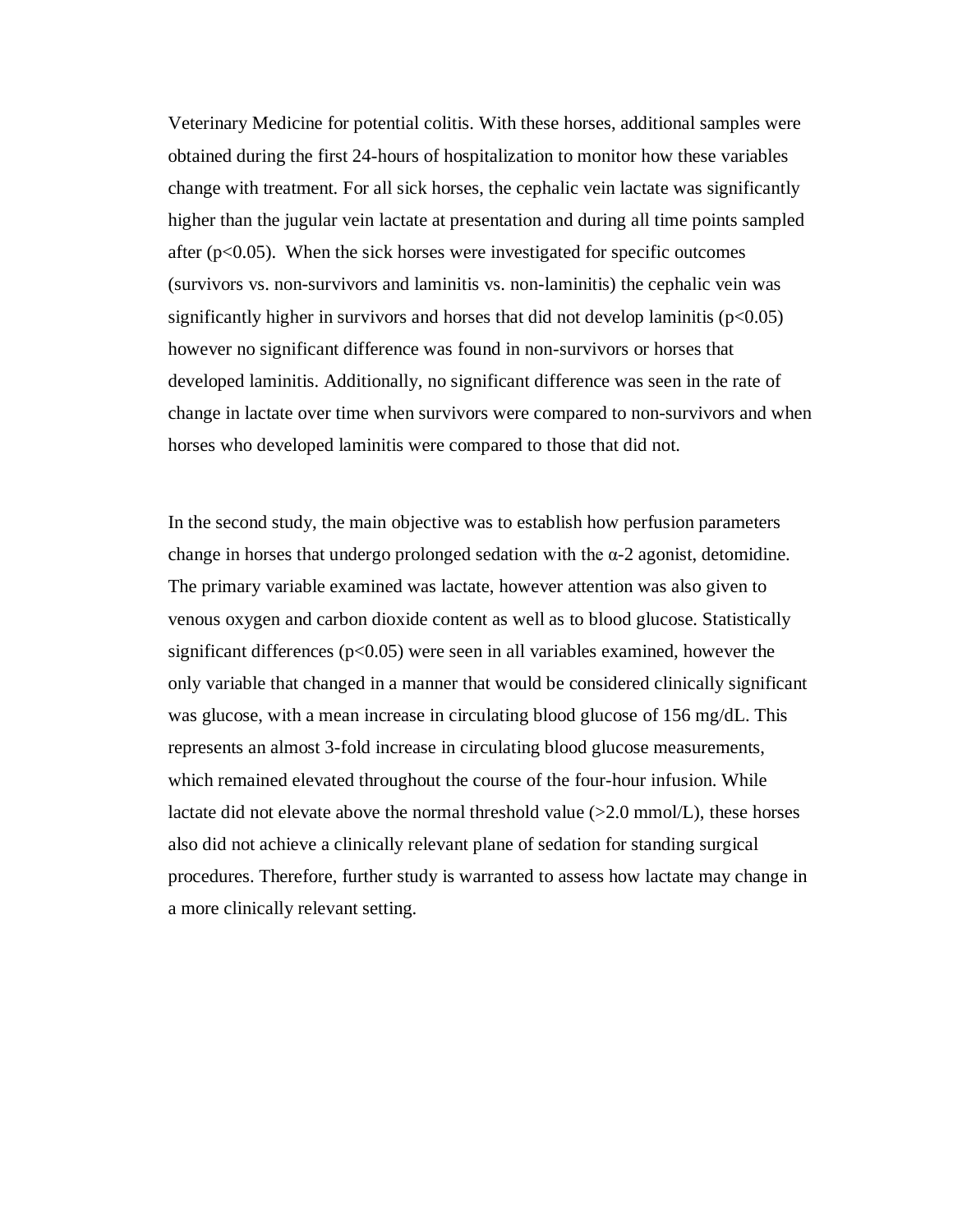Veterinary Medicine for potential colitis. With these horses, additional samples were obtained during the first 24-hours of hospitalization to monitor how these variables change with treatment. For all sick horses, the cephalic vein lactate was significantly higher than the jugular vein lactate at presentation and during all time points sampled after ($p<0.05$). When the sick horses were investigated for specific outcomes (survivors vs. non-survivors and laminitis vs. non-laminitis) the cephalic vein was significantly higher in survivors and horses that did not develop laminitis ($p<0.05$) however no significant difference was found in non-survivors or horses that developed laminitis. Additionally, no significant difference was seen in the rate of change in lactate over time when survivors were compared to non-survivors and when horses who developed laminitis were compared to those that did not.

In the second study, the main objective was to establish how perfusion parameters change in horses that undergo prolonged sedation with the α-2 agonist, detomidine. The primary variable examined was lactate, however attention was also given to venous oxygen and carbon dioxide content as well as to blood glucose. Statistically significant differences ($p<0.05$) were seen in all variables examined, however the only variable that changed in a manner that would be considered clinically significant was glucose, with a mean increase in circulating blood glucose of 156 mg/dL. This represents an almost 3-fold increase in circulating blood glucose measurements, which remained elevated throughout the course of the four-hour infusion. While lactate did not elevate above the normal threshold value (>2.0 mmol/L), these horses also did not achieve a clinically relevant plane of sedation for standing surgical procedures. Therefore, further study is warranted to assess how lactate may change in a more clinically relevant setting.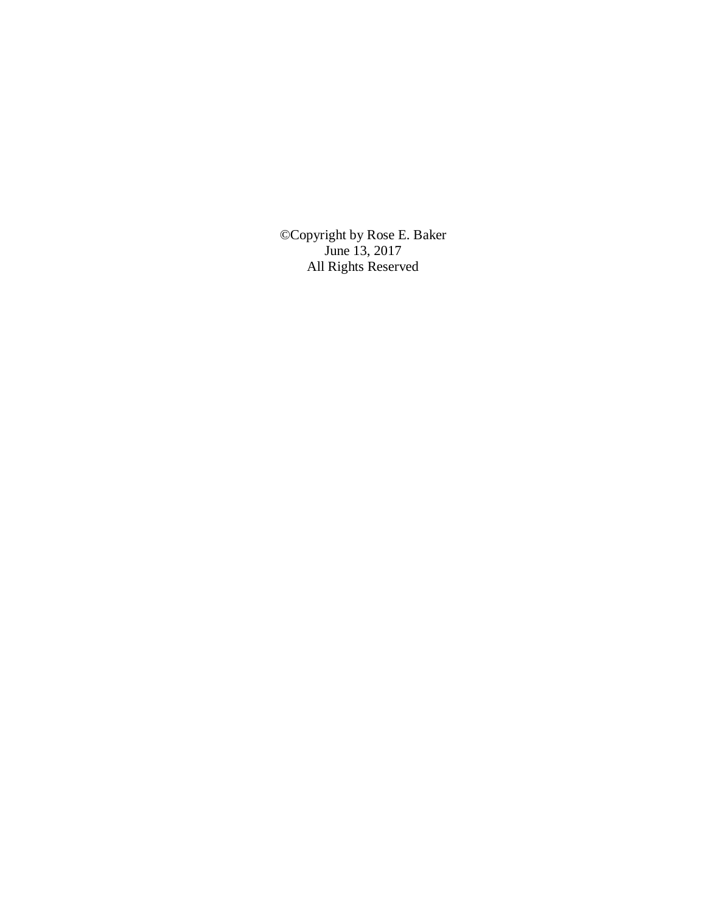©Copyright by Rose E. Baker
June 13, 2017
All Rights Reserved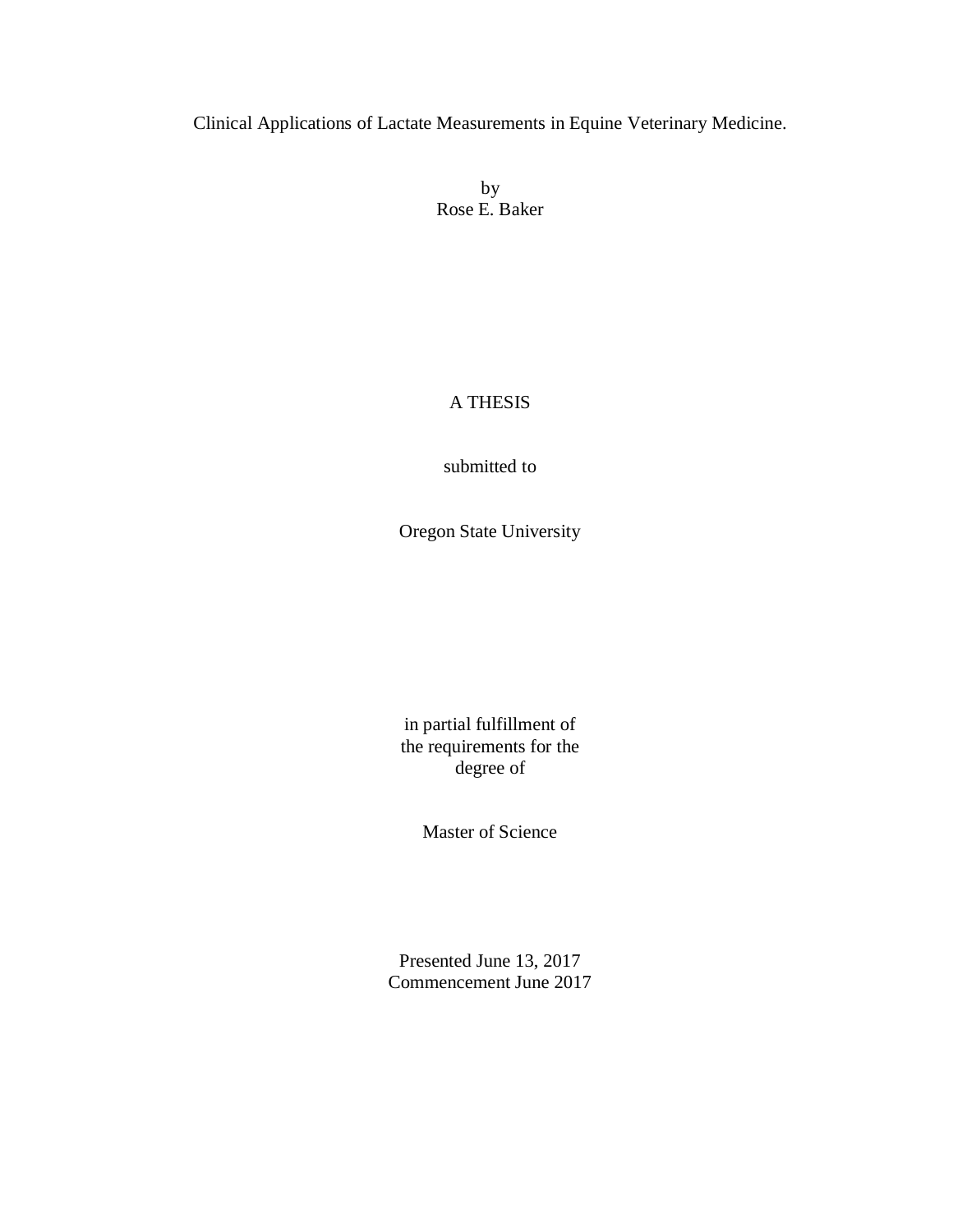Clinical Applications of Lactate Measurements in Equine Veterinary Medicine.

by
Rose E. Baker

A THESIS

submitted to

Oregon State University

in partial fulfillment of
the requirements for the
degree of

Master of Science

Presented June 13, 2017
Commencement June 2017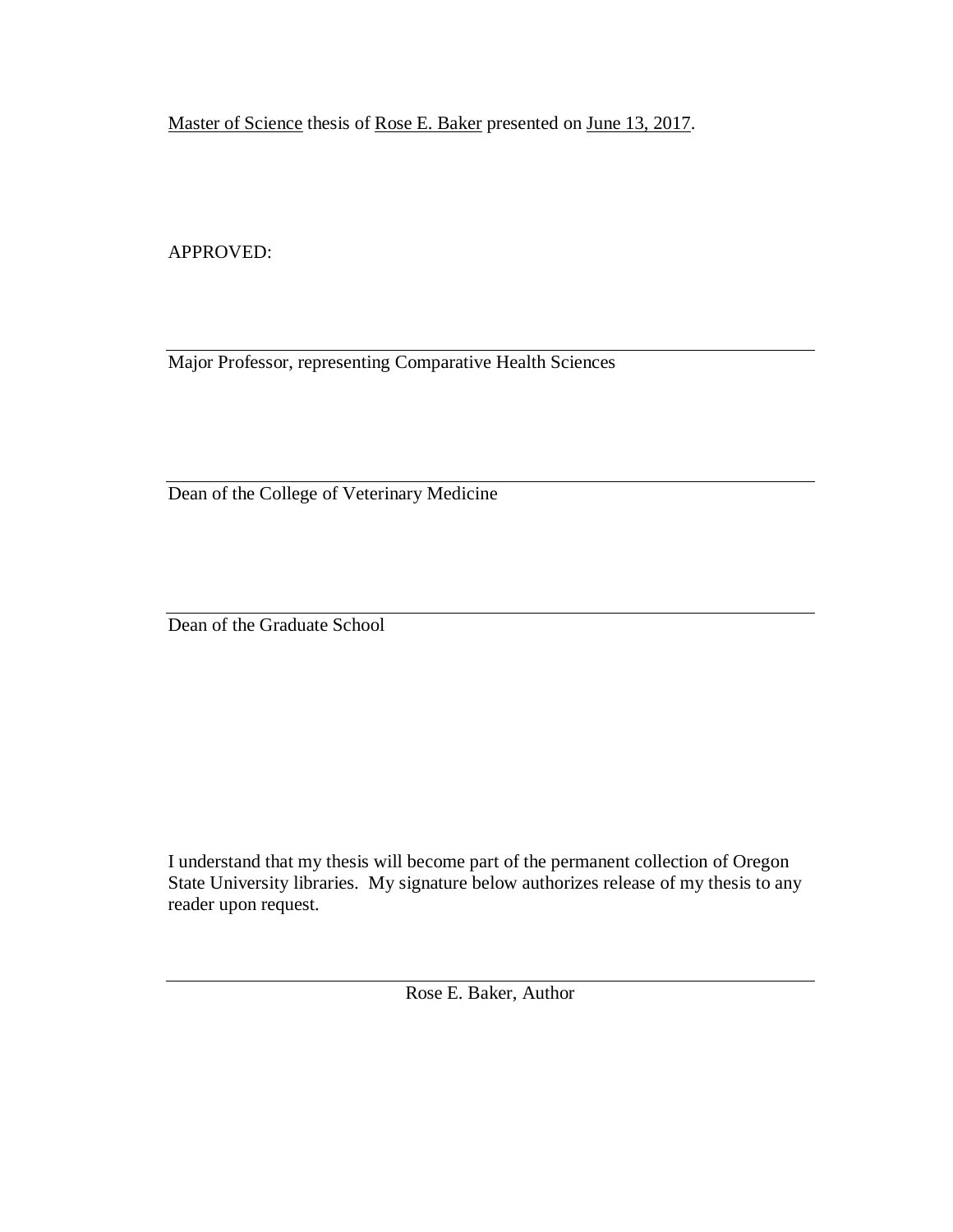Master of Science thesis of Rose E. Baker presented on June 13, 2017.

APPROVED:

---

Major Professor, representing Comparative Health Sciences

---

Dean of the College of Veterinary Medicine

---

Dean of the Graduate School

I understand that my thesis will become part of the permanent collection of Oregon State University libraries. My signature below authorizes release of my thesis to any reader upon request.

---

Rose E. Baker, Author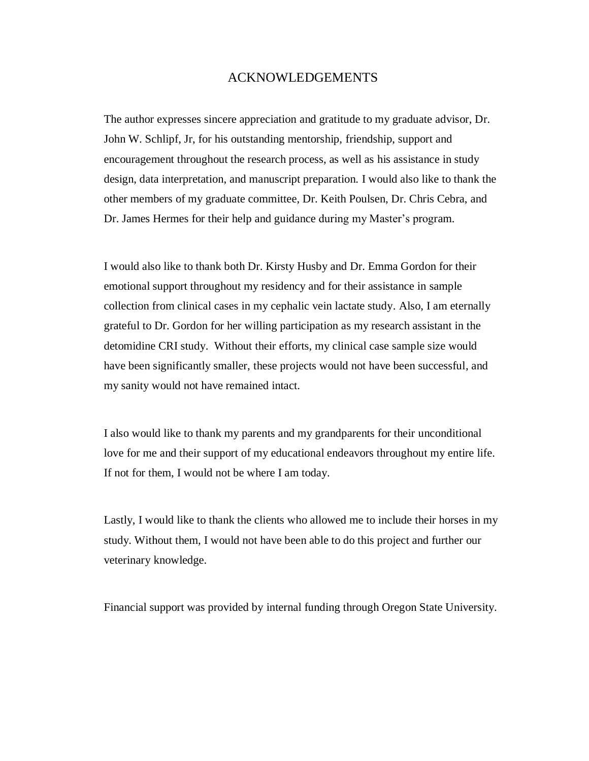# ACKNOWLEDGEMENTS

The author expresses sincere appreciation and gratitude to my graduate advisor, Dr. John W. Schlipf, Jr, for his outstanding mentorship, friendship, support and encouragement throughout the research process, as well as his assistance in study design, data interpretation, and manuscript preparation. I would also like to thank the other members of my graduate committee, Dr. Keith Poulsen, Dr. Chris Cebra, and Dr. James Hermes for their help and guidance during my Master's program.

I would also like to thank both Dr. Kirsty Husby and Dr. Emma Gordon for their emotional support throughout my residency and for their assistance in sample collection from clinical cases in my cephalic vein lactate study. Also, I am eternally grateful to Dr. Gordon for her willing participation as my research assistant in the detomidine CRI study. Without their efforts, my clinical case sample size would have been significantly smaller, these projects would not have been successful, and my sanity would not have remained intact.

I also would like to thank my parents and my grandparents for their unconditional love for me and their support of my educational endeavors throughout my entire life. If not for them, I would not be where I am today.

Lastly, I would like to thank the clients who allowed me to include their horses in my study. Without them, I would not have been able to do this project and further our veterinary knowledge.

Financial support was provided by internal funding through Oregon State University.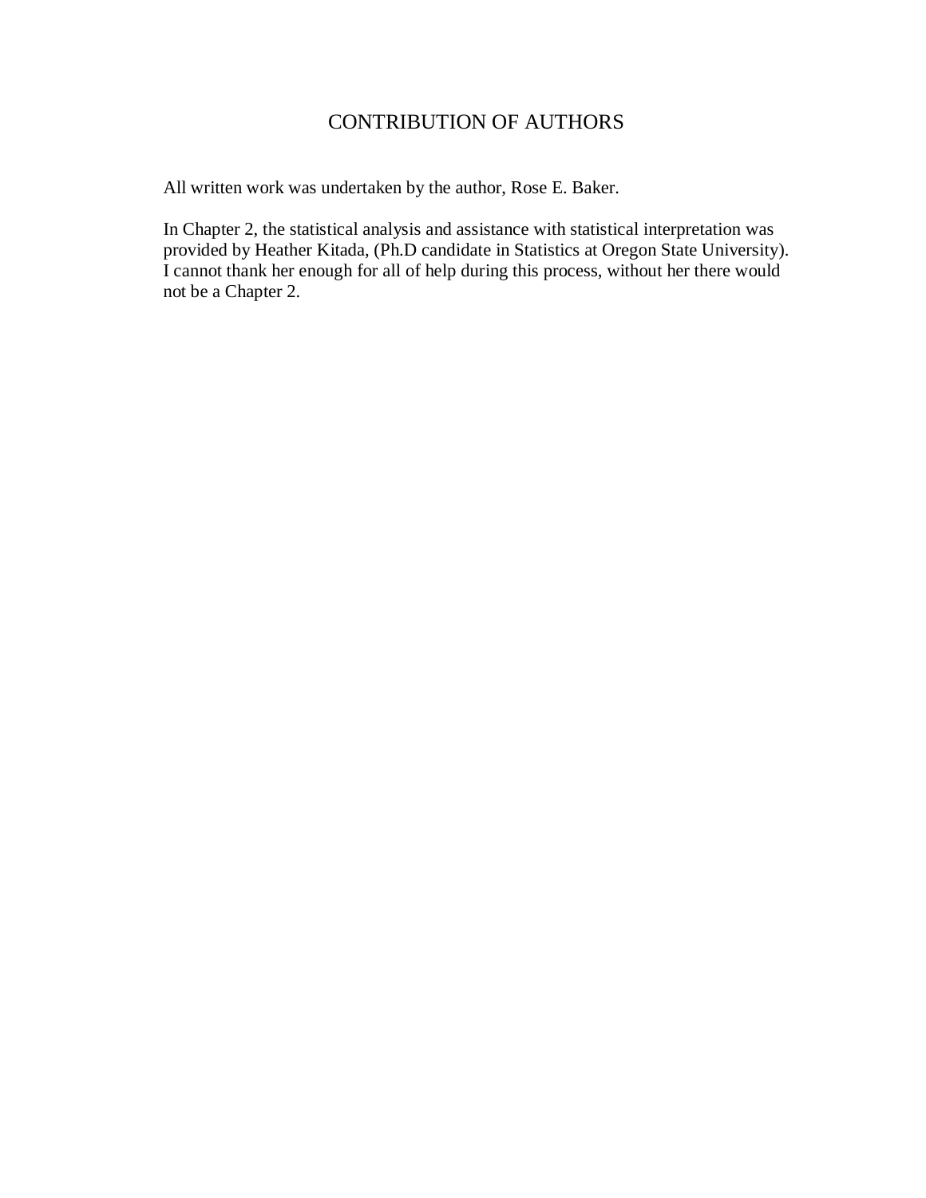# CONTRIBUTION OF AUTHORS

All written work was undertaken by the author, Rose E. Baker.

In Chapter 2, the statistical analysis and assistance with statistical interpretation was provided by Heather Kitada, (Ph.D candidate in Statistics at Oregon State University). I cannot thank her enough for all of help during this process, without her there would not be a Chapter 2.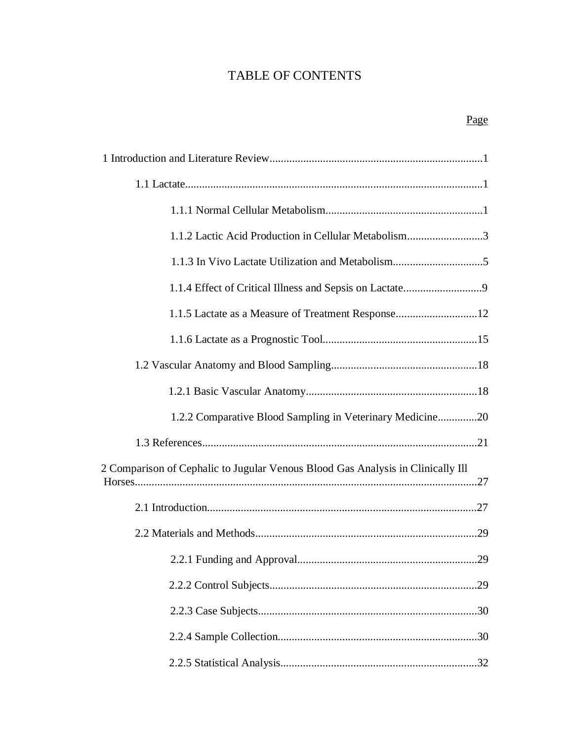# TABLE OF CONTENTS

Page

1 Introduction and Literature Review...........................................................................1

- 1.1 Lactate.........................................................................................................1
  - 1.1.1 Normal Cellular Metabolism.......................................................1
  - 1.1.2 Lactic Acid Production in Cellular Metabolism..........................3
  - 1.1.3 In Vivo Lactate Utilization and Metabolism...............................5
  - 1.1.4 Effect of Critical Illness and Sepsis on Lactate...........................9
  - 1.1.5 Lactate as a Measure of Treatment Response............................12
  - 1.1.6 Lactate as a Prognostic Tool......................................................15
- 1.2 Vascular Anatomy and Blood Sampling...................................................18
  - 1.2.1 Basic Vascular Anatomy............................................................18
  - 1.2.2 Comparative Blood Sampling in Veterinary Medicine.............20
- 1.3 References.................................................................................................21

2 Comparison of Cephalic to Jugular Venous Blood Gas Analysis in Clinically Ill Horses.........................................................................................................................27

- 2.1 Introduction...............................................................................................27
- 2.2 Materials and Methods..............................................................................29
  - 2.2.1 Funding and Approval...............................................................29
  - 2.2.2 Control Subjects.........................................................................29
  - 2.2.3 Case Subjects.............................................................................30
  - 2.2.4 Sample Collection......................................................................30
  - 2.2.5 Statistical Analysis.....................................................................32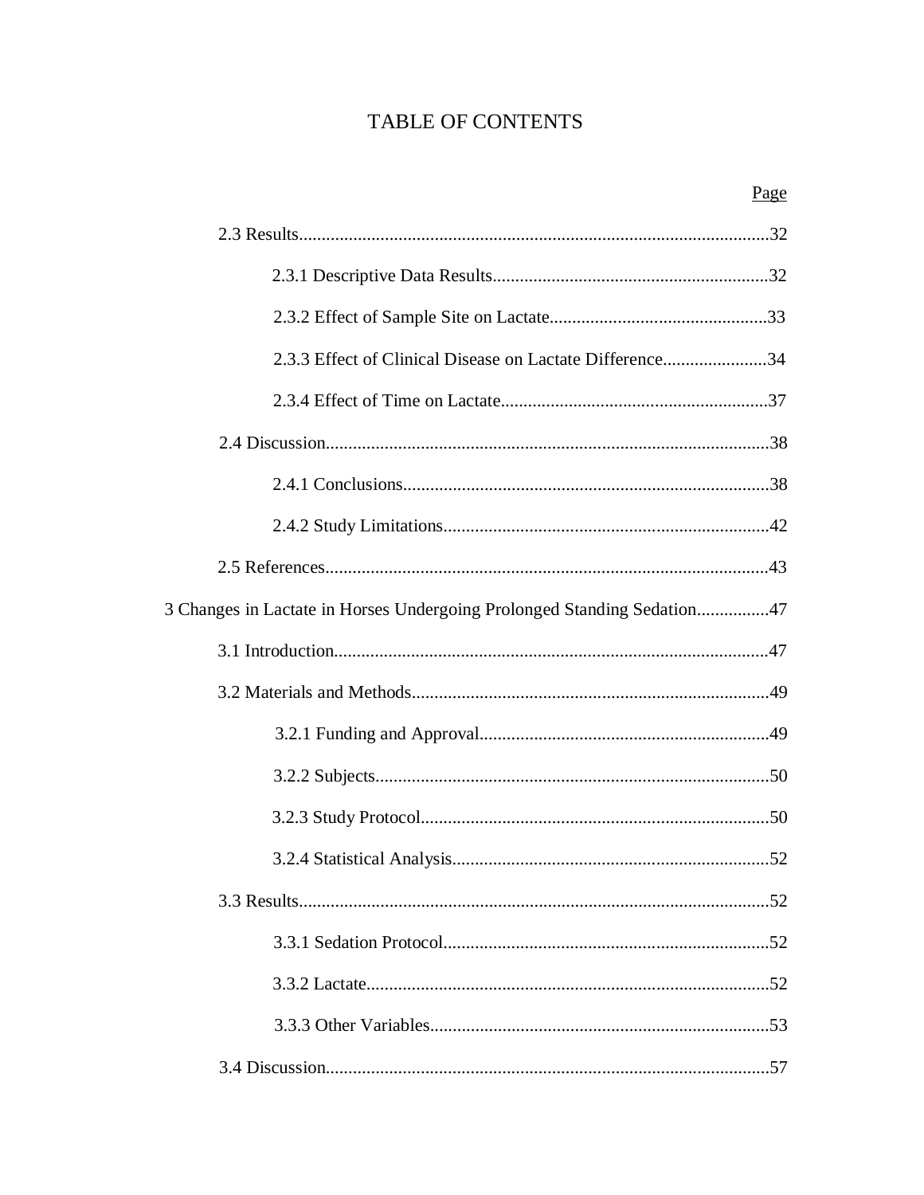# TABLE OF CONTENTS

Page

2.3 Results......................................................................................................32

2.3.1 Descriptive Data Results............................................................32

2.3.2 Effect of Sample Site on Lactate................................................33

2.3.3 Effect of Clinical Disease on Lactate Difference.......................34

2.3.4 Effect of Time on Lactate...........................................................37

2.4 Discussion.................................................................................................38

2.4.1 Conclusions................................................................................38

2.4.2 Study Limitations.......................................................................42

2.5 References.................................................................................................43

3 Changes in Lactate in Horses Undergoing Prolonged Standing Sedation................47

3.1 Introduction...............................................................................................47

3.2 Materials and Methods..............................................................................49

3.2.1 Funding and Approval................................................................49

3.2.2 Subjects......................................................................................50

3.2.3 Study Protocol............................................................................50

3.2.4 Statistical Analysis.....................................................................52

3.3 Results......................................................................................................52

3.3.1 Sedation Protocol.......................................................................52

3.3.2 Lactate........................................................................................52

3.3.3 Other Variables..........................................................................53

3.4 Discussion.................................................................................................57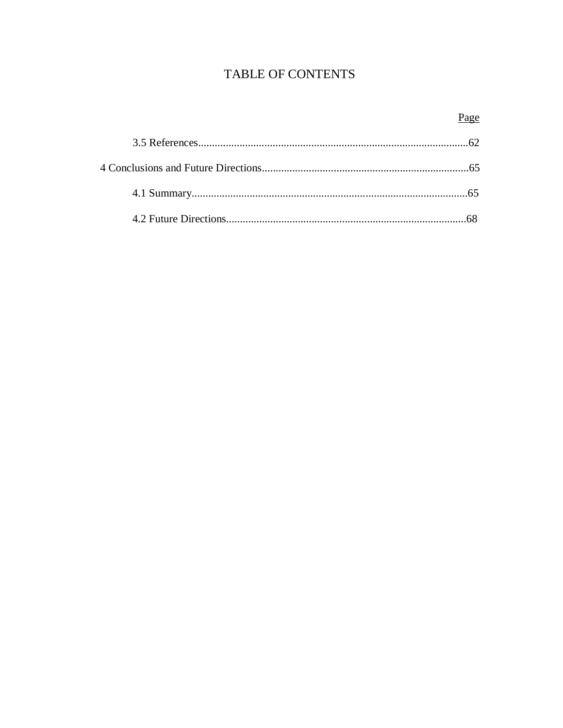# TABLE OF CONTENTS

| | Page |
|---|---|
| 3.5 References | 62 |
| 4 Conclusions and Future Directions | 65 |
| 4.1 Summary | 65 |
| 4.2 Future Directions | 68 |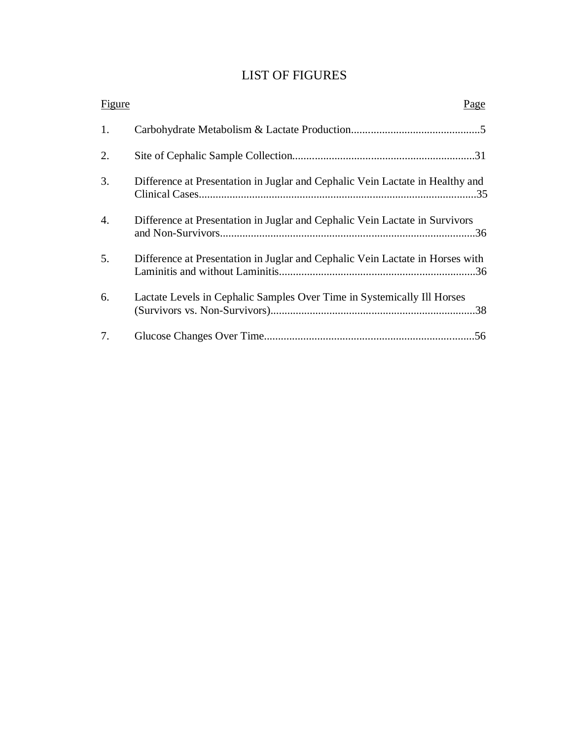# LIST OF FIGURES

| Figure | | Page |
|---|---|---|
| 1. | Carbohydrate Metabolism & Lactate Production | 5 |
| 2. | Site of Cephalic Sample Collection | 31 |
| 3. | Difference at Presentation in Juglar and Cephalic Vein Lactate in Healthy and Clinical Cases | 35 |
| 4. | Difference at Presentation in Juglar and Cephalic Vein Lactate in Survivors and Non-Survivors | 36 |
| 5. | Difference at Presentation in Juglar and Cephalic Vein Lactate in Horses with Laminitis and without Laminitis | 36 |
| 6. | Lactate Levels in Cephalic Samples Over Time in Systemically Ill Horses (Survivors vs. Non-Survivors) | 38 |
| 7. | Glucose Changes Over Time | 56 |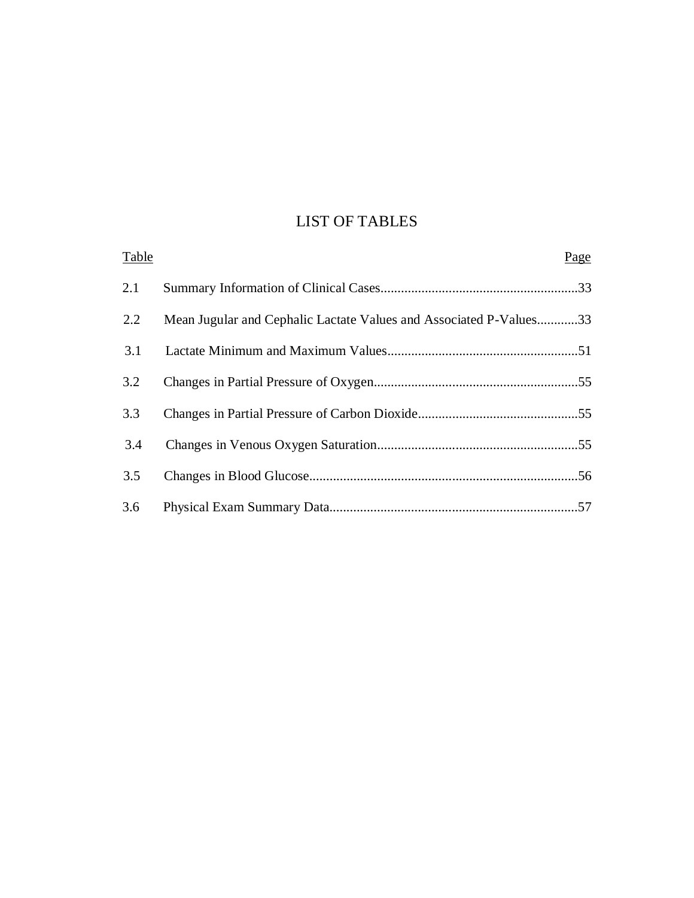# LIST OF TABLES

| Table | | Page |
|---|---|---|
| 2.1 | Summary Information of Clinical Cases | 33 |
| 2.2 | Mean Jugular and Cephalic Lactate Values and Associated P-Values | 33 |
| 3.1 | Lactate Minimum and Maximum Values | 51 |
| 3.2 | Changes in Partial Pressure of Oxygen | 55 |
| 3.3 | Changes in Partial Pressure of Carbon Dioxide | 55 |
| 3.4 | Changes in Venous Oxygen Saturation | 55 |
| 3.5 | Changes in Blood Glucose | 56 |
| 3.6 | Physical Exam Summary Data | 57 |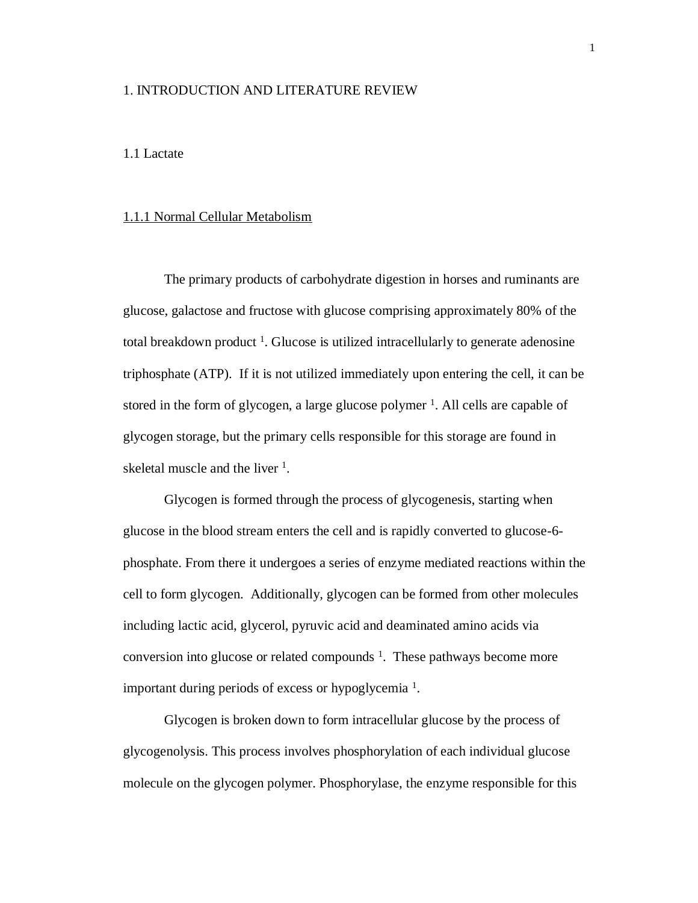# 1. INTRODUCTION AND LITERATURE REVIEW

## 1.1 Lactate

### 1.1.1 Normal Cellular Metabolism

The primary products of carbohydrate digestion in horses and ruminants are glucose, galactose and fructose with glucose comprising approximately 80% of the total breakdown product [1]. Glucose is utilized intracellularly to generate adenosine triphosphate (ATP). If it is not utilized immediately upon entering the cell, it can be stored in the form of glycogen, a large glucose polymer [1]. All cells are capable of glycogen storage, but the primary cells responsible for this storage are found in skeletal muscle and the liver [1].

Glycogen is formed through the process of glycogenesis, starting when glucose in the blood stream enters the cell and is rapidly converted to glucose-6-phosphate. From there it undergoes a series of enzyme mediated reactions within the cell to form glycogen. Additionally, glycogen can be formed from other molecules including lactic acid, glycerol, pyruvic acid and deaminated amino acids via conversion into glucose or related compounds [1]. These pathways become more important during periods of excess or hypoglycemia [1].

Glycogen is broken down to form intracellular glucose by the process of glycogenolysis. This process involves phosphorylation of each individual glucose molecule on the glycogen polymer. Phosphorylase, the enzyme responsible for this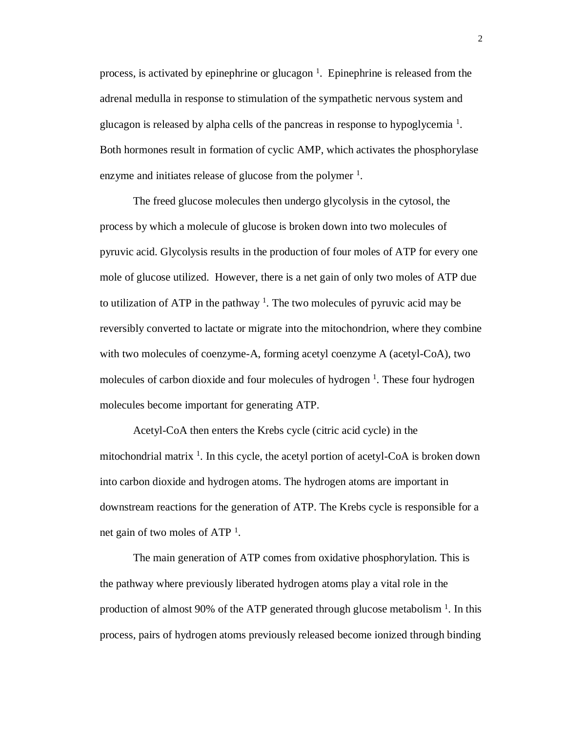process, is activated by epinephrine or glucagon [1]. Epinephrine is released from the adrenal medulla in response to stimulation of the sympathetic nervous system and glucagon is released by alpha cells of the pancreas in response to hypoglycemia [1]. Both hormones result in formation of cyclic AMP, which activates the phosphorylase enzyme and initiates release of glucose from the polymer [1].

The freed glucose molecules then undergo glycolysis in the cytosol, the process by which a molecule of glucose is broken down into two molecules of pyruvic acid. Glycolysis results in the production of four moles of ATP for every one mole of glucose utilized. However, there is a net gain of only two moles of ATP due to utilization of ATP in the pathway [1]. The two molecules of pyruvic acid may be reversibly converted to lactate or migrate into the mitochondrion, where they combine with two molecules of coenzyme-A, forming acetyl coenzyme A (acetyl-CoA), two molecules of carbon dioxide and four molecules of hydrogen [1]. These four hydrogen molecules become important for generating ATP.

Acetyl-CoA then enters the Krebs cycle (citric acid cycle) in the mitochondrial matrix [1]. In this cycle, the acetyl portion of acetyl-CoA is broken down into carbon dioxide and hydrogen atoms. The hydrogen atoms are important in downstream reactions for the generation of ATP. The Krebs cycle is responsible for a net gain of two moles of ATP [1].

The main generation of ATP comes from oxidative phosphorylation. This is the pathway where previously liberated hydrogen atoms play a vital role in the production of almost 90% of the ATP generated through glucose metabolism [1]. In this process, pairs of hydrogen atoms previously released become ionized through binding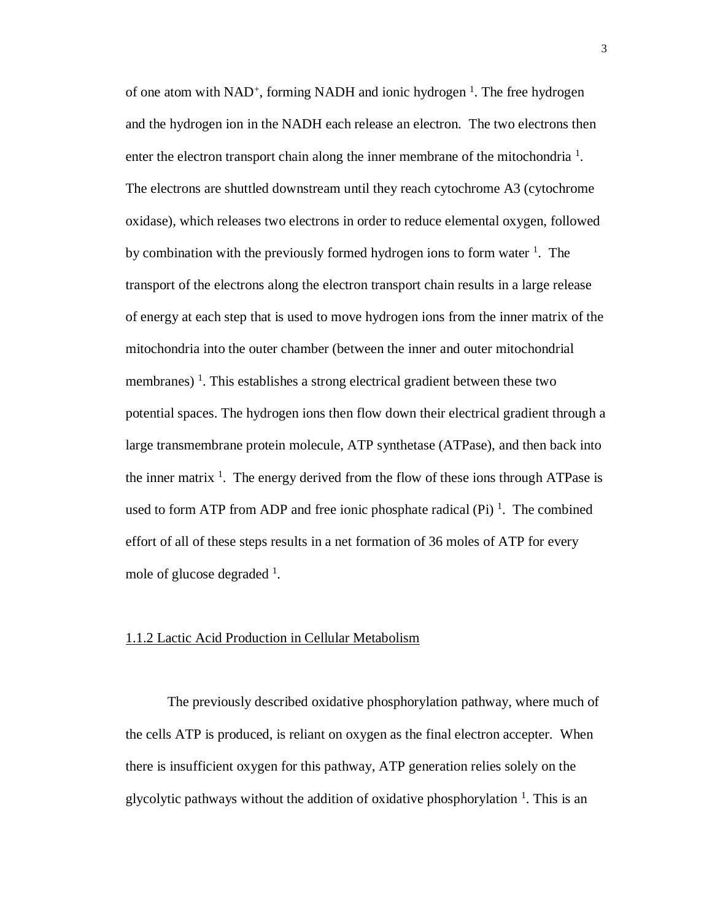of one atom with $NAD^+$, forming NADH and ionic hydrogen [1]. The free hydrogen and the hydrogen ion in the NADH each release an electron. The two electrons then enter the electron transport chain along the inner membrane of the mitochondria [1]. The electrons are shuttled downstream until they reach cytochrome A3 (cytochrome oxidase), which releases two electrons in order to reduce elemental oxygen, followed by combination with the previously formed hydrogen ions to form water [1]. The transport of the electrons along the electron transport chain results in a large release of energy at each step that is used to move hydrogen ions from the inner matrix of the mitochondria into the outer chamber (between the inner and outer mitochondrial membranes) [1]. This establishes a strong electrical gradient between these two potential spaces. The hydrogen ions then flow down their electrical gradient through a large transmembrane protein molecule, ATP synthetase (ATPase), and then back into the inner matrix [1]. The energy derived from the flow of these ions through ATPase is used to form ATP from ADP and free ionic phosphate radical (Pi) [1]. The combined effort of all of these steps results in a net formation of 36 moles of ATP for every mole of glucose degraded [1].

### 1.1.2 Lactic Acid Production in Cellular Metabolism

The previously described oxidative phosphorylation pathway, where much of the cells ATP is produced, is reliant on oxygen as the final electron accepter. When there is insufficient oxygen for this pathway, ATP generation relies solely on the glycolytic pathways without the addition of oxidative phosphorylation [1]. This is an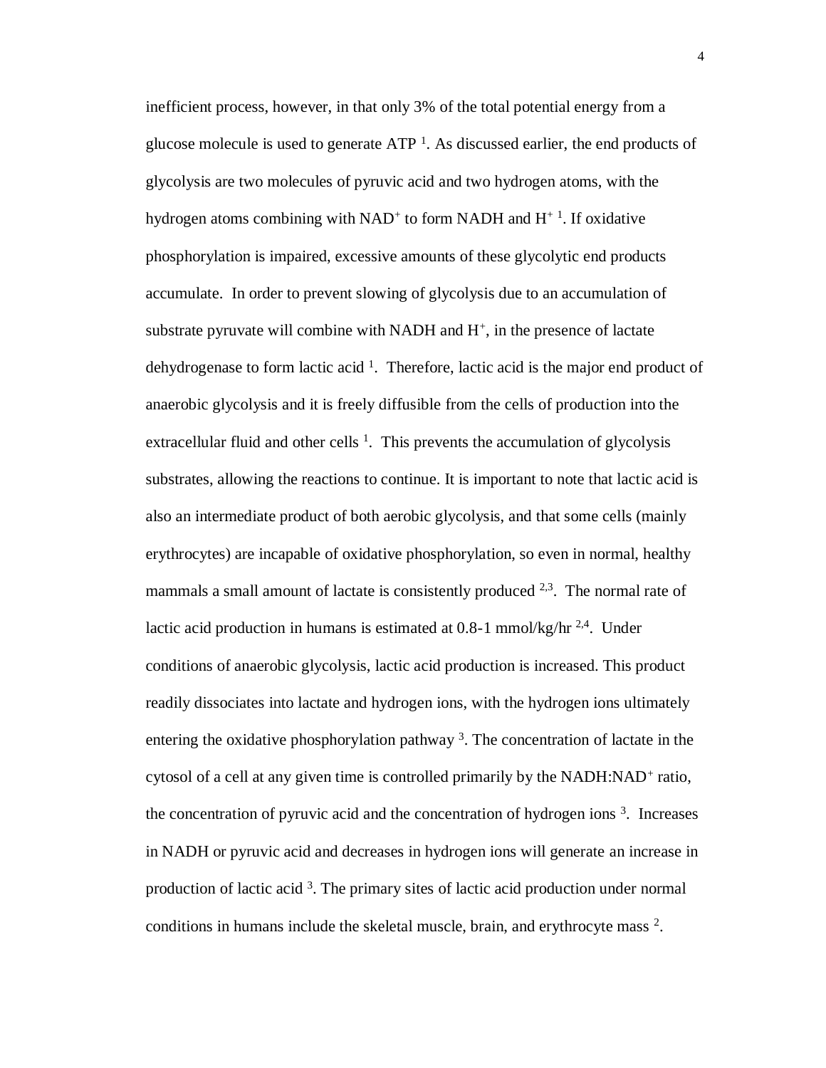inefficient process, however, in that only 3% of the total potential energy from a glucose molecule is used to generate ATP [1]. As discussed earlier, the end products of glycolysis are two molecules of pyruvic acid and two hydrogen atoms, with the hydrogen atoms combining with $NAD^+$ to form NADH and $H^+$ [1]. If oxidative phosphorylation is impaired, excessive amounts of these glycolytic end products accumulate. In order to prevent slowing of glycolysis due to an accumulation of substrate pyruvate will combine with NADH and $H^+$, in the presence of lactate dehydrogenase to form lactic acid [1]. Therefore, lactic acid is the major end product of anaerobic glycolysis and it is freely diffusible from the cells of production into the extracellular fluid and other cells [1]. This prevents the accumulation of glycolysis substrates, allowing the reactions to continue. It is important to note that lactic acid is also an intermediate product of both aerobic glycolysis, and that some cells (mainly erythrocytes) are incapable of oxidative phosphorylation, so even in normal, healthy mammals a small amount of lactate is consistently produced [2,3]. The normal rate of lactic acid production in humans is estimated at 0.8-1 mmol/kg/hr [2,4]. Under conditions of anaerobic glycolysis, lactic acid production is increased. This product readily dissociates into lactate and hydrogen ions, with the hydrogen ions ultimately entering the oxidative phosphorylation pathway [3]. The concentration of lactate in the cytosol of a cell at any given time is controlled primarily by the $NADH:NAD^+$ ratio, the concentration of pyruvic acid and the concentration of hydrogen ions [3]. Increases in NADH or pyruvic acid and decreases in hydrogen ions will generate an increase in production of lactic acid [3]. The primary sites of lactic acid production under normal conditions in humans include the skeletal muscle, brain, and erythrocyte mass [2].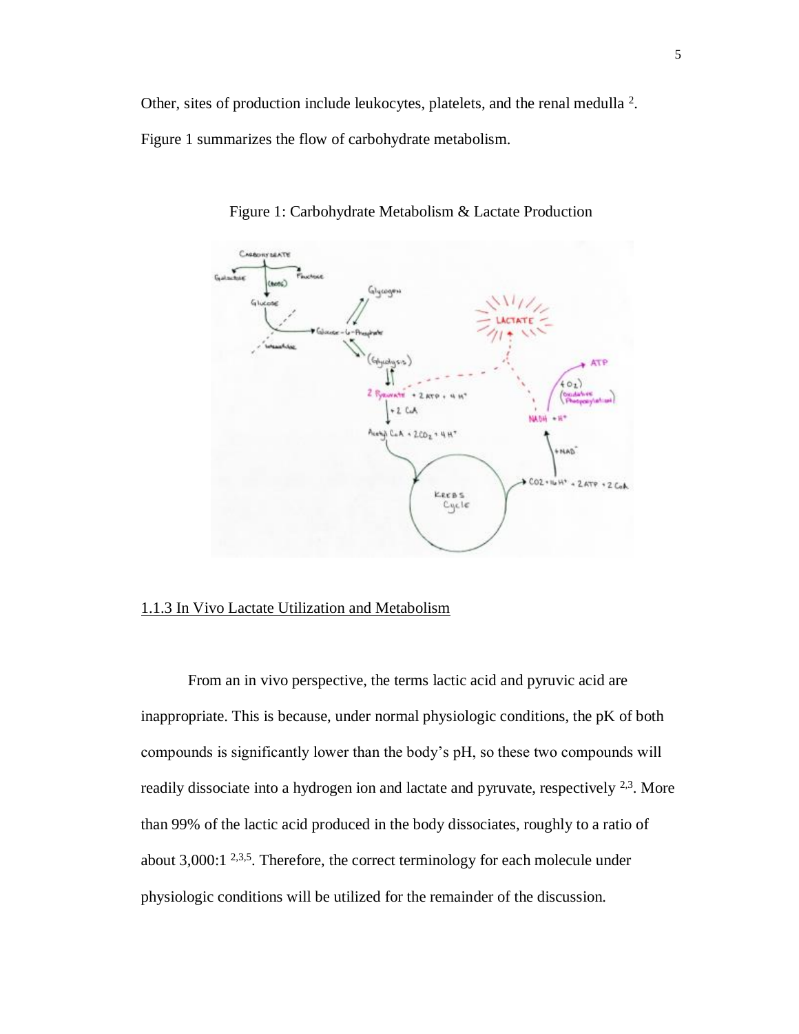Other, sites of production include leukocytes, platelets, and the renal medulla [2]. Figure 1 summarizes the flow of carbohydrate metabolism.

Figure 1: Carbohydrate Metabolism & Lactate Production

1.1.3 In Vivo Lactate Utilization and Metabolism

From an in vivo perspective, the terms lactic acid and pyruvic acid are inappropriate. This is because, under normal physiologic conditions, the pK of both compounds is significantly lower than the body's pH, so these two compounds will readily dissociate into a hydrogen ion and lactate and pyruvate, respectively [2,3]. More than 99% of the lactic acid produced in the body dissociates, roughly to a ratio of about 3,000:1 [2,3,5]. Therefore, the correct terminology for each molecule under physiologic conditions will be utilized for the remainder of the discussion.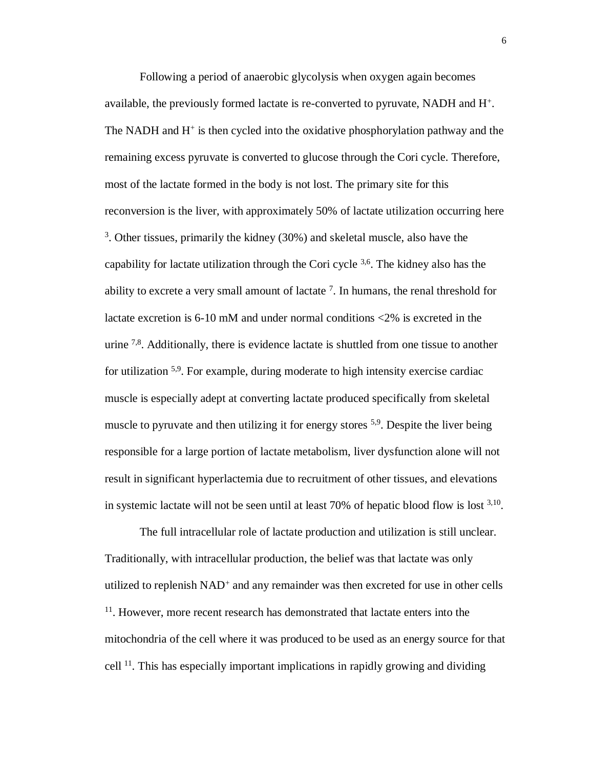Following a period of anaerobic glycolysis when oxygen again becomes available, the previously formed lactate is re-converted to pyruvate, NADH and $H^+$. The NADH and $H^+$ is then cycled into the oxidative phosphorylation pathway and the remaining excess pyruvate is converted to glucose through the Cori cycle. Therefore, most of the lactate formed in the body is not lost. The primary site for this reconversion is the liver, with approximately 50% of lactate utilization occurring here [3]. Other tissues, primarily the kidney (30%) and skeletal muscle, also have the capability for lactate utilization through the Cori cycle [3,6]. The kidney also has the ability to excrete a very small amount of lactate [7]. In humans, the renal threshold for lactate excretion is 6-10 mM and under normal conditions <2% is excreted in the urine [7,8]. Additionally, there is evidence lactate is shuttled from one tissue to another for utilization [5,9]. For example, during moderate to high intensity exercise cardiac muscle is especially adept at converting lactate produced specifically from skeletal muscle to pyruvate and then utilizing it for energy stores [5,9]. Despite the liver being responsible for a large portion of lactate metabolism, liver dysfunction alone will not result in significant hyperlactemia due to recruitment of other tissues, and elevations in systemic lactate will not be seen until at least 70% of hepatic blood flow is lost [3,10].

The full intracellular role of lactate production and utilization is still unclear. Traditionally, with intracellular production, the belief was that lactate was only utilized to replenish $NAD^+$ and any remainder was then excreted for use in other cells [11]. However, more recent research has demonstrated that lactate enters into the mitochondria of the cell where it was produced to be used as an energy source for that cell [11]. This has especially important implications in rapidly growing and dividing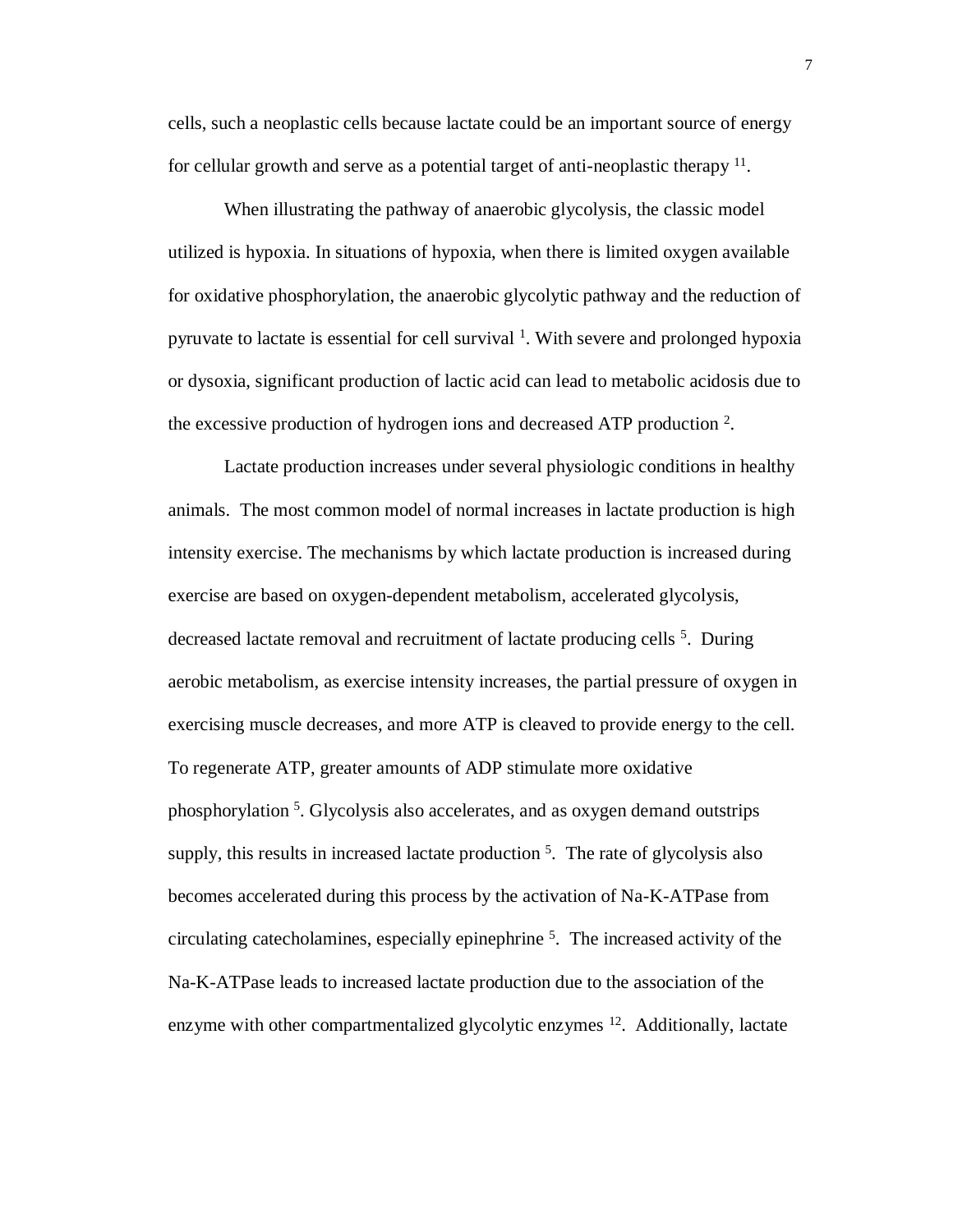cells, such a neoplastic cells because lactate could be an important source of energy for cellular growth and serve as a potential target of anti-neoplastic therapy [11].

When illustrating the pathway of anaerobic glycolysis, the classic model utilized is hypoxia. In situations of hypoxia, when there is limited oxygen available for oxidative phosphorylation, the anaerobic glycolytic pathway and the reduction of pyruvate to lactate is essential for cell survival [1]. With severe and prolonged hypoxia or dysoxia, significant production of lactic acid can lead to metabolic acidosis due to the excessive production of hydrogen ions and decreased ATP production [2].

Lactate production increases under several physiologic conditions in healthy animals. The most common model of normal increases in lactate production is high intensity exercise. The mechanisms by which lactate production is increased during exercise are based on oxygen-dependent metabolism, accelerated glycolysis, decreased lactate removal and recruitment of lactate producing cells [5]. During aerobic metabolism, as exercise intensity increases, the partial pressure of oxygen in exercising muscle decreases, and more ATP is cleaved to provide energy to the cell. To regenerate ATP, greater amounts of ADP stimulate more oxidative phosphorylation [5]. Glycolysis also accelerates, and as oxygen demand outstrips supply, this results in increased lactate production [5]. The rate of glycolysis also becomes accelerated during this process by the activation of Na-K-ATPase from circulating catecholamines, especially epinephrine [5]. The increased activity of the Na-K-ATPase leads to increased lactate production due to the association of the enzyme with other compartmentalized glycolytic enzymes [12]. Additionally, lactate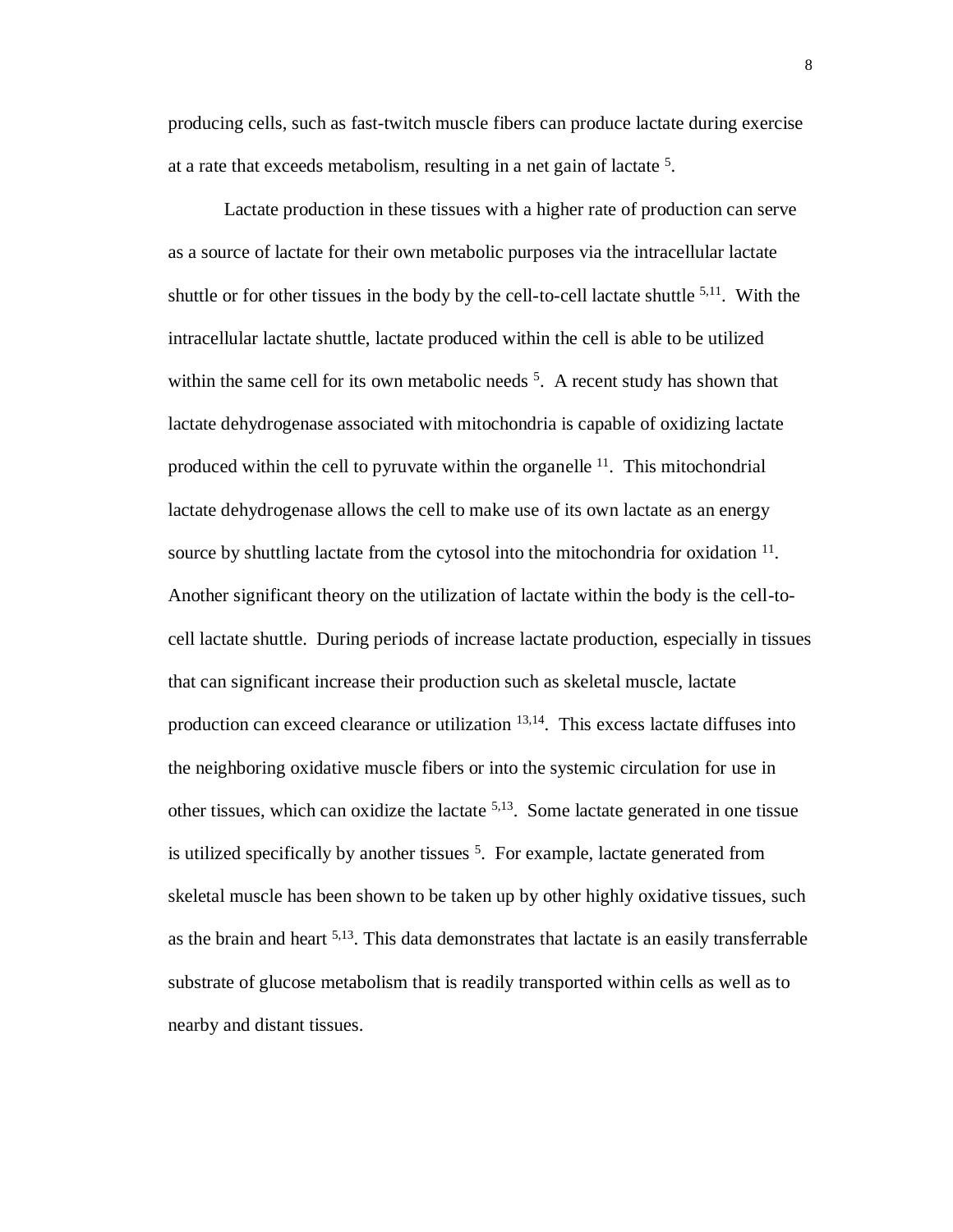producing cells, such as fast-twitch muscle fibers can produce lactate during exercise at a rate that exceeds metabolism, resulting in a net gain of lactate [5].

Lactate production in these tissues with a higher rate of production can serve as a source of lactate for their own metabolic purposes via the intracellular lactate shuttle or for other tissues in the body by the cell-to-cell lactate shuttle [5,11]. With the intracellular lactate shuttle, lactate produced within the cell is able to be utilized within the same cell for its own metabolic needs [5]. A recent study has shown that lactate dehydrogenase associated with mitochondria is capable of oxidizing lactate produced within the cell to pyruvate within the organelle [11]. This mitochondrial lactate dehydrogenase allows the cell to make use of its own lactate as an energy source by shuttling lactate from the cytosol into the mitochondria for oxidation [11]. Another significant theory on the utilization of lactate within the body is the cell-to-cell lactate shuttle. During periods of increase lactate production, especially in tissues that can significant increase their production such as skeletal muscle, lactate production can exceed clearance or utilization [13,14]. This excess lactate diffuses into the neighboring oxidative muscle fibers or into the systemic circulation for use in other tissues, which can oxidize the lactate [5,13]. Some lactate generated in one tissue is utilized specifically by another tissues [5]. For example, lactate generated from skeletal muscle has been shown to be taken up by other highly oxidative tissues, such as the brain and heart [5,13]. This data demonstrates that lactate is an easily transferrable substrate of glucose metabolism that is readily transported within cells as well as to nearby and distant tissues.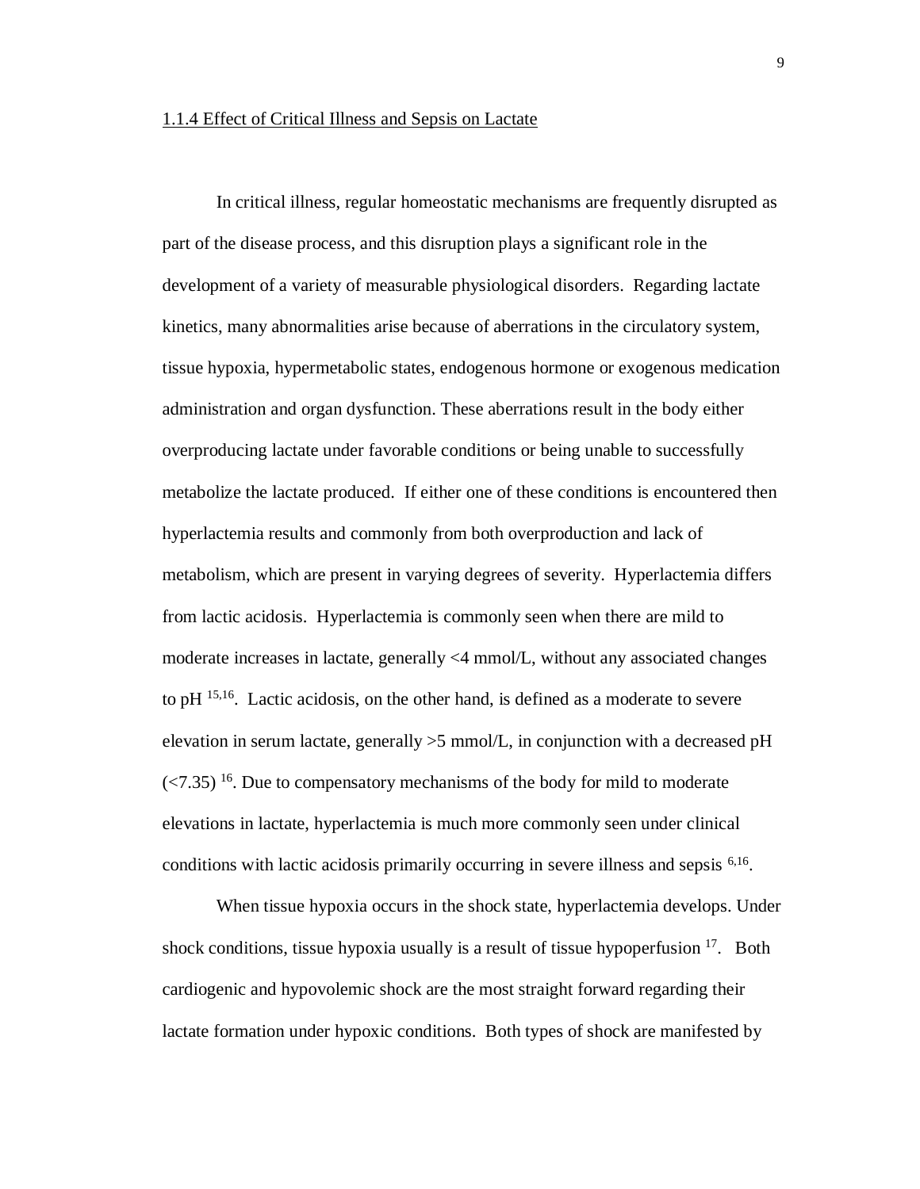### 1.1.4 Effect of Critical Illness and Sepsis on Lactate

In critical illness, regular homeostatic mechanisms are frequently disrupted as part of the disease process, and this disruption plays a significant role in the development of a variety of measurable physiological disorders. Regarding lactate kinetics, many abnormalities arise because of aberrations in the circulatory system, tissue hypoxia, hypermetabolic states, endogenous hormone or exogenous medication administration and organ dysfunction. These aberrations result in the body either overproducing lactate under favorable conditions or being unable to successfully metabolize the lactate produced. If either one of these conditions is encountered then hyperlactemia results and commonly from both overproduction and lack of metabolism, which are present in varying degrees of severity. Hyperlactemia differs from lactic acidosis. Hyperlactemia is commonly seen when there are mild to moderate increases in lactate, generally <4 mmol/L, without any associated changes to pH [15,16]. Lactic acidosis, on the other hand, is defined as a moderate to severe elevation in serum lactate, generally >5 mmol/L, in conjunction with a decreased pH (<7.35) [16]. Due to compensatory mechanisms of the body for mild to moderate elevations in lactate, hyperlactemia is much more commonly seen under clinical conditions with lactic acidosis primarily occurring in severe illness and sepsis [6,16].

When tissue hypoxia occurs in the shock state, hyperlactemia develops. Under shock conditions, tissue hypoxia usually is a result of tissue hypoperfusion [17]. Both cardiogenic and hypovolemic shock are the most straight forward regarding their lactate formation under hypoxic conditions. Both types of shock are manifested by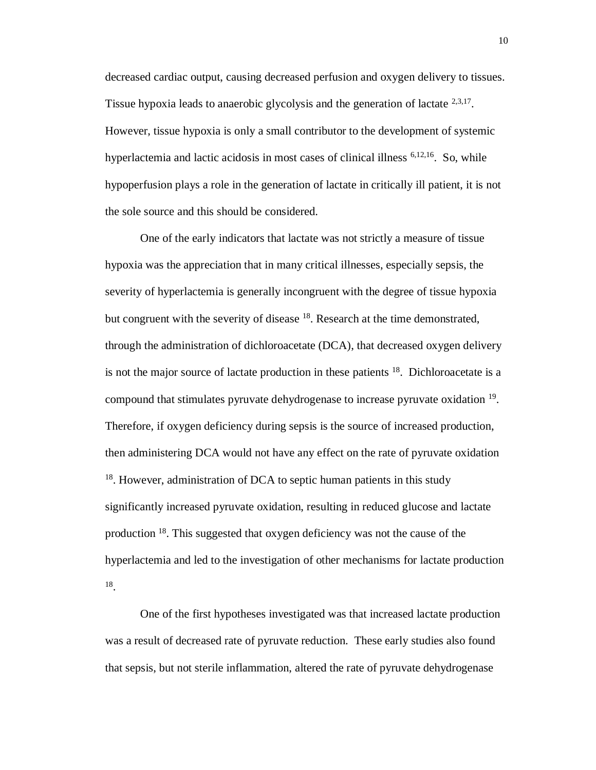decreased cardiac output, causing decreased perfusion and oxygen delivery to tissues. Tissue hypoxia leads to anaerobic glycolysis and the generation of lactate [2,3,17]. However, tissue hypoxia is only a small contributor to the development of systemic hyperlactemia and lactic acidosis in most cases of clinical illness [6,12,16]. So, while hypoperfusion plays a role in the generation of lactate in critically ill patient, it is not the sole source and this should be considered.

One of the early indicators that lactate was not strictly a measure of tissue hypoxia was the appreciation that in many critical illnesses, especially sepsis, the severity of hyperlactemia is generally incongruent with the degree of tissue hypoxia but congruent with the severity of disease [18]. Research at the time demonstrated, through the administration of dichloroacetate (DCA), that decreased oxygen delivery is not the major source of lactate production in these patients [18]. Dichloroacetate is a compound that stimulates pyruvate dehydrogenase to increase pyruvate oxidation [19]. Therefore, if oxygen deficiency during sepsis is the source of increased production, then administering DCA would not have any effect on the rate of pyruvate oxidation [18]. However, administration of DCA to septic human patients in this study significantly increased pyruvate oxidation, resulting in reduced glucose and lactate production [18]. This suggested that oxygen deficiency was not the cause of the hyperlactemia and led to the investigation of other mechanisms for lactate production [18].

One of the first hypotheses investigated was that increased lactate production was a result of decreased rate of pyruvate reduction. These early studies also found that sepsis, but not sterile inflammation, altered the rate of pyruvate dehydrogenase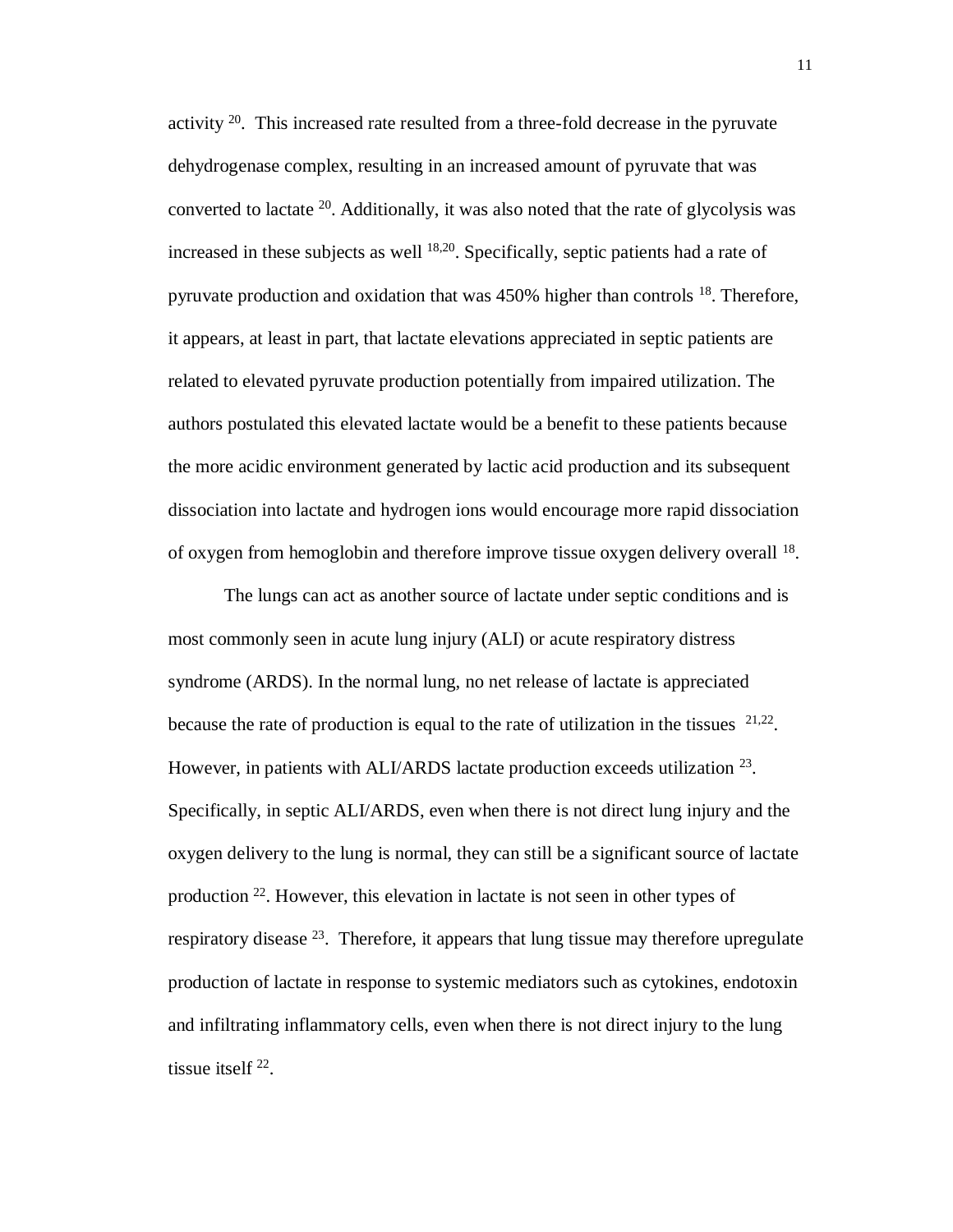activity [20]. This increased rate resulted from a three-fold decrease in the pyruvate dehydrogenase complex, resulting in an increased amount of pyruvate that was converted to lactate [20]. Additionally, it was also noted that the rate of glycolysis was increased in these subjects as well [18,20]. Specifically, septic patients had a rate of pyruvate production and oxidation that was 450% higher than controls [18]. Therefore, it appears, at least in part, that lactate elevations appreciated in septic patients are related to elevated pyruvate production potentially from impaired utilization. The authors postulated this elevated lactate would be a benefit to these patients because the more acidic environment generated by lactic acid production and its subsequent dissociation into lactate and hydrogen ions would encourage more rapid dissociation of oxygen from hemoglobin and therefore improve tissue oxygen delivery overall [18].

The lungs can act as another source of lactate under septic conditions and is most commonly seen in acute lung injury (ALI) or acute respiratory distress syndrome (ARDS). In the normal lung, no net release of lactate is appreciated because the rate of production is equal to the rate of utilization in the tissues [21,22]. However, in patients with ALI/ARDS lactate production exceeds utilization [23]. Specifically, in septic ALI/ARDS, even when there is not direct lung injury and the oxygen delivery to the lung is normal, they can still be a significant source of lactate production [22]. However, this elevation in lactate is not seen in other types of respiratory disease [23]. Therefore, it appears that lung tissue may therefore upregulate production of lactate in response to systemic mediators such as cytokines, endotoxin and infiltrating inflammatory cells, even when there is not direct injury to the lung tissue itself [22].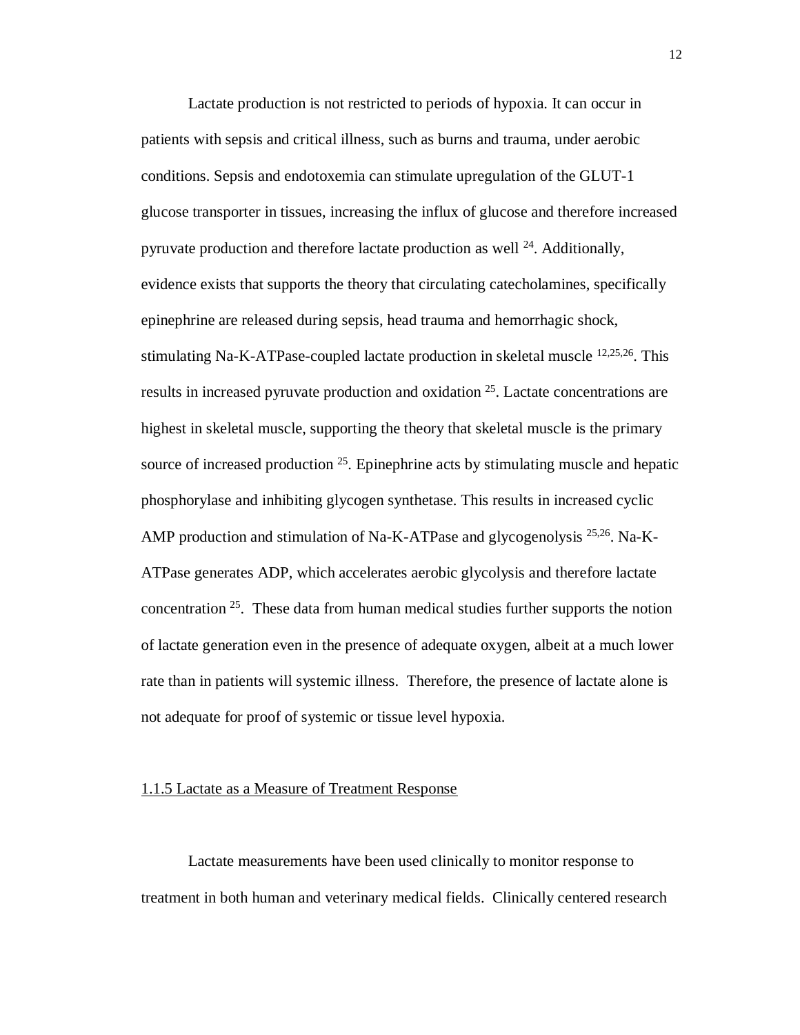Lactate production is not restricted to periods of hypoxia. It can occur in patients with sepsis and critical illness, such as burns and trauma, under aerobic conditions. Sepsis and endotoxemia can stimulate upregulation of the GLUT-1 glucose transporter in tissues, increasing the influx of glucose and therefore increased pyruvate production and therefore lactate production as well [24]. Additionally, evidence exists that supports the theory that circulating catecholamines, specifically epinephrine are released during sepsis, head trauma and hemorrhagic shock, stimulating Na-K-ATPase-coupled lactate production in skeletal muscle [12,25,26]. This results in increased pyruvate production and oxidation [25]. Lactate concentrations are highest in skeletal muscle, supporting the theory that skeletal muscle is the primary source of increased production [25]. Epinephrine acts by stimulating muscle and hepatic phosphorylase and inhibiting glycogen synthetase. This results in increased cyclic AMP production and stimulation of Na-K-ATPase and glycogenolysis [25,26]. Na-K-ATPase generates ADP, which accelerates aerobic glycolysis and therefore lactate concentration [25]. These data from human medical studies further supports the notion of lactate generation even in the presence of adequate oxygen, albeit at a much lower rate than in patients will systemic illness. Therefore, the presence of lactate alone is not adequate for proof of systemic or tissue level hypoxia.

### 1.1.5 Lactate as a Measure of Treatment Response

Lactate measurements have been used clinically to monitor response to treatment in both human and veterinary medical fields. Clinically centered research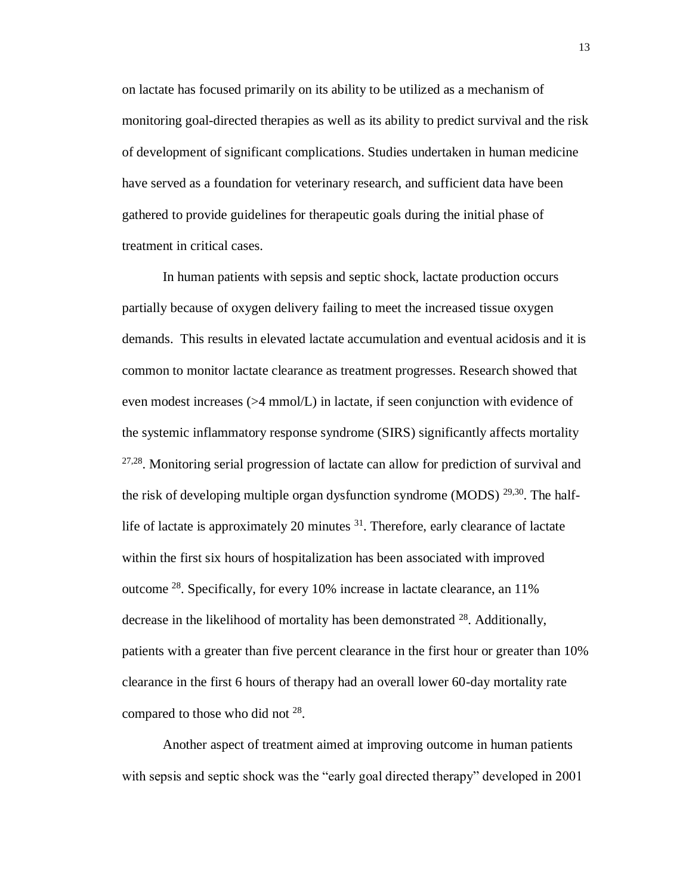on lactate has focused primarily on its ability to be utilized as a mechanism of monitoring goal-directed therapies as well as its ability to predict survival and the risk of development of significant complications. Studies undertaken in human medicine have served as a foundation for veterinary research, and sufficient data have been gathered to provide guidelines for therapeutic goals during the initial phase of treatment in critical cases.

In human patients with sepsis and septic shock, lactate production occurs partially because of oxygen delivery failing to meet the increased tissue oxygen demands. This results in elevated lactate accumulation and eventual acidosis and it is common to monitor lactate clearance as treatment progresses. Research showed that even modest increases (>4 mmol/L) in lactate, if seen conjunction with evidence of the systemic inflammatory response syndrome (SIRS) significantly affects mortality [27,28]. Monitoring serial progression of lactate can allow for prediction of survival and the risk of developing multiple organ dysfunction syndrome (MODS) [29,30]. The half-life of lactate is approximately 20 minutes [31]. Therefore, early clearance of lactate within the first six hours of hospitalization has been associated with improved outcome [28]. Specifically, for every 10% increase in lactate clearance, an 11% decrease in the likelihood of mortality has been demonstrated [28]. Additionally, patients with a greater than five percent clearance in the first hour or greater than 10% clearance in the first 6 hours of therapy had an overall lower 60-day mortality rate compared to those who did not [28].

Another aspect of treatment aimed at improving outcome in human patients with sepsis and septic shock was the "early goal directed therapy" developed in 2001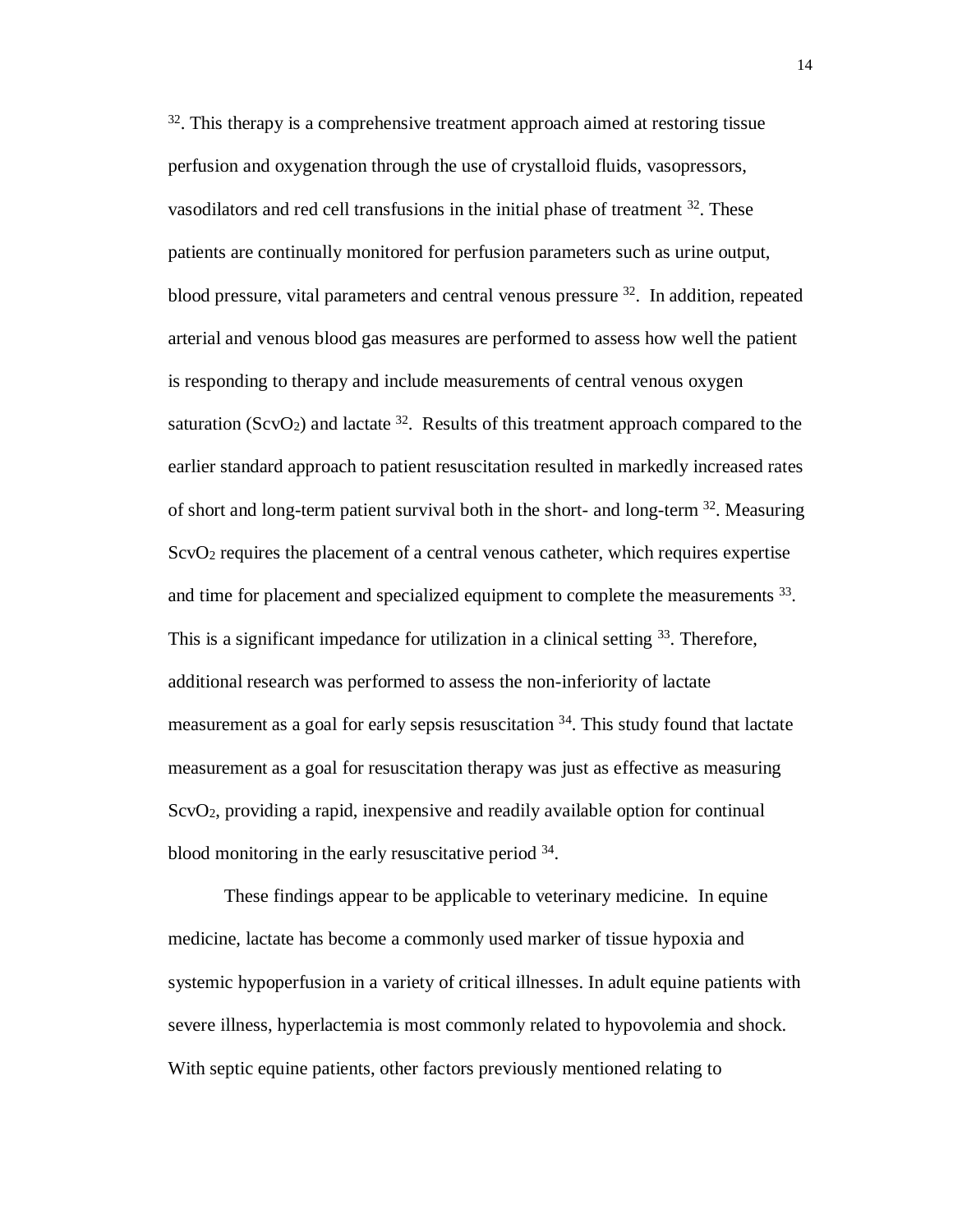[32]. This therapy is a comprehensive treatment approach aimed at restoring tissue perfusion and oxygenation through the use of crystalloid fluids, vasopressors, vasodilators and red cell transfusions in the initial phase of treatment [32]. These patients are continually monitored for perfusion parameters such as urine output, blood pressure, vital parameters and central venous pressure [32]. In addition, repeated arterial and venous blood gas measures are performed to assess how well the patient is responding to therapy and include measurements of central venous oxygen saturation ($ScvO_2$) and lactate [32]. Results of this treatment approach compared to the earlier standard approach to patient resuscitation resulted in markedly increased rates of short and long-term patient survival both in the short- and long-term [32]. Measuring $ScvO_2$ requires the placement of a central venous catheter, which requires expertise and time for placement and specialized equipment to complete the measurements [33]. This is a significant impedance for utilization in a clinical setting [33]. Therefore, additional research was performed to assess the non-inferiority of lactate measurement as a goal for early sepsis resuscitation [34]. This study found that lactate measurement as a goal for resuscitation therapy was just as effective as measuring $ScvO_2$, providing a rapid, inexpensive and readily available option for continual blood monitoring in the early resuscitative period [34].

These findings appear to be applicable to veterinary medicine. In equine medicine, lactate has become a commonly used marker of tissue hypoxia and systemic hypoperfusion in a variety of critical illnesses. In adult equine patients with severe illness, hyperlactemia is most commonly related to hypovolemia and shock. With septic equine patients, other factors previously mentioned relating to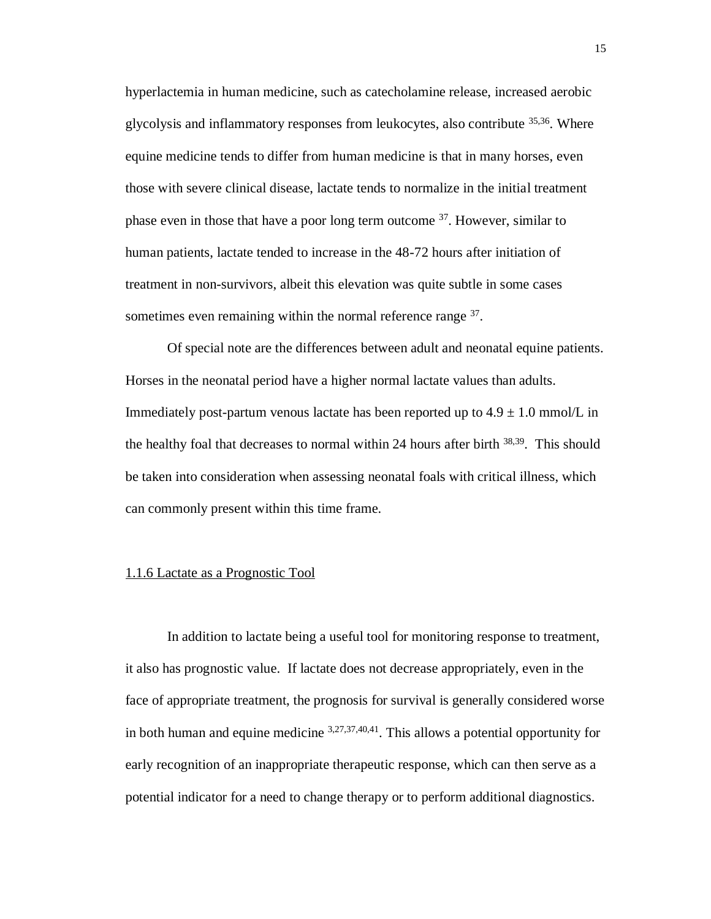hyperlactemia in human medicine, such as catecholamine release, increased aerobic glycolysis and inflammatory responses from leukocytes, also contribute [35,36]. Where equine medicine tends to differ from human medicine is that in many horses, even those with severe clinical disease, lactate tends to normalize in the initial treatment phase even in those that have a poor long term outcome [37]. However, similar to human patients, lactate tended to increase in the 48-72 hours after initiation of treatment in non-survivors, albeit this elevation was quite subtle in some cases sometimes even remaining within the normal reference range [37].

Of special note are the differences between adult and neonatal equine patients. Horses in the neonatal period have a higher normal lactate values than adults. Immediately post-partum venous lactate has been reported up to $4.9 \pm 1.0$ mmol/L in the healthy foal that decreases to normal within 24 hours after birth [38,39]. This should be taken into consideration when assessing neonatal foals with critical illness, which can commonly present within this time frame.

### 1.1.6 Lactate as a Prognostic Tool

In addition to lactate being a useful tool for monitoring response to treatment, it also has prognostic value. If lactate does not decrease appropriately, even in the face of appropriate treatment, the prognosis for survival is generally considered worse in both human and equine medicine [3,27,37,40,41]. This allows a potential opportunity for early recognition of an inappropriate therapeutic response, which can then serve as a potential indicator for a need to change therapy or to perform additional diagnostics.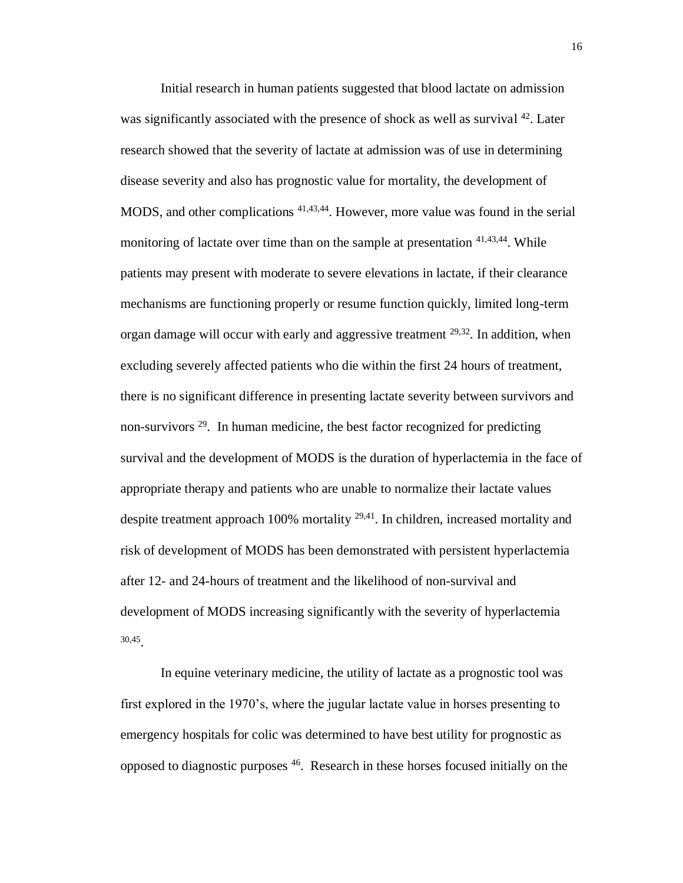Initial research in human patients suggested that blood lactate on admission was significantly associated with the presence of shock as well as survival [42]. Later research showed that the severity of lactate at admission was of use in determining disease severity and also has prognostic value for mortality, the development of MODS, and other complications [41,43,44]. However, more value was found in the serial monitoring of lactate over time than on the sample at presentation [41,43,44]. While patients may present with moderate to severe elevations in lactate, if their clearance mechanisms are functioning properly or resume function quickly, limited long-term organ damage will occur with early and aggressive treatment [29,32]. In addition, when excluding severely affected patients who die within the first 24 hours of treatment, there is no significant difference in presenting lactate severity between survivors and non-survivors [29]. In human medicine, the best factor recognized for predicting survival and the development of MODS is the duration of hyperlactemia in the face of appropriate therapy and patients who are unable to normalize their lactate values despite treatment approach 100% mortality [29,41]. In children, increased mortality and risk of development of MODS has been demonstrated with persistent hyperlactemia after 12- and 24-hours of treatment and the likelihood of non-survival and development of MODS increasing significantly with the severity of hyperlactemia [30,45].

In equine veterinary medicine, the utility of lactate as a prognostic tool was first explored in the 1970's, where the jugular lactate value in horses presenting to emergency hospitals for colic was determined to have best utility for prognostic as opposed to diagnostic purposes [46]. Research in these horses focused initially on the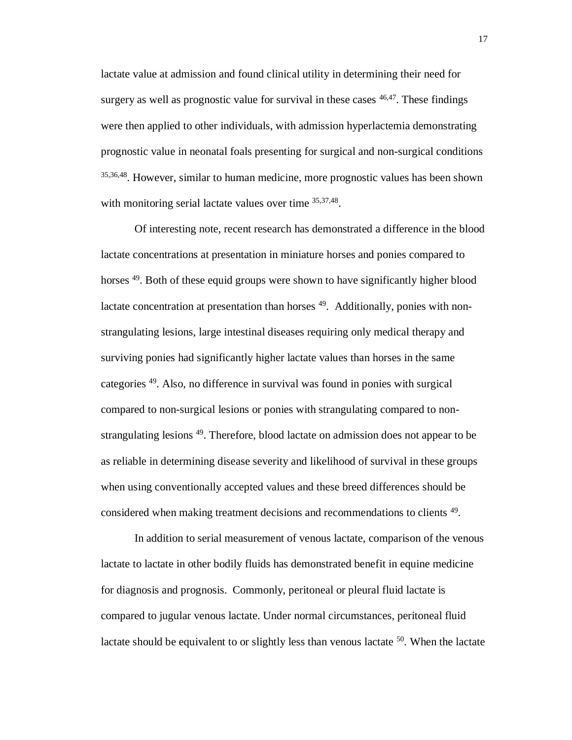lactate value at admission and found clinical utility in determining their need for surgery as well as prognostic value for survival in these cases [46,47]. These findings were then applied to other individuals, with admission hyperlactemia demonstrating prognostic value in neonatal foals presenting for surgical and non-surgical conditions [35,36,48]. However, similar to human medicine, more prognostic values has been shown with monitoring serial lactate values over time [35,37,48].

Of interesting note, recent research has demonstrated a difference in the blood lactate concentrations at presentation in miniature horses and ponies compared to horses [49]. Both of these equid groups were shown to have significantly higher blood lactate concentration at presentation than horses [49]. Additionally, ponies with non-strangulating lesions, large intestinal diseases requiring only medical therapy and surviving ponies had significantly higher lactate values than horses in the same categories [49]. Also, no difference in survival was found in ponies with surgical compared to non-surgical lesions or ponies with strangulating compared to non-strangulating lesions [49]. Therefore, blood lactate on admission does not appear to be as reliable in determining disease severity and likelihood of survival in these groups when using conventionally accepted values and these breed differences should be considered when making treatment decisions and recommendations to clients [49].

In addition to serial measurement of venous lactate, comparison of the venous lactate to lactate in other bodily fluids has demonstrated benefit in equine medicine for diagnosis and prognosis. Commonly, peritoneal or pleural fluid lactate is compared to jugular venous lactate. Under normal circumstances, peritoneal fluid lactate should be equivalent to or slightly less than venous lactate [50]. When the lactate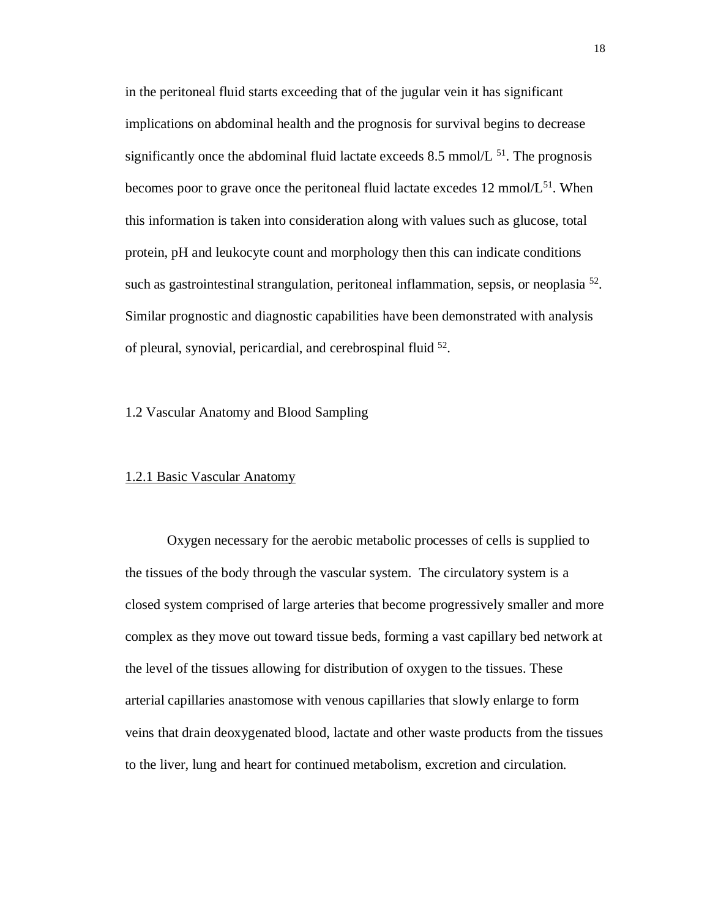in the peritoneal fluid starts exceeding that of the jugular vein it has significant implications on abdominal health and the prognosis for survival begins to decrease significantly once the abdominal fluid lactate exceeds 8.5 mmol/L [51]. The prognosis becomes poor to grave once the peritoneal fluid lactate excedes 12 mmol/L[51]. When this information is taken into consideration along with values such as glucose, total protein, pH and leukocyte count and morphology then this can indicate conditions such as gastrointestinal strangulation, peritoneal inflammation, sepsis, or neoplasia [52]. Similar prognostic and diagnostic capabilities have been demonstrated with analysis of pleural, synovial, pericardial, and cerebrospinal fluid [52].

## 1.2 Vascular Anatomy and Blood Sampling

### 1.2.1 Basic Vascular Anatomy

Oxygen necessary for the aerobic metabolic processes of cells is supplied to the tissues of the body through the vascular system. The circulatory system is a closed system comprised of large arteries that become progressively smaller and more complex as they move out toward tissue beds, forming a vast capillary bed network at the level of the tissues allowing for distribution of oxygen to the tissues. These arterial capillaries anastomose with venous capillaries that slowly enlarge to form veins that drain deoxygenated blood, lactate and other waste products from the tissues to the liver, lung and heart for continued metabolism, excretion and circulation.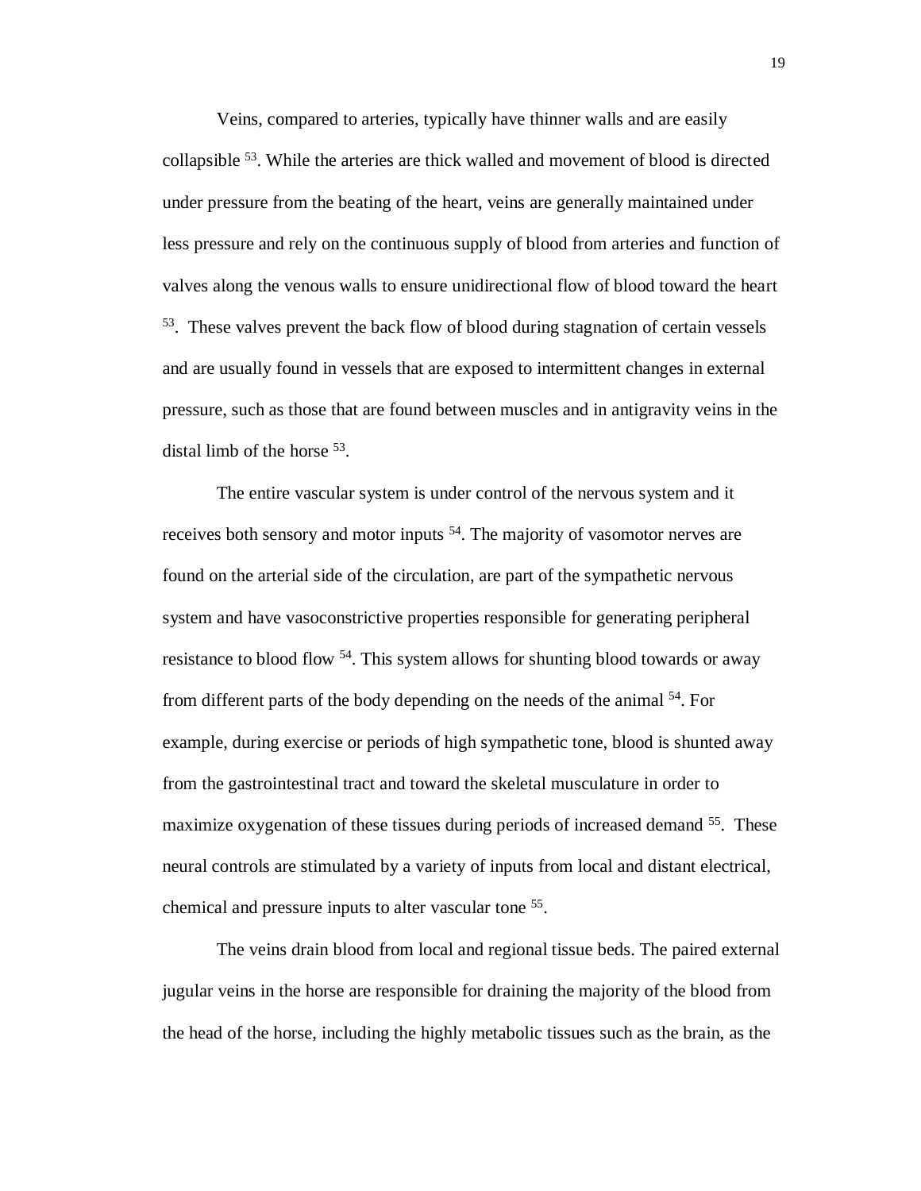Veins, compared to arteries, typically have thinner walls and are easily collapsible [53]. While the arteries are thick walled and movement of blood is directed under pressure from the beating of the heart, veins are generally maintained under less pressure and rely on the continuous supply of blood from arteries and function of valves along the venous walls to ensure unidirectional flow of blood toward the heart [53]. These valves prevent the back flow of blood during stagnation of certain vessels and are usually found in vessels that are exposed to intermittent changes in external pressure, such as those that are found between muscles and in antigravity veins in the distal limb of the horse [53].

The entire vascular system is under control of the nervous system and it receives both sensory and motor inputs [54]. The majority of vasomotor nerves are found on the arterial side of the circulation, are part of the sympathetic nervous system and have vasoconstrictive properties responsible for generating peripheral resistance to blood flow [54]. This system allows for shunting blood towards or away from different parts of the body depending on the needs of the animal [54]. For example, during exercise or periods of high sympathetic tone, blood is shunted away from the gastrointestinal tract and toward the skeletal musculature in order to maximize oxygenation of these tissues during periods of increased demand [55]. These neural controls are stimulated by a variety of inputs from local and distant electrical, chemical and pressure inputs to alter vascular tone [55].

The veins drain blood from local and regional tissue beds. The paired external jugular veins in the horse are responsible for draining the majority of the blood from the head of the horse, including the highly metabolic tissues such as the brain, as the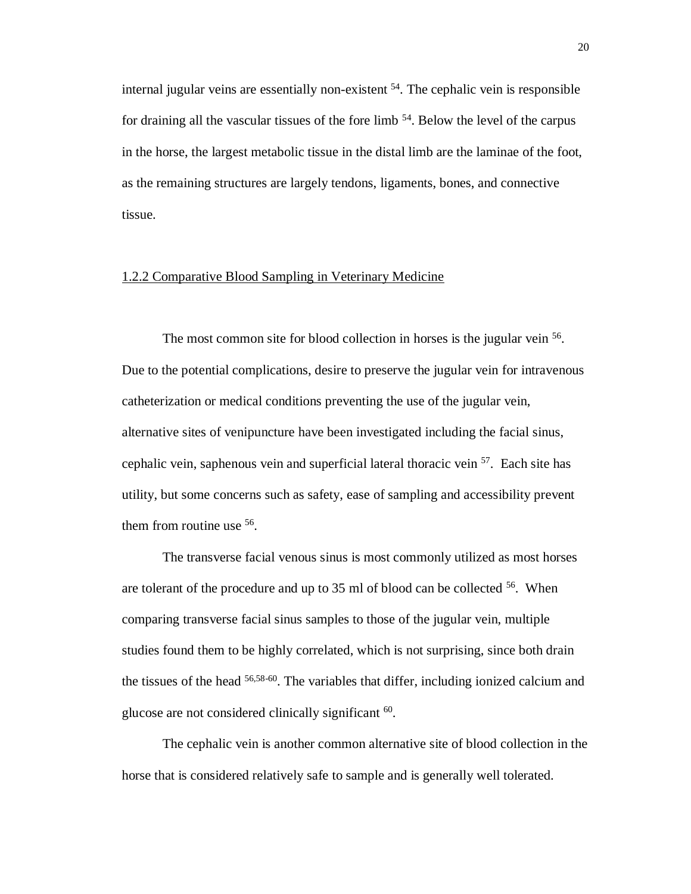internal jugular veins are essentially non-existent [54]. The cephalic vein is responsible for draining all the vascular tissues of the fore limb [54]. Below the level of the carpus in the horse, the largest metabolic tissue in the distal limb are the laminae of the foot, as the remaining structures are largely tendons, ligaments, bones, and connective tissue.

### 1.2.2 Comparative Blood Sampling in Veterinary Medicine

The most common site for blood collection in horses is the jugular vein [56]. Due to the potential complications, desire to preserve the jugular vein for intravenous catheterization or medical conditions preventing the use of the jugular vein, alternative sites of venipuncture have been investigated including the facial sinus, cephalic vein, saphenous vein and superficial lateral thoracic vein [57]. Each site has utility, but some concerns such as safety, ease of sampling and accessibility prevent them from routine use [56].

The transverse facial venous sinus is most commonly utilized as most horses are tolerant of the procedure and up to 35 ml of blood can be collected [56]. When comparing transverse facial sinus samples to those of the jugular vein, multiple studies found them to be highly correlated, which is not surprising, since both drain the tissues of the head [56,58-60]. The variables that differ, including ionized calcium and glucose are not considered clinically significant [60].

The cephalic vein is another common alternative site of blood collection in the horse that is considered relatively safe to sample and is generally well tolerated.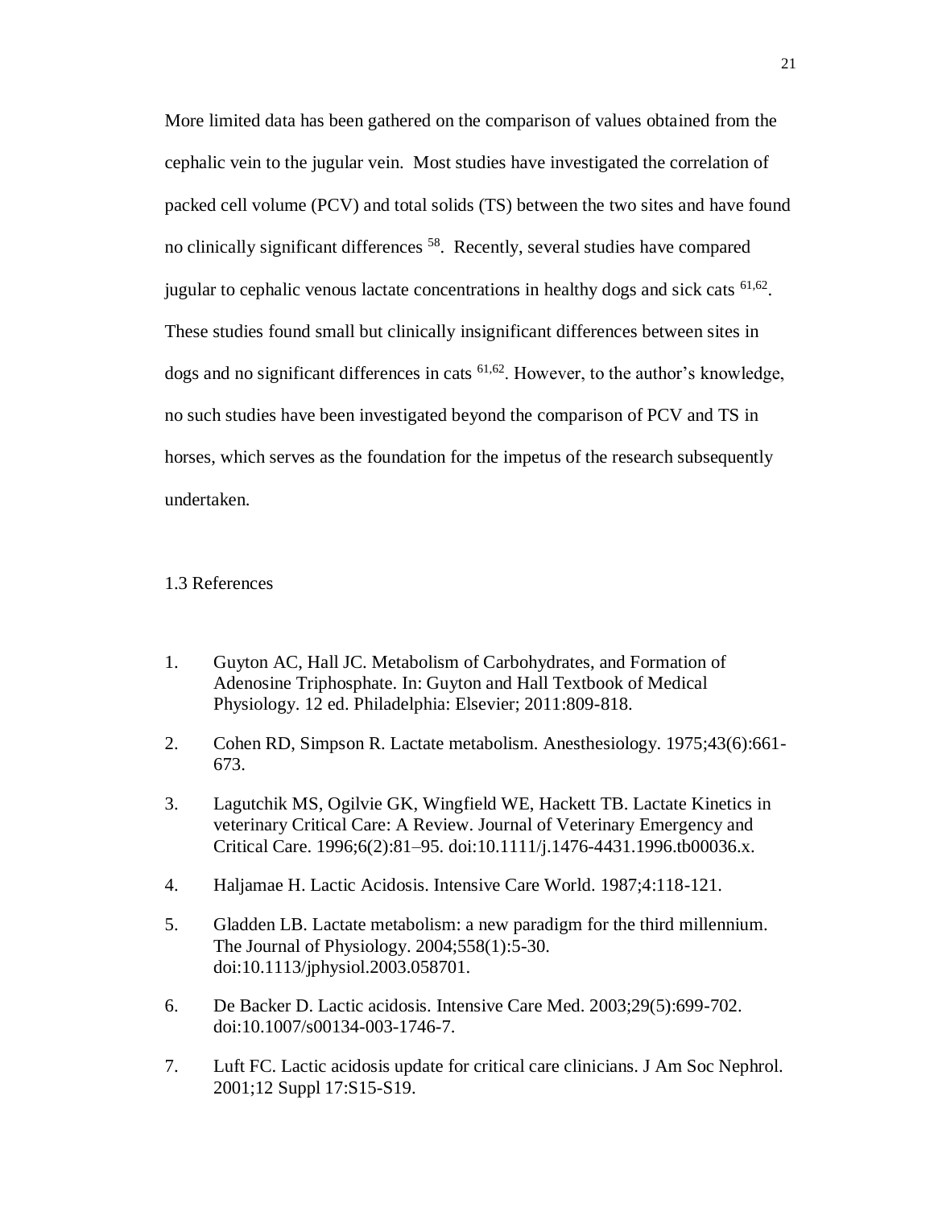More limited data has been gathered on the comparison of values obtained from the cephalic vein to the jugular vein. Most studies have investigated the correlation of packed cell volume (PCV) and total solids (TS) between the two sites and have found no clinically significant differences [58]. Recently, several studies have compared jugular to cephalic venous lactate concentrations in healthy dogs and sick cats [61,62]. These studies found small but clinically insignificant differences between sites in dogs and no significant differences in cats [61,62]. However, to the author's knowledge, no such studies have been investigated beyond the comparison of PCV and TS in horses, which serves as the foundation for the impetus of the research subsequently undertaken.

## 1.3 References

1. Guyton AC, Hall JC. Metabolism of Carbohydrates, and Formation of Adenosine Triphosphate. In: Guyton and Hall Textbook of Medical Physiology. 12 ed. Philadelphia: Elsevier; 2011:809-818.

2. Cohen RD, Simpson R. Lactate metabolism. Anesthesiology. 1975;43(6):661-673.

3. Lagutchik MS, Ogilvie GK, Wingfield WE, Hackett TB. Lactate Kinetics in veterinary Critical Care: A Review. Journal of Veterinary Emergency and Critical Care. 1996;6(2):81–95. doi:10.1111/j.1476-4431.1996.tb00036.x.

4. Haljamae H. Lactic Acidosis. Intensive Care World. 1987;4:118-121.

5. Gladden LB. Lactate metabolism: a new paradigm for the third millennium. The Journal of Physiology. 2004;558(1):5-30. doi:10.1113/jphysiol.2003.058701.

6. De Backer D. Lactic acidosis. Intensive Care Med. 2003;29(5):699-702. doi:10.1007/s00134-003-1746-7.

7. Luft FC. Lactic acidosis update for critical care clinicians. J Am Soc Nephrol. 2001;12 Suppl 17:S15-S19.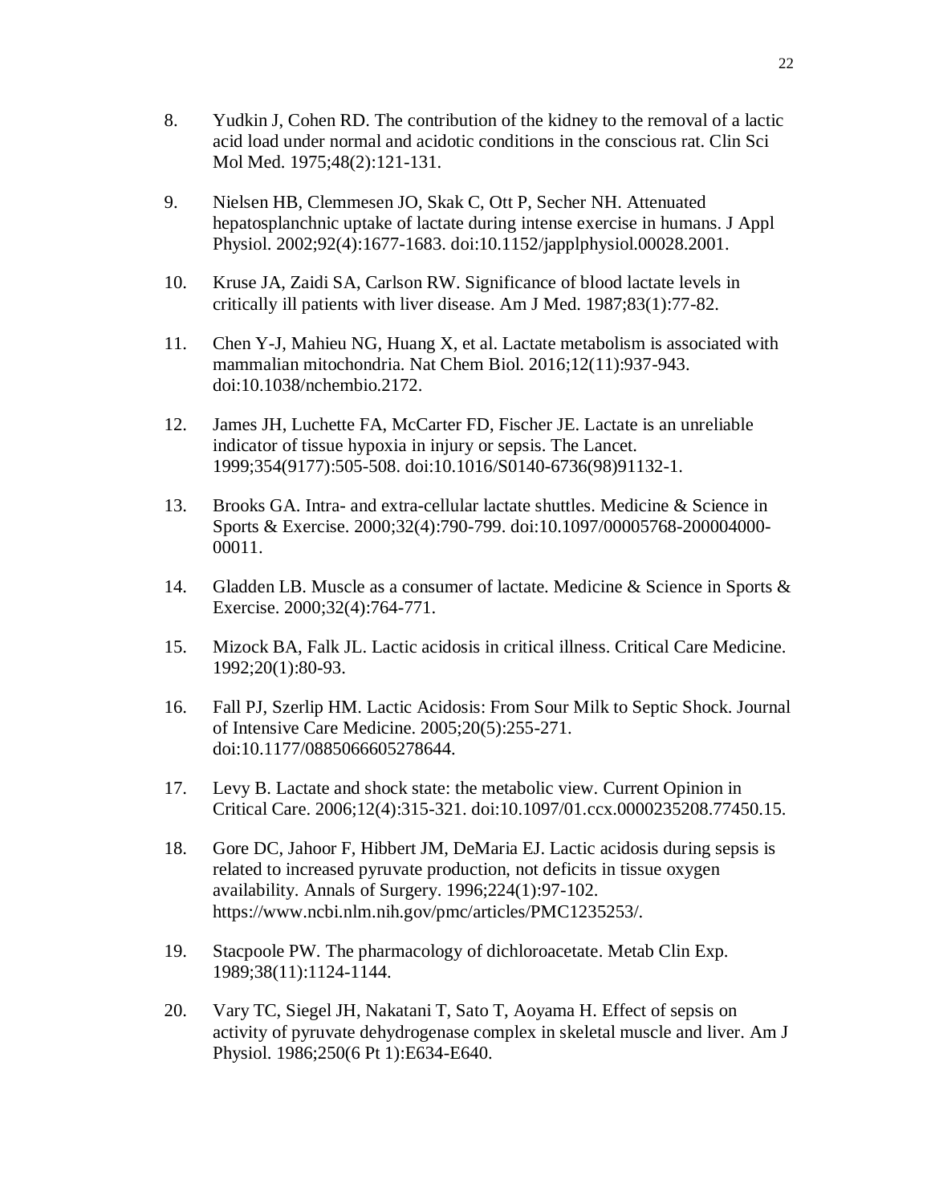8. Yudkin J, Cohen RD. The contribution of the kidney to the removal of a lactic acid load under normal and acidotic conditions in the conscious rat. Clin Sci Mol Med. 1975;48(2):121-131.

9. Nielsen HB, Clemmesen JO, Skak C, Ott P, Secher NH. Attenuated hepatosplanchnic uptake of lactate during intense exercise in humans. J Appl Physiol. 2002;92(4):1677-1683. doi:10.1152/japplphysiol.00028.2001.

10. Kruse JA, Zaidi SA, Carlson RW. Significance of blood lactate levels in critically ill patients with liver disease. Am J Med. 1987;83(1):77-82.

11. Chen Y-J, Mahieu NG, Huang X, et al. Lactate metabolism is associated with mammalian mitochondria. Nat Chem Biol. 2016;12(11):937-943. doi:10.1038/nchembio.2172.

12. James JH, Luchette FA, McCarter FD, Fischer JE. Lactate is an unreliable indicator of tissue hypoxia in injury or sepsis. The Lancet. 1999;354(9177):505-508. doi:10.1016/S0140-6736(98)91132-1.

13. Brooks GA. Intra- and extra-cellular lactate shuttles. Medicine & Science in Sports & Exercise. 2000;32(4):790-799. doi:10.1097/00005768-200004000-00011.

14. Gladden LB. Muscle as a consumer of lactate. Medicine & Science in Sports & Exercise. 2000;32(4):764-771.

15. Mizock BA, Falk JL. Lactic acidosis in critical illness. Critical Care Medicine. 1992;20(1):80-93.

16. Fall PJ, Szerlip HM. Lactic Acidosis: From Sour Milk to Septic Shock. Journal of Intensive Care Medicine. 2005;20(5):255-271. doi:10.1177/0885066605278644.

17. Levy B. Lactate and shock state: the metabolic view. Current Opinion in Critical Care. 2006;12(4):315-321. doi:10.1097/01.ccx.0000235208.77450.15.

18. Gore DC, Jahoor F, Hibbert JM, DeMaria EJ. Lactic acidosis during sepsis is related to increased pyruvate production, not deficits in tissue oxygen availability. Annals of Surgery. 1996;224(1):97-102. https://www.ncbi.nlm.nih.gov/pmc/articles/PMC1235253/.

19. Stacpoole PW. The pharmacology of dichloroacetate. Metab Clin Exp. 1989;38(11):1124-1144.

20. Vary TC, Siegel JH, Nakatani T, Sato T, Aoyama H. Effect of sepsis on activity of pyruvate dehydrogenase complex in skeletal muscle and liver. Am J Physiol. 1986;250(6 Pt 1):E634-E640.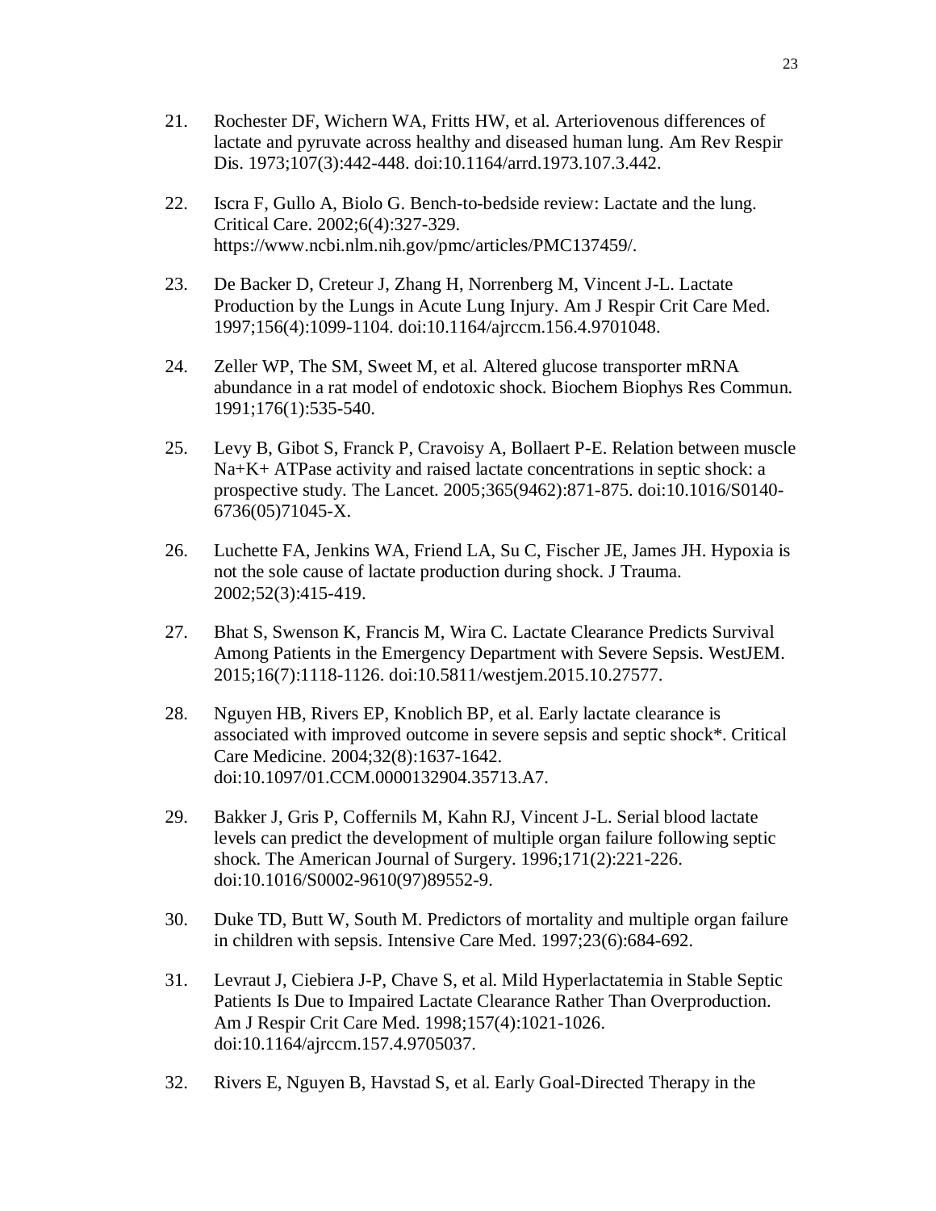21. Rochester DF, Wichern WA, Fritts HW, et al. Arteriovenous differences of lactate and pyruvate across healthy and diseased human lung. Am Rev Respir Dis. 1973;107(3):442-448. doi:10.1164/arrd.1973.107.3.442.

22. Iscra F, Gullo A, Biolo G. Bench-to-bedside review: Lactate and the lung. Critical Care. 2002;6(4):327-329. https://www.ncbi.nlm.nih.gov/pmc/articles/PMC137459/.

23. De Backer D, Creteur J, Zhang H, Norrenberg M, Vincent J-L. Lactate Production by the Lungs in Acute Lung Injury. Am J Respir Crit Care Med. 1997;156(4):1099-1104. doi:10.1164/ajrccm.156.4.9701048.

24. Zeller WP, The SM, Sweet M, et al. Altered glucose transporter mRNA abundance in a rat model of endotoxic shock. Biochem Biophys Res Commun. 1991;176(1):535-540.

25. Levy B, Gibot S, Franck P, Cravoisy A, Bollaert P-E. Relation between muscle Na+K+ ATPase activity and raised lactate concentrations in septic shock: a prospective study. The Lancet. 2005;365(9462):871-875. doi:10.1016/S0140-6736(05)71045-X.

26. Luchette FA, Jenkins WA, Friend LA, Su C, Fischer JE, James JH. Hypoxia is not the sole cause of lactate production during shock. J Trauma. 2002;52(3):415-419.

27. Bhat S, Swenson K, Francis M, Wira C. Lactate Clearance Predicts Survival Among Patients in the Emergency Department with Severe Sepsis. WestJEM. 2015;16(7):1118-1126. doi:10.5811/westjem.2015.10.27577.

28. Nguyen HB, Rivers EP, Knoblich BP, et al. Early lactate clearance is associated with improved outcome in severe sepsis and septic shock*. Critical Care Medicine. 2004;32(8):1637-1642. doi:10.1097/01.CCM.0000132904.35713.A7.

29. Bakker J, Gris P, Coffernils M, Kahn RJ, Vincent J-L. Serial blood lactate levels can predict the development of multiple organ failure following septic shock. The American Journal of Surgery. 1996;171(2):221-226. doi:10.1016/S0002-9610(97)89552-9.

30. Duke TD, Butt W, South M. Predictors of mortality and multiple organ failure in children with sepsis. Intensive Care Med. 1997;23(6):684-692.

31. Levraut J, Ciebiera J-P, Chave S, et al. Mild Hyperlactatemia in Stable Septic Patients Is Due to Impaired Lactate Clearance Rather Than Overproduction. Am J Respir Crit Care Med. 1998;157(4):1021-1026. doi:10.1164/ajrccm.157.4.9705037.

32. Rivers E, Nguyen B, Havstad S, et al. Early Goal-Directed Therapy in the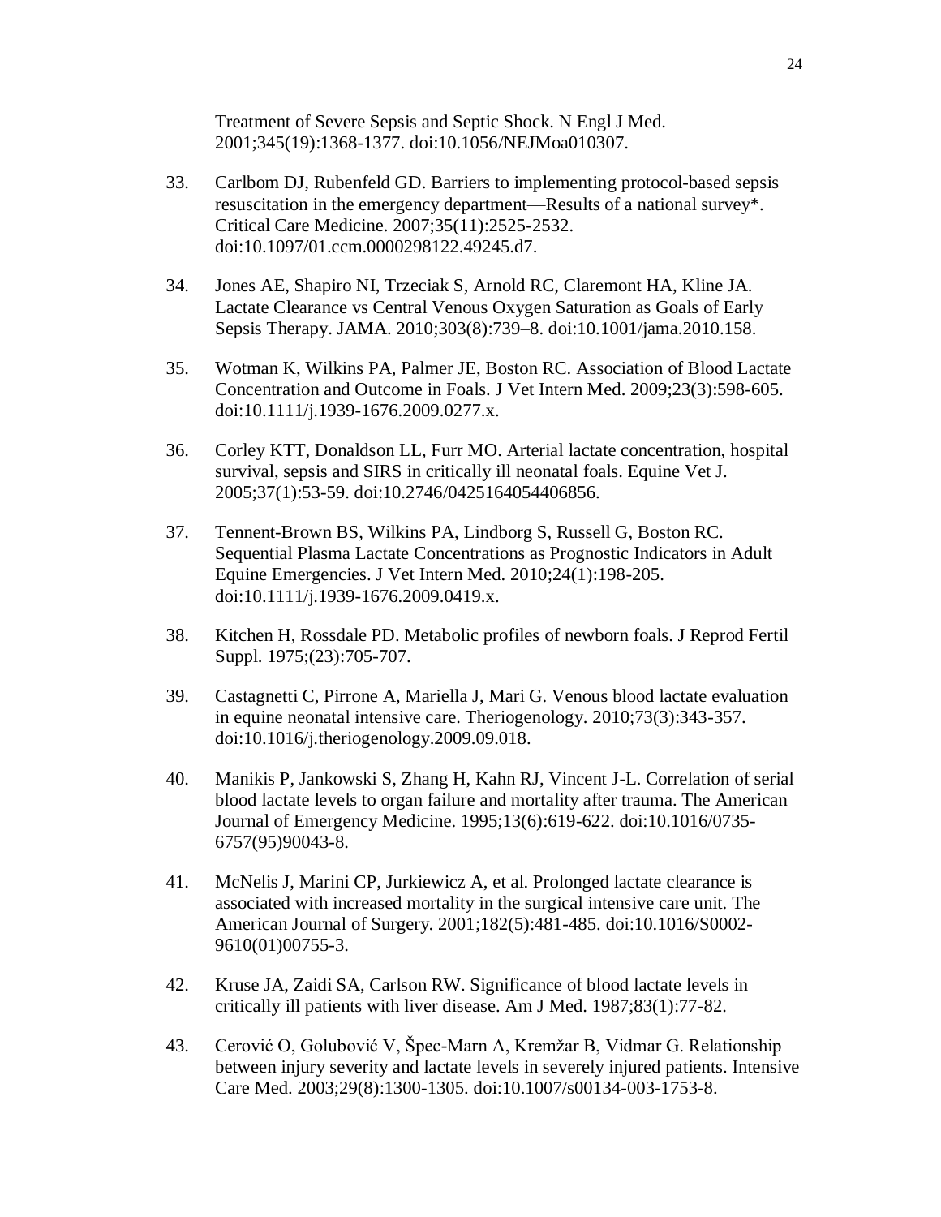Treatment of Severe Sepsis and Septic Shock. N Engl J Med. 2001;345(19):1368-1377. doi:10.1056/NEJMoa010307.

33. Carlbom DJ, Rubenfeld GD. Barriers to implementing protocol-based sepsis resuscitation in the emergency department—Results of a national survey*. Critical Care Medicine. 2007;35(11):2525-2532. doi:10.1097/01.ccm.0000298122.49245.d7.

34. Jones AE, Shapiro NI, Trzeciak S, Arnold RC, Claremont HA, Kline JA. Lactate Clearance vs Central Venous Oxygen Saturation as Goals of Early Sepsis Therapy. JAMA. 2010;303(8):739–8. doi:10.1001/jama.2010.158.

35. Wotman K, Wilkins PA, Palmer JE, Boston RC. Association of Blood Lactate Concentration and Outcome in Foals. J Vet Intern Med. 2009;23(3):598-605. doi:10.1111/j.1939-1676.2009.0277.x.

36. Corley KTT, Donaldson LL, Furr MO. Arterial lactate concentration, hospital survival, sepsis and SIRS in critically ill neonatal foals. Equine Vet J. 2005;37(1):53-59. doi:10.2746/0425164054406856.

37. Tennent-Brown BS, Wilkins PA, Lindborg S, Russell G, Boston RC. Sequential Plasma Lactate Concentrations as Prognostic Indicators in Adult Equine Emergencies. J Vet Intern Med. 2010;24(1):198-205. doi:10.1111/j.1939-1676.2009.0419.x.

38. Kitchen H, Rossdale PD. Metabolic profiles of newborn foals. J Reprod Fertil Suppl. 1975;(23):705-707.

39. Castagnetti C, Pirrone A, Mariella J, Mari G. Venous blood lactate evaluation in equine neonatal intensive care. Theriogenology. 2010;73(3):343-357. doi:10.1016/j.theriogenology.2009.09.018.

40. Manikis P, Jankowski S, Zhang H, Kahn RJ, Vincent J-L. Correlation of serial blood lactate levels to organ failure and mortality after trauma. The American Journal of Emergency Medicine. 1995;13(6):619-622. doi:10.1016/0735-6757(95)90043-8.

41. McNelis J, Marini CP, Jurkiewicz A, et al. Prolonged lactate clearance is associated with increased mortality in the surgical intensive care unit. The American Journal of Surgery. 2001;182(5):481-485. doi:10.1016/S0002-9610(01)00755-3.

42. Kruse JA, Zaidi SA, Carlson RW. Significance of blood lactate levels in critically ill patients with liver disease. Am J Med. 1987;83(1):77-82.

43. Cerović O, Golubović V, Špec-Marn A, Kremžar B, Vidmar G. Relationship between injury severity and lactate levels in severely injured patients. Intensive Care Med. 2003;29(8):1300-1305. doi:10.1007/s00134-003-1753-8.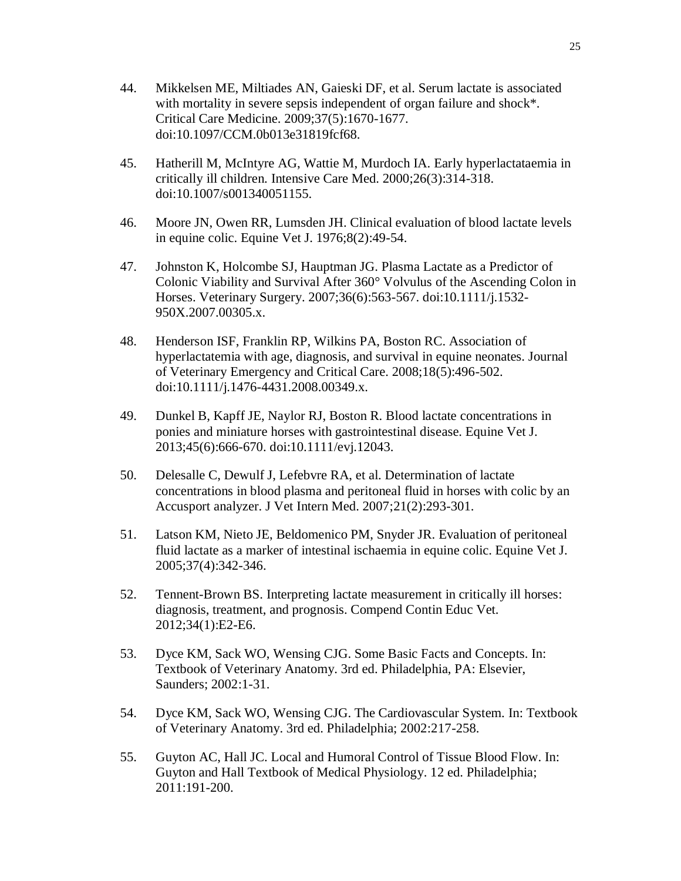44. Mikkelsen ME, Miltiades AN, Gaieski DF, et al. Serum lactate is associated with mortality in severe sepsis independent of organ failure and shock*. Critical Care Medicine. 2009;37(5):1670-1677. doi:10.1097/CCM.0b013e31819fcf68.

45. Hatherill M, McIntyre AG, Wattie M, Murdoch IA. Early hyperlactataemia in critically ill children. Intensive Care Med. 2000;26(3):314-318. doi:10.1007/s001340051155.

46. Moore JN, Owen RR, Lumsden JH. Clinical evaluation of blood lactate levels in equine colic. Equine Vet J. 1976;8(2):49-54.

47. Johnston K, Holcombe SJ, Hauptman JG. Plasma Lactate as a Predictor of Colonic Viability and Survival After 360° Volvulus of the Ascending Colon in Horses. Veterinary Surgery. 2007;36(6):563-567. doi:10.1111/j.1532-950X.2007.00305.x.

48. Henderson ISF, Franklin RP, Wilkins PA, Boston RC. Association of hyperlactatemia with age, diagnosis, and survival in equine neonates. Journal of Veterinary Emergency and Critical Care. 2008;18(5):496-502. doi:10.1111/j.1476-4431.2008.00349.x.

49. Dunkel B, Kapff JE, Naylor RJ, Boston R. Blood lactate concentrations in ponies and miniature horses with gastrointestinal disease. Equine Vet J. 2013;45(6):666-670. doi:10.1111/evj.12043.

50. Delesalle C, Dewulf J, Lefebvre RA, et al. Determination of lactate concentrations in blood plasma and peritoneal fluid in horses with colic by an Accusport analyzer. J Vet Intern Med. 2007;21(2):293-301.

51. Latson KM, Nieto JE, Beldomenico PM, Snyder JR. Evaluation of peritoneal fluid lactate as a marker of intestinal ischaemia in equine colic. Equine Vet J. 2005;37(4):342-346.

52. Tennent-Brown BS. Interpreting lactate measurement in critically ill horses: diagnosis, treatment, and prognosis. Compend Contin Educ Vet. 2012;34(1):E2-E6.

53. Dyce KM, Sack WO, Wensing CJG. Some Basic Facts and Concepts. In: Textbook of Veterinary Anatomy. 3rd ed. Philadelphia, PA: Elsevier, Saunders; 2002:1-31.

54. Dyce KM, Sack WO, Wensing CJG. The Cardiovascular System. In: Textbook of Veterinary Anatomy. 3rd ed. Philadelphia; 2002:217-258.

55. Guyton AC, Hall JC. Local and Humoral Control of Tissue Blood Flow. In: Guyton and Hall Textbook of Medical Physiology. 12 ed. Philadelphia; 2011:191-200.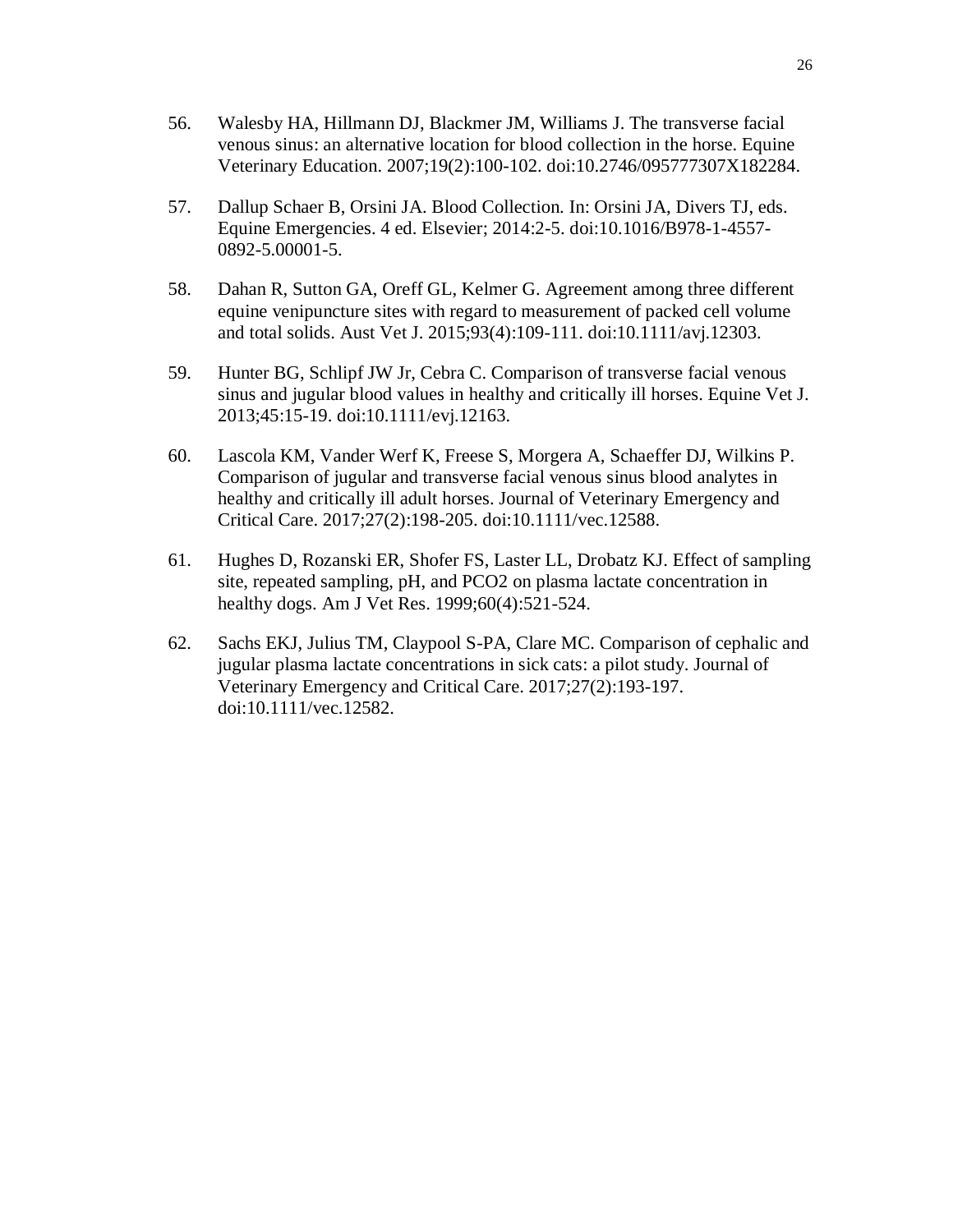56. Walesby HA, Hillmann DJ, Blackmer JM, Williams J. The transverse facial venous sinus: an alternative location for blood collection in the horse. Equine Veterinary Education. 2007;19(2):100-102. doi:10.2746/095777307X182284.

57. Dallup Schaer B, Orsini JA. Blood Collection. In: Orsini JA, Divers TJ, eds. Equine Emergencies. 4 ed. Elsevier; 2014:2-5. doi:10.1016/B978-1-4557-0892-5.00001-5.

58. Dahan R, Sutton GA, Oreff GL, Kelmer G. Agreement among three different equine venipuncture sites with regard to measurement of packed cell volume and total solids. Aust Vet J. 2015;93(4):109-111. doi:10.1111/avj.12303.

59. Hunter BG, Schlipf JW Jr, Cebra C. Comparison of transverse facial venous sinus and jugular blood values in healthy and critically ill horses. Equine Vet J. 2013;45:15-19. doi:10.1111/evj.12163.

60. Lascola KM, Vander Werf K, Freese S, Morgera A, Schaeffer DJ, Wilkins P. Comparison of jugular and transverse facial venous sinus blood analytes in healthy and critically ill adult horses. Journal of Veterinary Emergency and Critical Care. 2017;27(2):198-205. doi:10.1111/vec.12588.

61. Hughes D, Rozanski ER, Shofer FS, Laster LL, Drobatz KJ. Effect of sampling site, repeated sampling, pH, and PCO2 on plasma lactate concentration in healthy dogs. Am J Vet Res. 1999;60(4):521-524.

62. Sachs EKJ, Julius TM, Claypool S-PA, Clare MC. Comparison of cephalic and jugular plasma lactate concentrations in sick cats: a pilot study. Journal of Veterinary Emergency and Critical Care. 2017;27(2):193-197. doi:10.1111/vec.12582.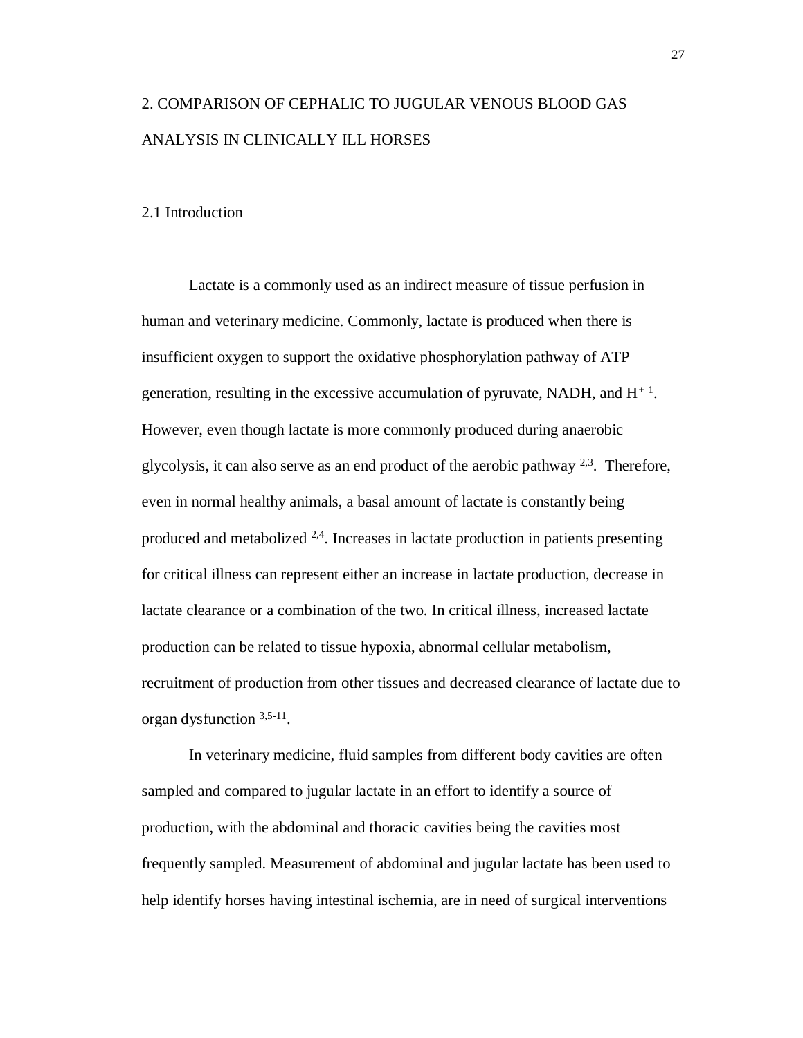# 2. COMPARISON OF CEPHALIC TO JUGULAR VENOUS BLOOD GAS ANALYSIS IN CLINICALLY ILL HORSES

## 2.1 Introduction

Lactate is a commonly used as an indirect measure of tissue perfusion in human and veterinary medicine. Commonly, lactate is produced when there is insufficient oxygen to support the oxidative phosphorylation pathway of ATP generation, resulting in the excessive accumulation of pyruvate, NADH, and $H^+$ [1]. However, even though lactate is more commonly produced during anaerobic glycolysis, it can also serve as an end product of the aerobic pathway [2,3]. Therefore, even in normal healthy animals, a basal amount of lactate is constantly being produced and metabolized [2,4]. Increases in lactate production in patients presenting for critical illness can represent either an increase in lactate production, decrease in lactate clearance or a combination of the two. In critical illness, increased lactate production can be related to tissue hypoxia, abnormal cellular metabolism, recruitment of production from other tissues and decreased clearance of lactate due to organ dysfunction [3,5-11].

In veterinary medicine, fluid samples from different body cavities are often sampled and compared to jugular lactate in an effort to identify a source of production, with the abdominal and thoracic cavities being the cavities most frequently sampled. Measurement of abdominal and jugular lactate has been used to help identify horses having intestinal ischemia, are in need of surgical interventions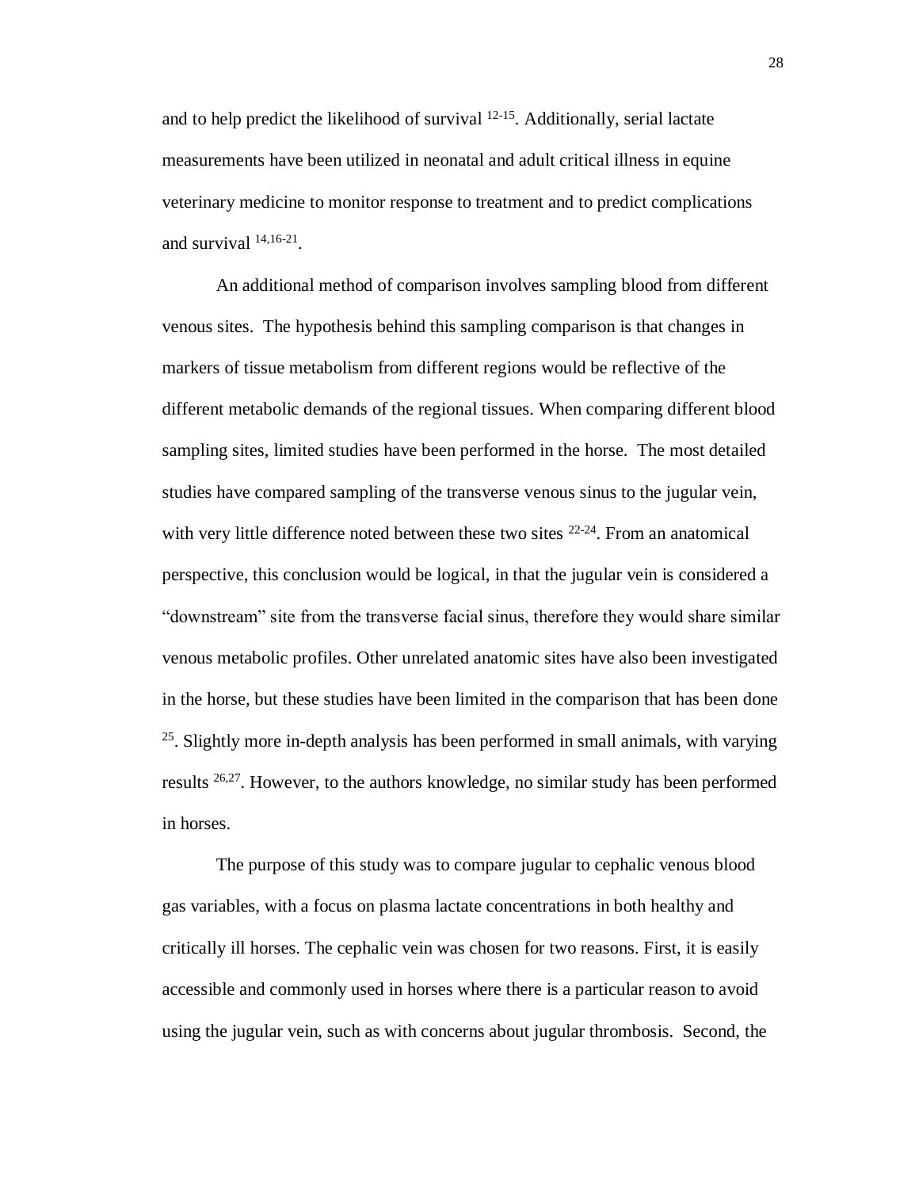and to help predict the likelihood of survival [12-15]. Additionally, serial lactate measurements have been utilized in neonatal and adult critical illness in equine veterinary medicine to monitor response to treatment and to predict complications and survival [14,16-21].

An additional method of comparison involves sampling blood from different venous sites. The hypothesis behind this sampling comparison is that changes in markers of tissue metabolism from different regions would be reflective of the different metabolic demands of the regional tissues. When comparing different blood sampling sites, limited studies have been performed in the horse. The most detailed studies have compared sampling of the transverse venous sinus to the jugular vein, with very little difference noted between these two sites [22-24]. From an anatomical perspective, this conclusion would be logical, in that the jugular vein is considered a "downstream" site from the transverse facial sinus, therefore they would share similar venous metabolic profiles. Other unrelated anatomic sites have also been investigated in the horse, but these studies have been limited in the comparison that has been done [25]. Slightly more in-depth analysis has been performed in small animals, with varying results [26,27]. However, to the authors knowledge, no similar study has been performed in horses.

The purpose of this study was to compare jugular to cephalic venous blood gas variables, with a focus on plasma lactate concentrations in both healthy and critically ill horses. The cephalic vein was chosen for two reasons. First, it is easily accessible and commonly used in horses where there is a particular reason to avoid using the jugular vein, such as with concerns about jugular thrombosis. Second, the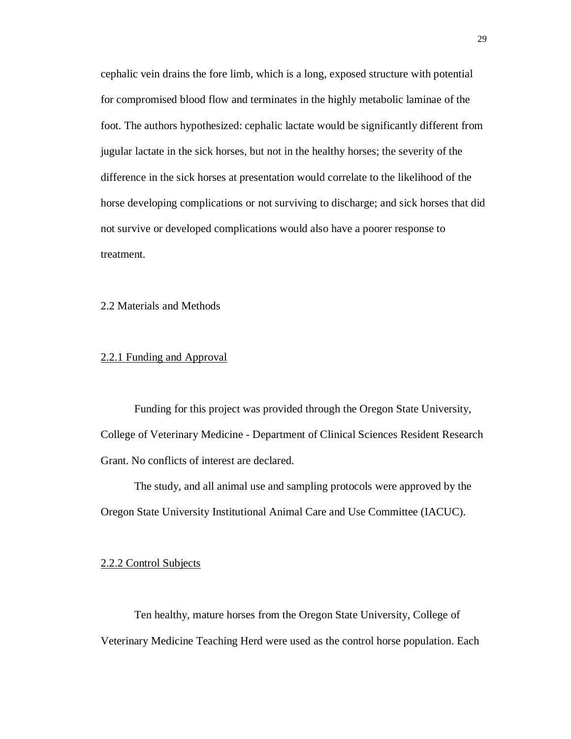cephalic vein drains the fore limb, which is a long, exposed structure with potential for compromised blood flow and terminates in the highly metabolic laminae of the foot. The authors hypothesized: cephalic lactate would be significantly different from jugular lactate in the sick horses, but not in the healthy horses; the severity of the difference in the sick horses at presentation would correlate to the likelihood of the horse developing complications or not surviving to discharge; and sick horses that did not survive or developed complications would also have a poorer response to treatment.

## 2.2 Materials and Methods

### 2.2.1 Funding and Approval

Funding for this project was provided through the Oregon State University, College of Veterinary Medicine - Department of Clinical Sciences Resident Research Grant. No conflicts of interest are declared.

The study, and all animal use and sampling protocols were approved by the Oregon State University Institutional Animal Care and Use Committee (IACUC).

### 2.2.2 Control Subjects

Ten healthy, mature horses from the Oregon State University, College of Veterinary Medicine Teaching Herd were used as the control horse population. Each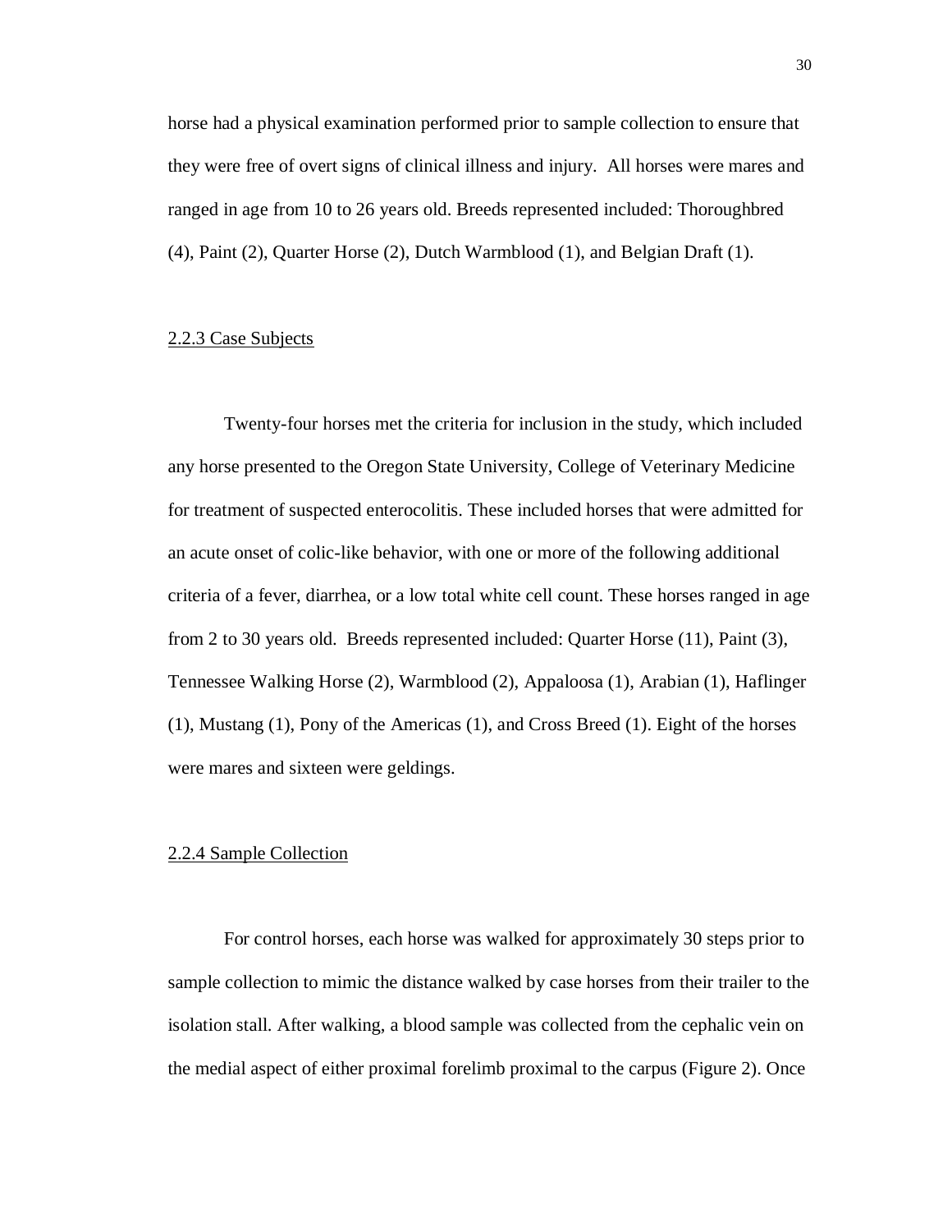horse had a physical examination performed prior to sample collection to ensure that they were free of overt signs of clinical illness and injury. All horses were mares and ranged in age from 10 to 26 years old. Breeds represented included: Thoroughbred (4), Paint (2), Quarter Horse (2), Dutch Warmblood (1), and Belgian Draft (1).

### 2.2.3 Case Subjects

Twenty-four horses met the criteria for inclusion in the study, which included any horse presented to the Oregon State University, College of Veterinary Medicine for treatment of suspected enterocolitis. These included horses that were admitted for an acute onset of colic-like behavior, with one or more of the following additional criteria of a fever, diarrhea, or a low total white cell count. These horses ranged in age from 2 to 30 years old. Breeds represented included: Quarter Horse (11), Paint (3), Tennessee Walking Horse (2), Warmblood (2), Appaloosa (1), Arabian (1), Haflinger (1), Mustang (1), Pony of the Americas (1), and Cross Breed (1). Eight of the horses were mares and sixteen were geldings.

### 2.2.4 Sample Collection

For control horses, each horse was walked for approximately 30 steps prior to sample collection to mimic the distance walked by case horses from their trailer to the isolation stall. After walking, a blood sample was collected from the cephalic vein on the medial aspect of either proximal forelimb proximal to the carpus (Figure 2). Once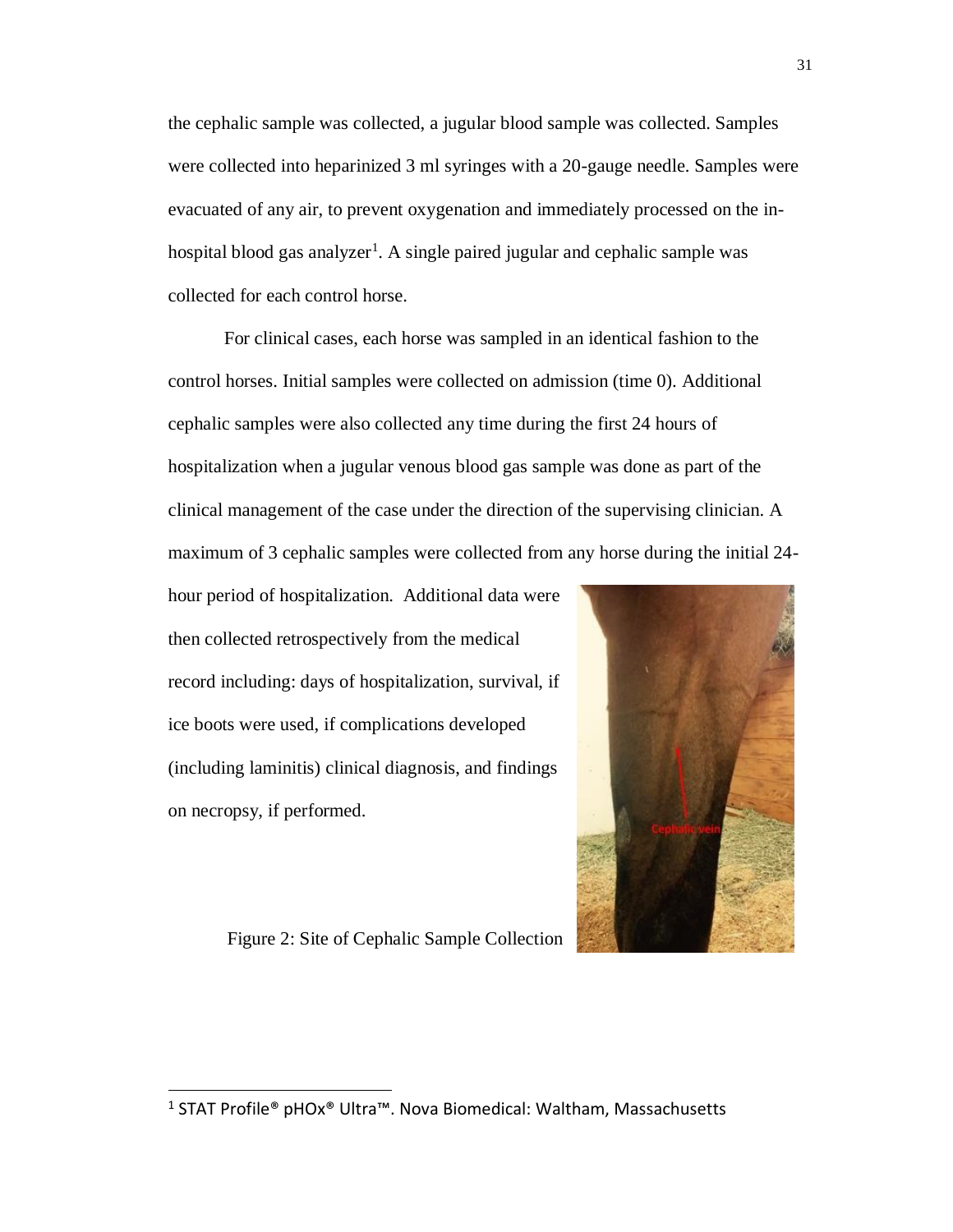the cephalic sample was collected, a jugular blood sample was collected. Samples were collected into heparinized 3 ml syringes with a 20-gauge needle. Samples were evacuated of any air, to prevent oxygenation and immediately processed on the in-hospital blood gas analyzer[1]. A single paired jugular and cephalic sample was collected for each control horse.

For clinical cases, each horse was sampled in an identical fashion to the control horses. Initial samples were collected on admission (time 0). Additional cephalic samples were also collected any time during the first 24 hours of hospitalization when a jugular venous blood gas sample was done as part of the clinical management of the case under the direction of the supervising clinician. A maximum of 3 cephalic samples were collected from any horse during the initial 24-hour period of hospitalization. Additional data were then collected retrospectively from the medical record including: days of hospitalization, survival, if ice boots were used, if complications developed (including laminitis) clinical diagnosis, and findings on necropsy, if performed.

Figure 2: Site of Cephalic Sample Collection

[1] STAT Profile® pHOx® Ultra™. Nova Biomedical: Waltham, Massachusetts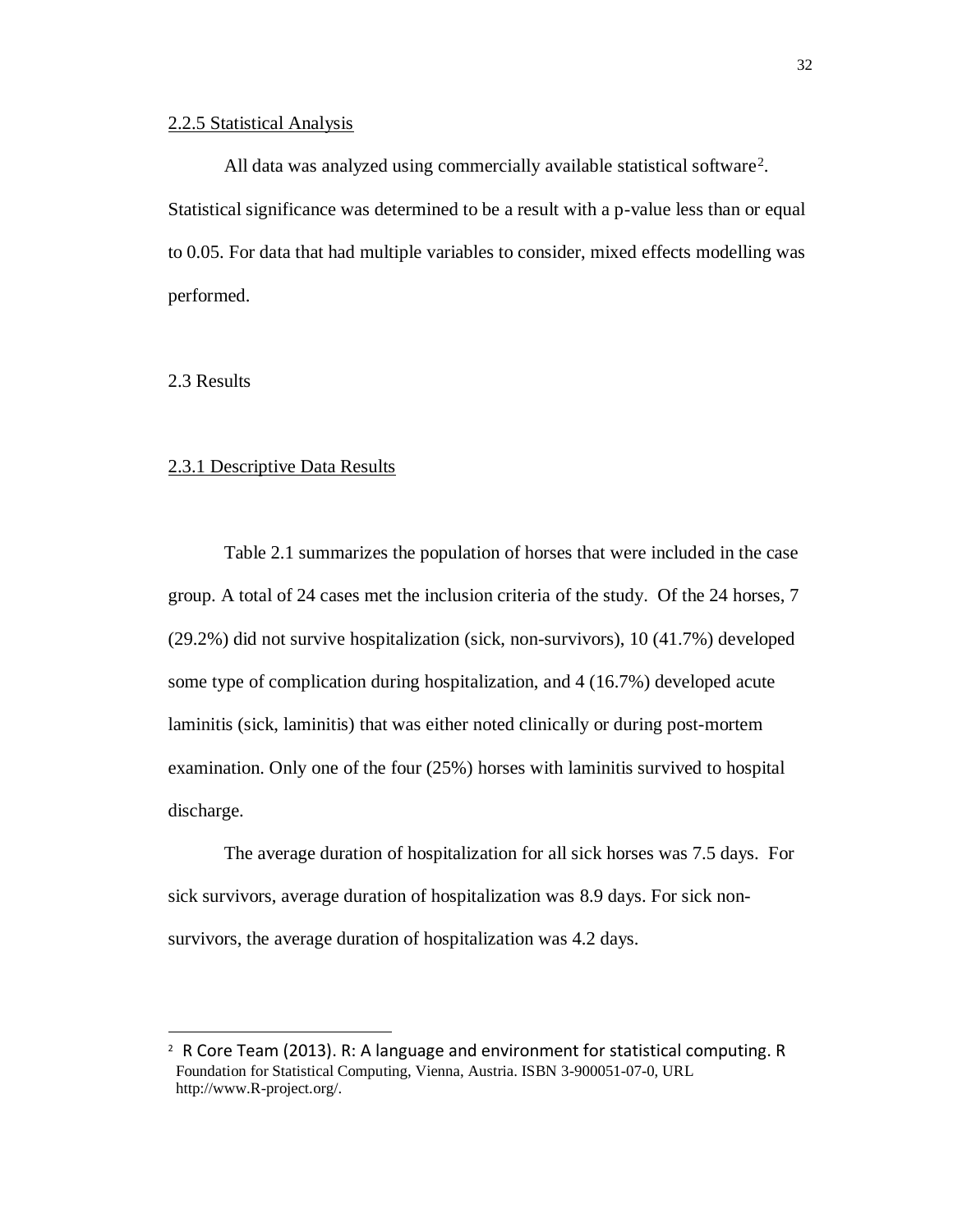### 2.2.5 Statistical Analysis

All data was analyzed using commercially available statistical software[2]. Statistical significance was determined to be a result with a p-value less than or equal to 0.05. For data that had multiple variables to consider, mixed effects modelling was performed.

## 2.3 Results

### 2.3.1 Descriptive Data Results

Table 2.1 summarizes the population of horses that were included in the case group. A total of 24 cases met the inclusion criteria of the study. Of the 24 horses, 7 (29.2%) did not survive hospitalization (sick, non-survivors), 10 (41.7%) developed some type of complication during hospitalization, and 4 (16.7%) developed acute laminitis (sick, laminitis) that was either noted clinically or during post-mortem examination. Only one of the four (25%) horses with laminitis survived to hospital discharge.

The average duration of hospitalization for all sick horses was 7.5 days. For sick survivors, average duration of hospitalization was 8.9 days. For sick non-survivors, the average duration of hospitalization was 4.2 days.

---

[2] R Core Team (2013). R: A language and environment for statistical computing. R Foundation for Statistical Computing, Vienna, Austria. ISBN 3-900051-07-0, URL http://www.R-project.org/.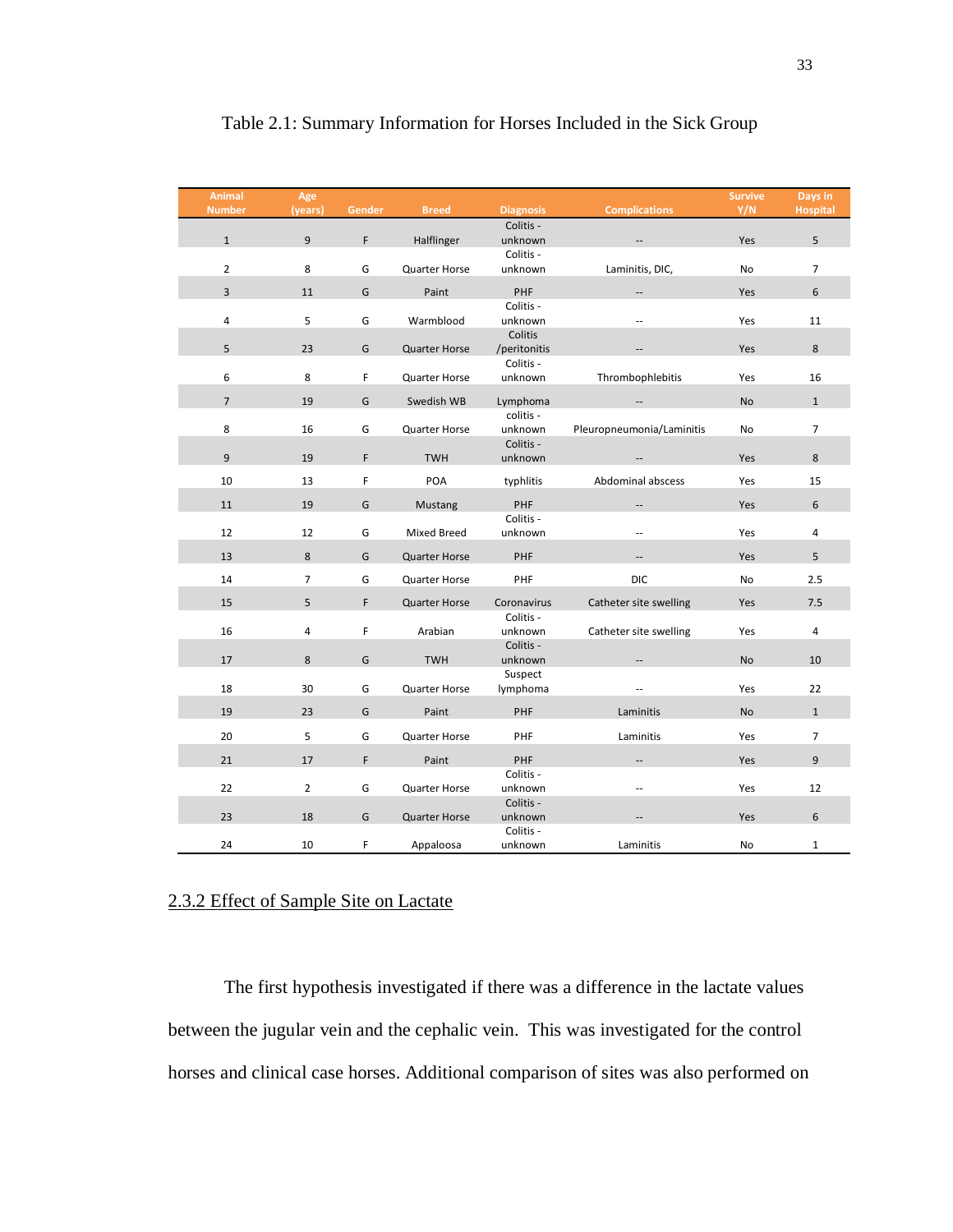Table 2.1: Summary Information for Horses Included in the Sick Group

| Animal Number | Age (years) | Gender | Breed | Diagnosis | Complications | Survive Y/N | Days in Hospital |
|---|---|---|---|---|---|---|---|
| 1 | 9 | F | Halflinger | Colitis - unknown | -- | Yes | 5 |
| 2 | 8 | G | Quarter Horse | Colitis - unknown | Laminitis, DIC, | No | 7 |
| 3 | 11 | G | Paint | PHF | -- | Yes | 6 |
| 4 | 5 | G | Warmblood | Colitis - unknown | -- | Yes | 11 |
| 5 | 23 | G | Quarter Horse | Colitis /peritonitis | -- | Yes | 8 |
| 6 | 8 | F | Quarter Horse | Colitis - unknown | Thrombophlebitis | Yes | 16 |
| 7 | 19 | G | Swedish WB | Lymphoma | -- | No | 1 |
| 8 | 16 | G | Quarter Horse | colitis - unknown | Pleuropneumonia/Laminitis | No | 7 |
| 9 | 19 | F | TWH | Colitis - unknown | -- | Yes | 8 |
| 10 | 13 | F | POA | typhlitis | Abdominal abscess | Yes | 15 |
| 11 | 19 | G | Mustang | PHF | -- | Yes | 6 |
| 12 | 12 | G | Mixed Breed | Colitis - unknown | -- | Yes | 4 |
| 13 | 8 | G | Quarter Horse | PHF | -- | Yes | 5 |
| 14 | 7 | G | Quarter Horse | PHF | DIC | No | 2.5 |
| 15 | 5 | F | Quarter Horse | Coronavirus | Catheter site swelling | Yes | 7.5 |
| 16 | 4 | F | Arabian | Colitis - unknown | Catheter site swelling | Yes | 4 |
| 17 | 8 | G | TWH | Colitis - unknown | -- | No | 10 |
| 18 | 30 | G | Quarter Horse | Suspect lymphoma | -- | Yes | 22 |
| 19 | 23 | G | Paint | PHF | Laminitis | No | 1 |
| 20 | 5 | G | Quarter Horse | PHF | Laminitis | Yes | 7 |
| 21 | 17 | F | Paint | PHF | -- | Yes | 9 |
| 22 | 2 | G | Quarter Horse | Colitis - unknown | -- | Yes | 12 |
| 23 | 18 | G | Quarter Horse | Colitis - unknown | -- | Yes | 6 |
| 24 | 10 | F | Appaloosa | Colitis - unknown | Laminitis | No | 1 |

### 2.3.2 Effect of Sample Site on Lactate

The first hypothesis investigated if there was a difference in the lactate values between the jugular vein and the cephalic vein. This was investigated for the control horses and clinical case horses. Additional comparison of sites was also performed on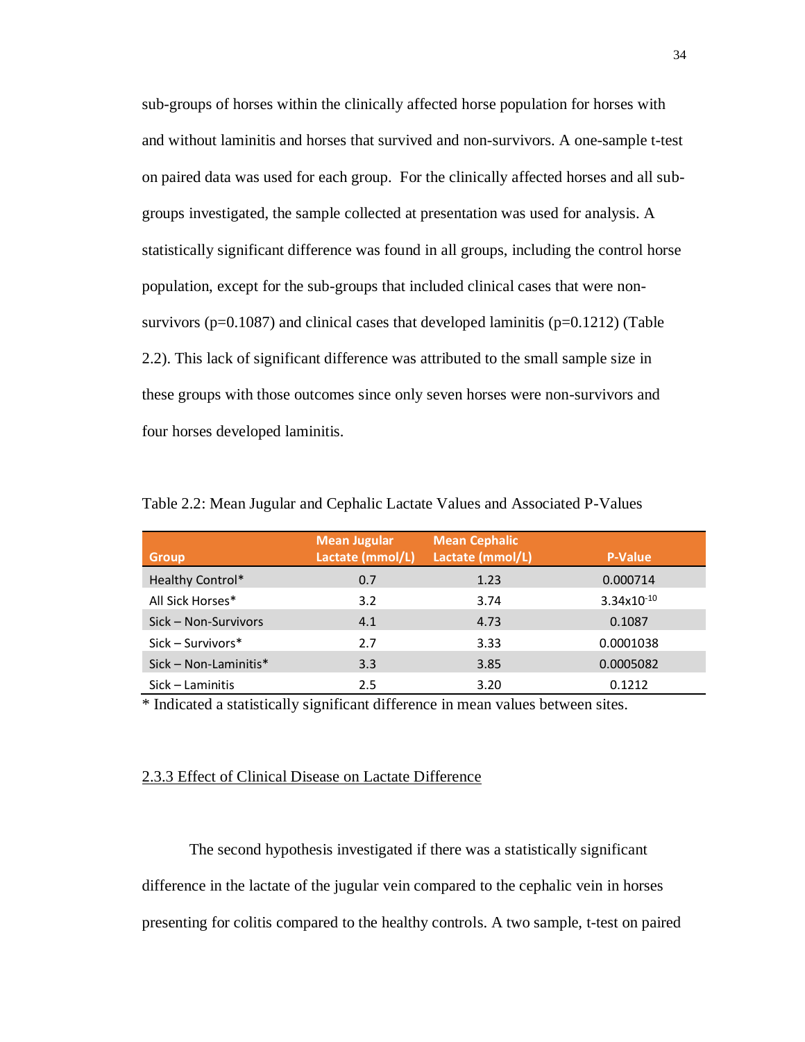sub-groups of horses within the clinically affected horse population for horses with and without laminitis and horses that survived and non-survivors. A one-sample t-test on paired data was used for each group. For the clinically affected horses and all sub-groups investigated, the sample collected at presentation was used for analysis. A statistically significant difference was found in all groups, including the control horse population, except for the sub-groups that included clinical cases that were non-survivors (p=0.1087) and clinical cases that developed laminitis (p=0.1212) (Table 2.2). This lack of significant difference was attributed to the small sample size in these groups with those outcomes since only seven horses were non-survivors and four horses developed laminitis.

Table 2.2: Mean Jugular and Cephalic Lactate Values and Associated P-Values

| Group | Mean Jugular Lactate (mmol/L) | Mean Cephalic Lactate (mmol/L) | P-Value |
|---|---|---|---|
| Healthy Control* | 0.7 | 1.23 | 0.000714 |
| All Sick Horses* | 3.2 | 3.74 | $3.34 \times 10^{-10}$ |
| Sick – Non-Survivors | 4.1 | 4.73 | 0.1087 |
| Sick – Survivors* | 2.7 | 3.33 | 0.0001038 |
| Sick – Non-Laminitis* | 3.3 | 3.85 | 0.0005082 |
| Sick – Laminitis | 2.5 | 3.20 | 0.1212 |

* Indicated a statistically significant difference in mean values between sites.

### 2.3.3 Effect of Clinical Disease on Lactate Difference

The second hypothesis investigated if there was a statistically significant difference in the lactate of the jugular vein compared to the cephalic vein in horses presenting for colitis compared to the healthy controls. A two sample, t-test on paired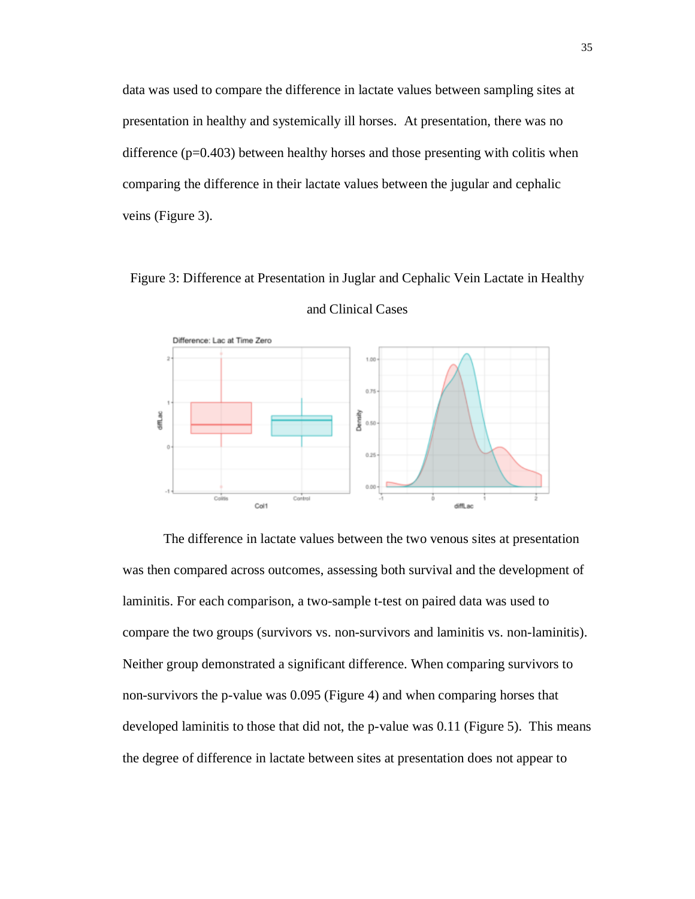data was used to compare the difference in lactate values between sampling sites at presentation in healthy and systemically ill horses. At presentation, there was no difference (p=0.403) between healthy horses and those presenting with colitis when comparing the difference in their lactate values between the jugular and cephalic veins (Figure 3).

Figure 3: Difference at Presentation in Juglar and Cephalic Vein Lactate in Healthy and Clinical Cases

The difference in lactate values between the two venous sites at presentation was then compared across outcomes, assessing both survival and the development of laminitis. For each comparison, a two-sample t-test on paired data was used to compare the two groups (survivors vs. non-survivors and laminitis vs. non-laminitis). Neither group demonstrated a significant difference. When comparing survivors to non-survivors the p-value was 0.095 (Figure 4) and when comparing horses that developed laminitis to those that did not, the p-value was 0.11 (Figure 5). This means the degree of difference in lactate between sites at presentation does not appear to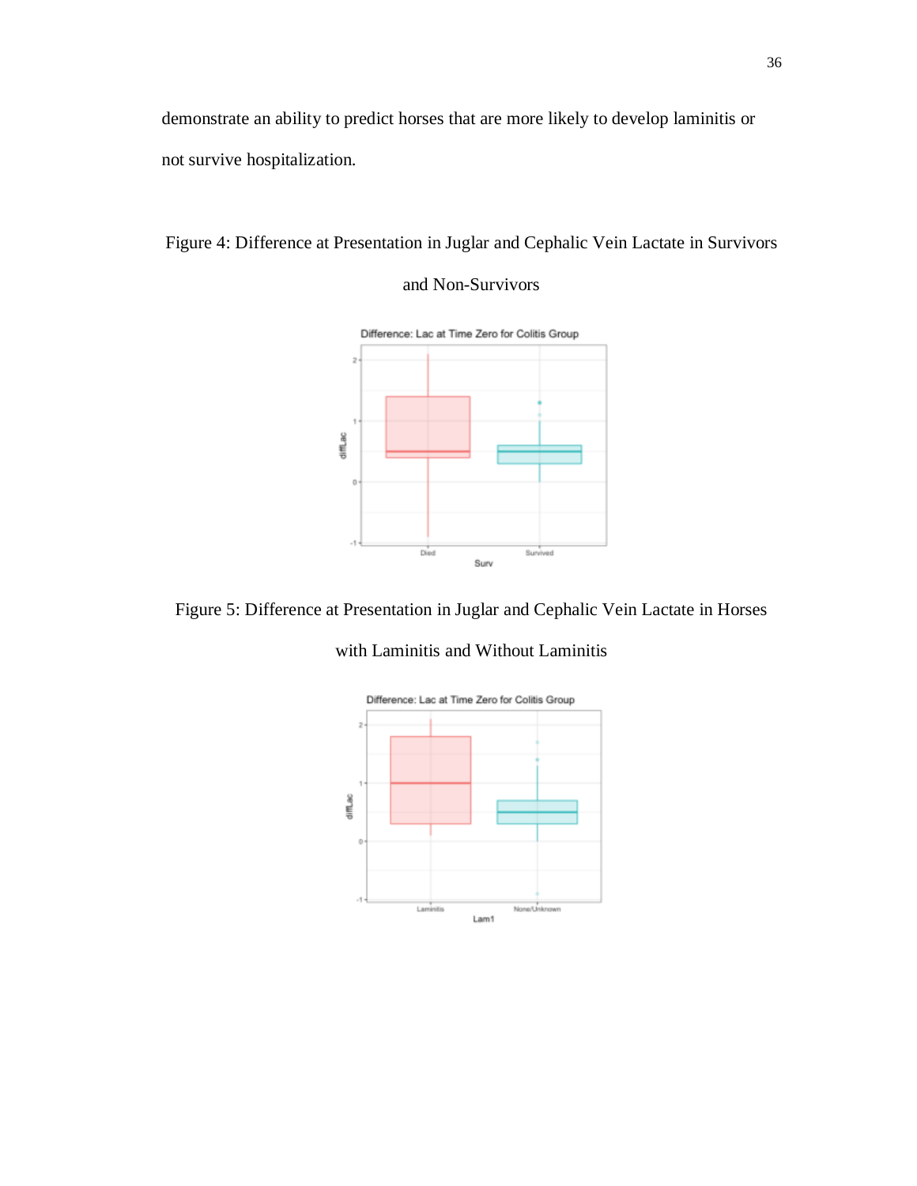demonstrate an ability to predict horses that are more likely to develop laminitis or not survive hospitalization.

Figure 4: Difference at Presentation in Juglar and Cephalic Vein Lactate in Survivors and Non-Survivors

Figure 5: Difference at Presentation in Juglar and Cephalic Vein Lactate in Horses with Laminitis and Without Laminitis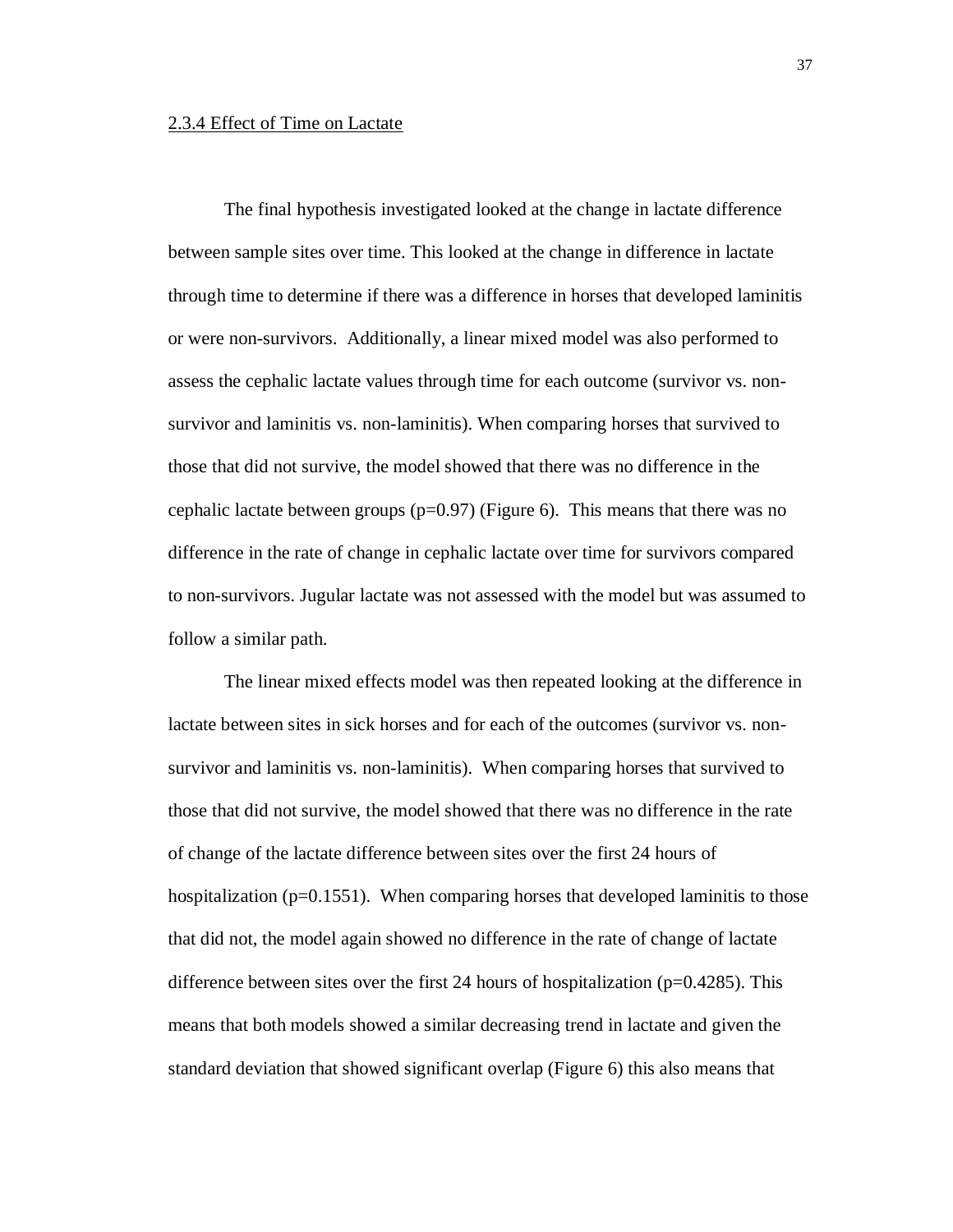### 2.3.4 Effect of Time on Lactate

The final hypothesis investigated looked at the change in lactate difference between sample sites over time. This looked at the change in difference in lactate through time to determine if there was a difference in horses that developed laminitis or were non-survivors. Additionally, a linear mixed model was also performed to assess the cephalic lactate values through time for each outcome (survivor vs. non-survivor and laminitis vs. non-laminitis). When comparing horses that survived to those that did not survive, the model showed that there was no difference in the cephalic lactate between groups ($p=0.97$) (Figure 6). This means that there was no difference in the rate of change in cephalic lactate over time for survivors compared to non-survivors. Jugular lactate was not assessed with the model but was assumed to follow a similar path.

The linear mixed effects model was then repeated looking at the difference in lactate between sites in sick horses and for each of the outcomes (survivor vs. non-survivor and laminitis vs. non-laminitis). When comparing horses that survived to those that did not survive, the model showed that there was no difference in the rate of change of the lactate difference between sites over the first 24 hours of hospitalization ($p=0.1551$). When comparing horses that developed laminitis to those that did not, the model again showed no difference in the rate of change of lactate difference between sites over the first 24 hours of hospitalization ($p=0.4285$). This means that both models showed a similar decreasing trend in lactate and given the standard deviation that showed significant overlap (Figure 6) this also means that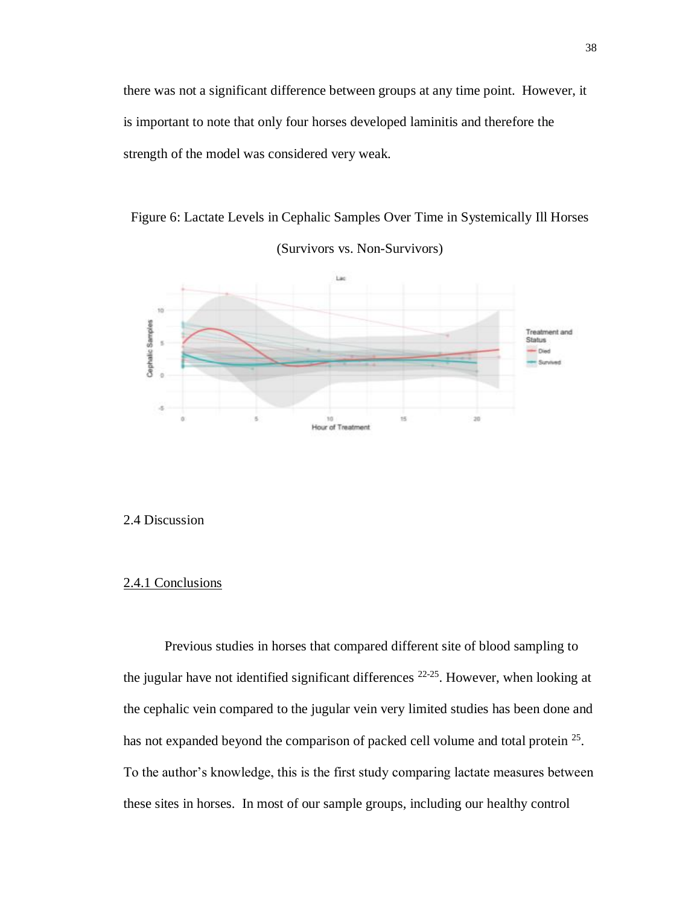there was not a significant difference between groups at any time point. However, it is important to note that only four horses developed laminitis and therefore the strength of the model was considered very weak.

Figure 6: Lactate Levels in Cephalic Samples Over Time in Systemically Ill Horses (Survivors vs. Non-Survivors)

## 2.4 Discussion

### 2.4.1 Conclusions

Previous studies in horses that compared different site of blood sampling to the jugular have not identified significant differences [22-25]. However, when looking at the cephalic vein compared to the jugular vein very limited studies has been done and has not expanded beyond the comparison of packed cell volume and total protein [25]. To the author's knowledge, this is the first study comparing lactate measures between these sites in horses. In most of our sample groups, including our healthy control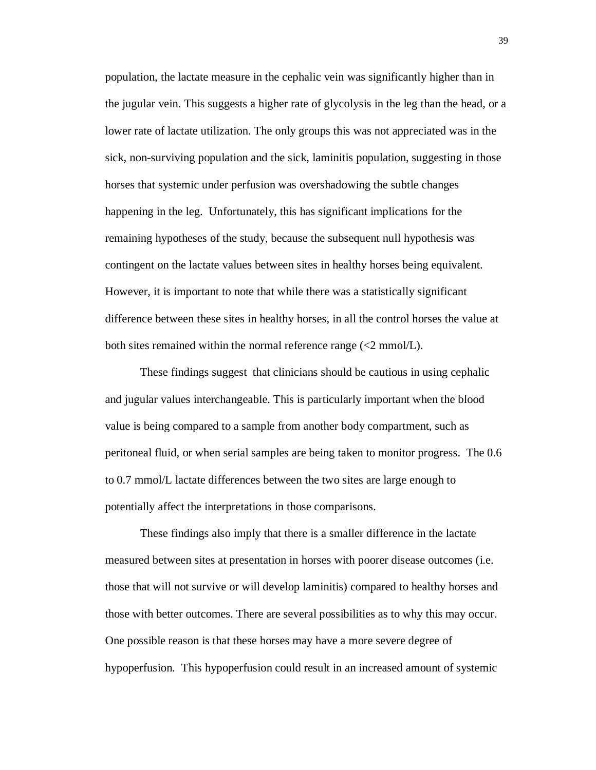population, the lactate measure in the cephalic vein was significantly higher than in the jugular vein. This suggests a higher rate of glycolysis in the leg than the head, or a lower rate of lactate utilization. The only groups this was not appreciated was in the sick, non-surviving population and the sick, laminitis population, suggesting in those horses that systemic under perfusion was overshadowing the subtle changes happening in the leg. Unfortunately, this has significant implications for the remaining hypotheses of the study, because the subsequent null hypothesis was contingent on the lactate values between sites in healthy horses being equivalent. However, it is important to note that while there was a statistically significant difference between these sites in healthy horses, in all the control horses the value at both sites remained within the normal reference range (<2 mmol/L).

These findings suggest that clinicians should be cautious in using cephalic and jugular values interchangeable. This is particularly important when the blood value is being compared to a sample from another body compartment, such as peritoneal fluid, or when serial samples are being taken to monitor progress. The 0.6 to 0.7 mmol/L lactate differences between the two sites are large enough to potentially affect the interpretations in those comparisons.

These findings also imply that there is a smaller difference in the lactate measured between sites at presentation in horses with poorer disease outcomes (i.e. those that will not survive or will develop laminitis) compared to healthy horses and those with better outcomes. There are several possibilities as to why this may occur. One possible reason is that these horses may have a more severe degree of hypoperfusion. This hypoperfusion could result in an increased amount of systemic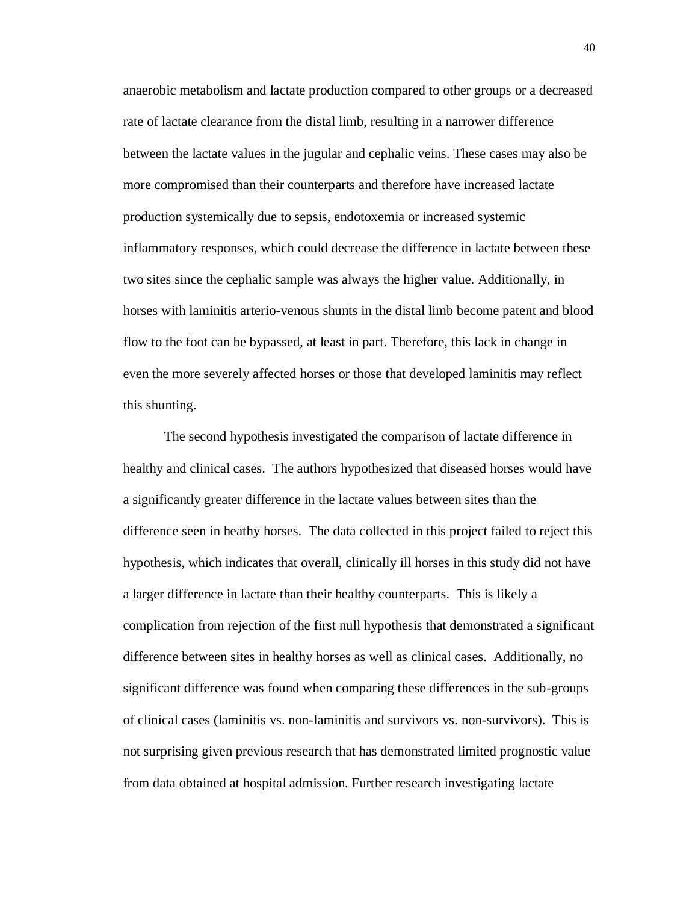anaerobic metabolism and lactate production compared to other groups or a decreased rate of lactate clearance from the distal limb, resulting in a narrower difference between the lactate values in the jugular and cephalic veins. These cases may also be more compromised than their counterparts and therefore have increased lactate production systemically due to sepsis, endotoxemia or increased systemic inflammatory responses, which could decrease the difference in lactate between these two sites since the cephalic sample was always the higher value. Additionally, in horses with laminitis arterio-venous shunts in the distal limb become patent and blood flow to the foot can be bypassed, at least in part. Therefore, this lack in change in even the more severely affected horses or those that developed laminitis may reflect this shunting.

The second hypothesis investigated the comparison of lactate difference in healthy and clinical cases. The authors hypothesized that diseased horses would have a significantly greater difference in the lactate values between sites than the difference seen in heathy horses. The data collected in this project failed to reject this hypothesis, which indicates that overall, clinically ill horses in this study did not have a larger difference in lactate than their healthy counterparts. This is likely a complication from rejection of the first null hypothesis that demonstrated a significant difference between sites in healthy horses as well as clinical cases. Additionally, no significant difference was found when comparing these differences in the sub-groups of clinical cases (laminitis vs. non-laminitis and survivors vs. non-survivors). This is not surprising given previous research that has demonstrated limited prognostic value from data obtained at hospital admission. Further research investigating lactate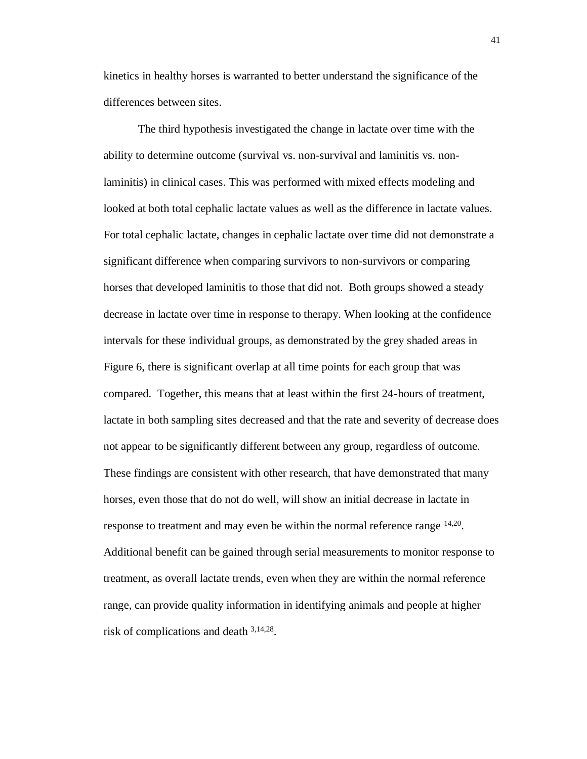kinetics in healthy horses is warranted to better understand the significance of the differences between sites.

The third hypothesis investigated the change in lactate over time with the ability to determine outcome (survival vs. non-survival and laminitis vs. non-laminitis) in clinical cases. This was performed with mixed effects modeling and looked at both total cephalic lactate values as well as the difference in lactate values. For total cephalic lactate, changes in cephalic lactate over time did not demonstrate a significant difference when comparing survivors to non-survivors or comparing horses that developed laminitis to those that did not. Both groups showed a steady decrease in lactate over time in response to therapy. When looking at the confidence intervals for these individual groups, as demonstrated by the grey shaded areas in Figure 6, there is significant overlap at all time points for each group that was compared. Together, this means that at least within the first 24-hours of treatment, lactate in both sampling sites decreased and that the rate and severity of decrease does not appear to be significantly different between any group, regardless of outcome. These findings are consistent with other research, that have demonstrated that many horses, even those that do not do well, will show an initial decrease in lactate in response to treatment and may even be within the normal reference range [14,20]. Additional benefit can be gained through serial measurements to monitor response to treatment, as overall lactate trends, even when they are within the normal reference range, can provide quality information in identifying animals and people at higher risk of complications and death [3,14,28].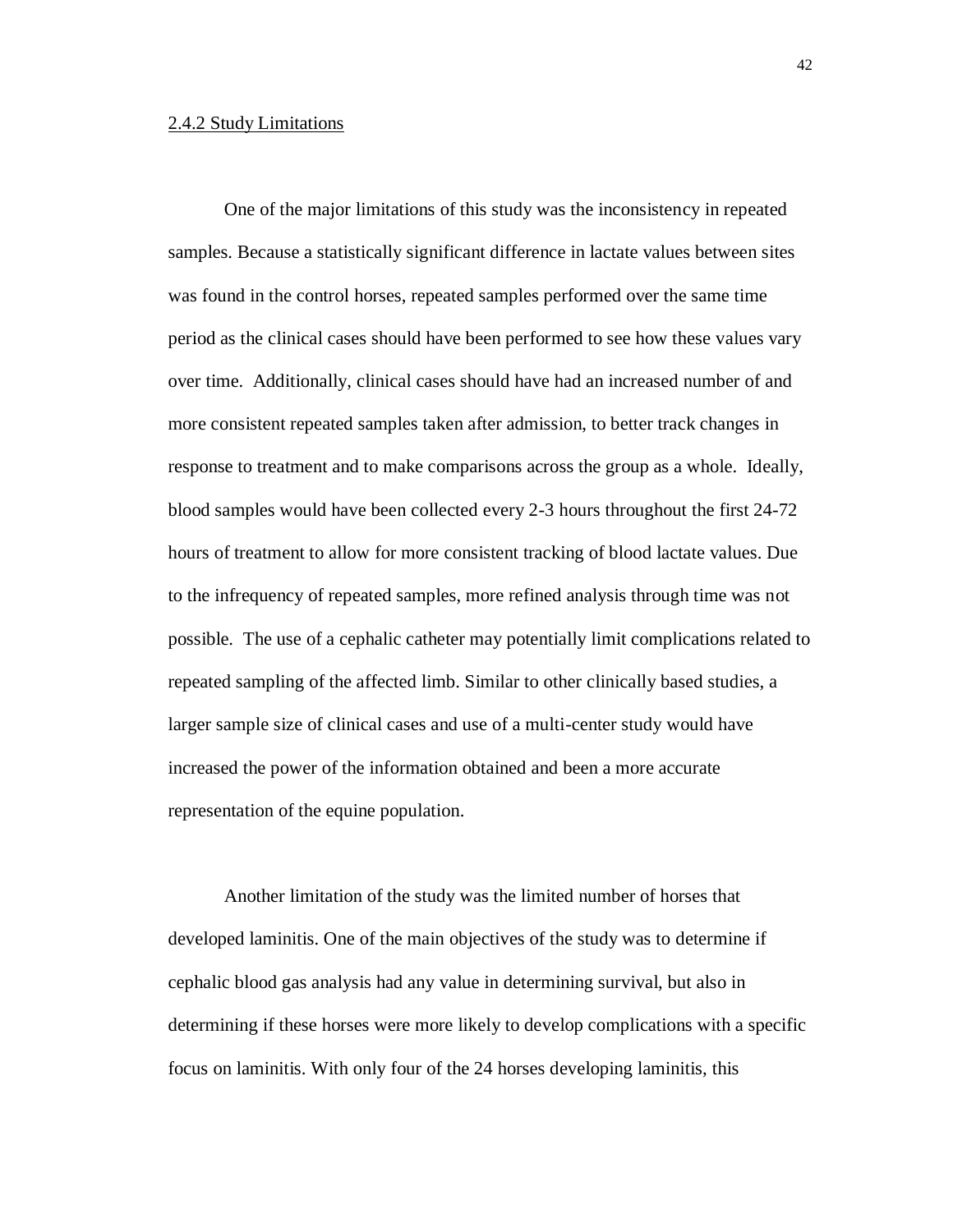### 2.4.2 Study Limitations

One of the major limitations of this study was the inconsistency in repeated samples. Because a statistically significant difference in lactate values between sites was found in the control horses, repeated samples performed over the same time period as the clinical cases should have been performed to see how these values vary over time. Additionally, clinical cases should have had an increased number of and more consistent repeated samples taken after admission, to better track changes in response to treatment and to make comparisons across the group as a whole. Ideally, blood samples would have been collected every 2-3 hours throughout the first 24-72 hours of treatment to allow for more consistent tracking of blood lactate values. Due to the infrequency of repeated samples, more refined analysis through time was not possible. The use of a cephalic catheter may potentially limit complications related to repeated sampling of the affected limb. Similar to other clinically based studies, a larger sample size of clinical cases and use of a multi-center study would have increased the power of the information obtained and been a more accurate representation of the equine population.

Another limitation of the study was the limited number of horses that developed laminitis. One of the main objectives of the study was to determine if cephalic blood gas analysis had any value in determining survival, but also in determining if these horses were more likely to develop complications with a specific focus on laminitis. With only four of the 24 horses developing laminitis, this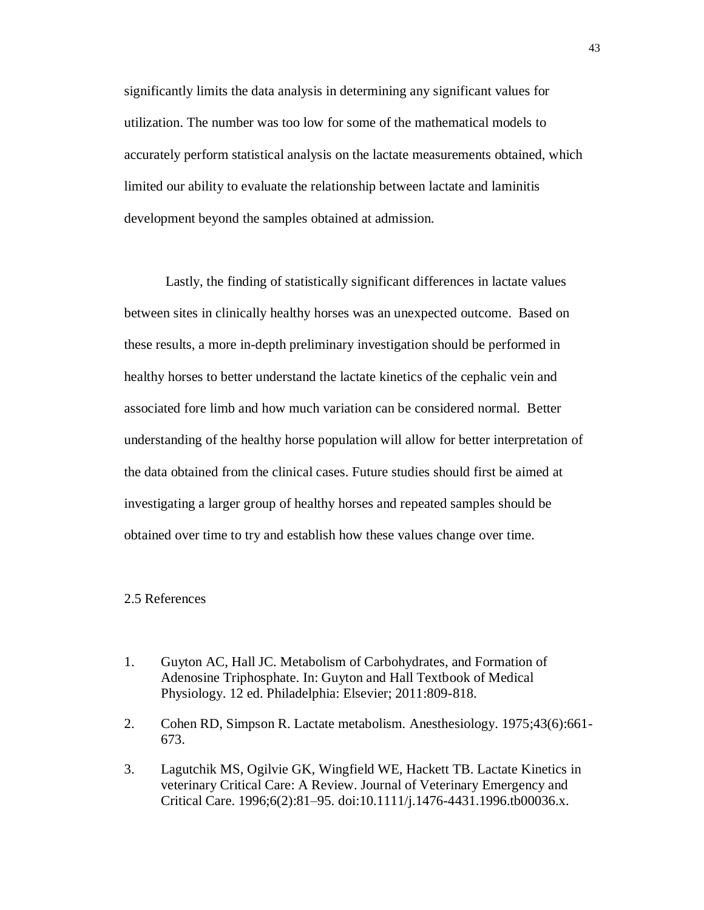significantly limits the data analysis in determining any significant values for utilization. The number was too low for some of the mathematical models to accurately perform statistical analysis on the lactate measurements obtained, which limited our ability to evaluate the relationship between lactate and laminitis development beyond the samples obtained at admission.

Lastly, the finding of statistically significant differences in lactate values between sites in clinically healthy horses was an unexpected outcome. Based on these results, a more in-depth preliminary investigation should be performed in healthy horses to better understand the lactate kinetics of the cephalic vein and associated fore limb and how much variation can be considered normal. Better understanding of the healthy horse population will allow for better interpretation of the data obtained from the clinical cases. Future studies should first be aimed at investigating a larger group of healthy horses and repeated samples should be obtained over time to try and establish how these values change over time.

## 2.5 References

1. Guyton AC, Hall JC. Metabolism of Carbohydrates, and Formation of Adenosine Triphosphate. In: Guyton and Hall Textbook of Medical Physiology. 12 ed. Philadelphia: Elsevier; 2011:809-818.

2. Cohen RD, Simpson R. Lactate metabolism. Anesthesiology. 1975;43(6):661-673.

3. Lagutchik MS, Ogilvie GK, Wingfield WE, Hackett TB. Lactate Kinetics in veterinary Critical Care: A Review. Journal of Veterinary Emergency and Critical Care. 1996;6(2):81–95. doi:10.1111/j.1476-4431.1996.tb00036.x.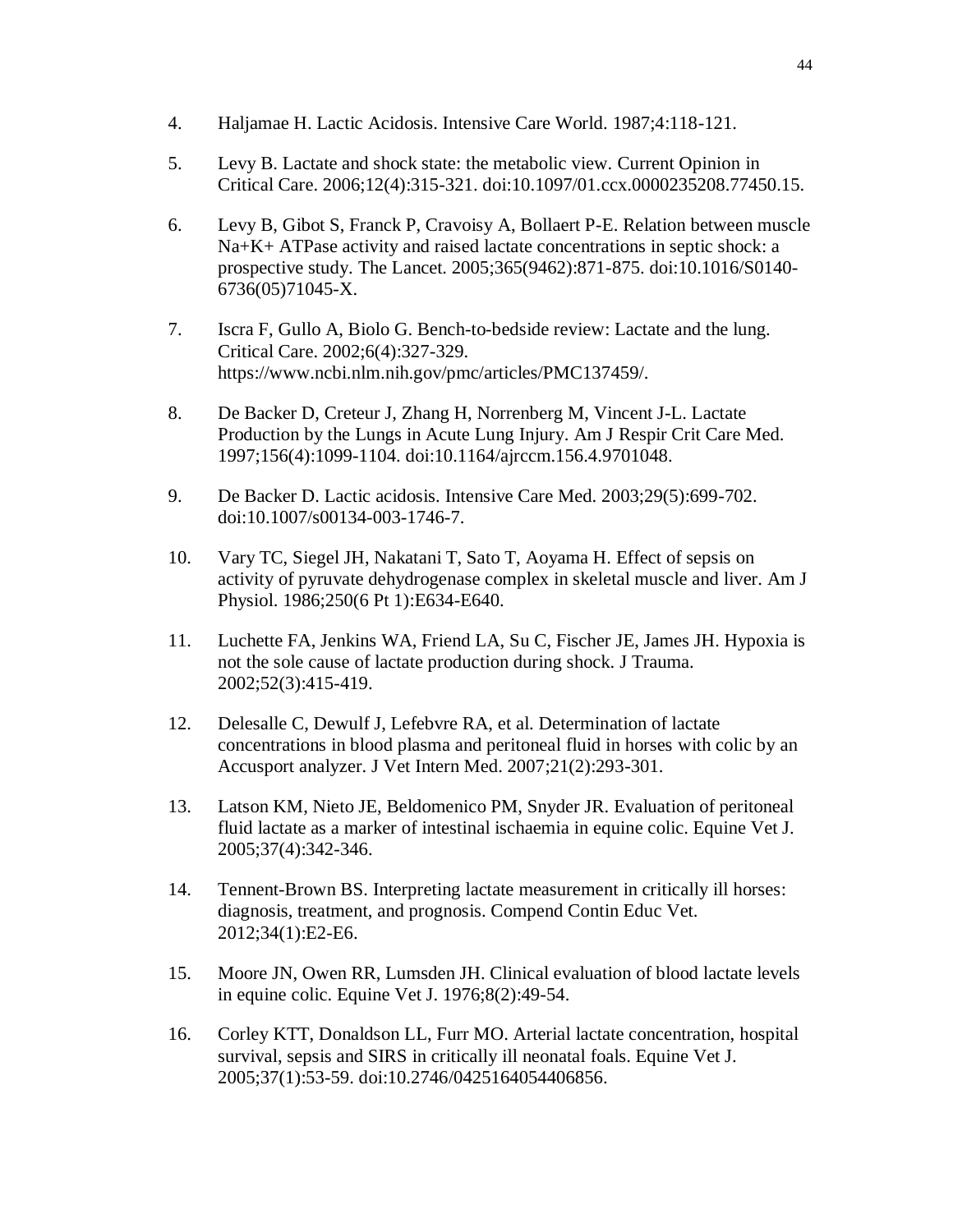4. Haljamae H. Lactic Acidosis. Intensive Care World. 1987;4:118-121.

5. Levy B. Lactate and shock state: the metabolic view. Current Opinion in Critical Care. 2006;12(4):315-321. doi:10.1097/01.ccx.0000235208.77450.15.

6. Levy B, Gibot S, Franck P, Cravoisy A, Bollaert P-E. Relation between muscle Na+K+ ATPase activity and raised lactate concentrations in septic shock: a prospective study. The Lancet. 2005;365(9462):871-875. doi:10.1016/S0140-6736(05)71045-X.

7. Iscra F, Gullo A, Biolo G. Bench-to-bedside review: Lactate and the lung. Critical Care. 2002;6(4):327-329. https://www.ncbi.nlm.nih.gov/pmc/articles/PMC137459/.

8. De Backer D, Creteur J, Zhang H, Norrenberg M, Vincent J-L. Lactate Production by the Lungs in Acute Lung Injury. Am J Respir Crit Care Med. 1997;156(4):1099-1104. doi:10.1164/ajrccm.156.4.9701048.

9. De Backer D. Lactic acidosis. Intensive Care Med. 2003;29(5):699-702. doi:10.1007/s00134-003-1746-7.

10. Vary TC, Siegel JH, Nakatani T, Sato T, Aoyama H. Effect of sepsis on activity of pyruvate dehydrogenase complex in skeletal muscle and liver. Am J Physiol. 1986;250(6 Pt 1):E634-E640.

11. Luchette FA, Jenkins WA, Friend LA, Su C, Fischer JE, James JH. Hypoxia is not the sole cause of lactate production during shock. J Trauma. 2002;52(3):415-419.

12. Delesalle C, Dewulf J, Lefebvre RA, et al. Determination of lactate concentrations in blood plasma and peritoneal fluid in horses with colic by an Accusport analyzer. J Vet Intern Med. 2007;21(2):293-301.

13. Latson KM, Nieto JE, Beldomenico PM, Snyder JR. Evaluation of peritoneal fluid lactate as a marker of intestinal ischaemia in equine colic. Equine Vet J. 2005;37(4):342-346.

14. Tennent-Brown BS. Interpreting lactate measurement in critically ill horses: diagnosis, treatment, and prognosis. Compend Contin Educ Vet. 2012;34(1):E2-E6.

15. Moore JN, Owen RR, Lumsden JH. Clinical evaluation of blood lactate levels in equine colic. Equine Vet J. 1976;8(2):49-54.

16. Corley KTT, Donaldson LL, Furr MO. Arterial lactate concentration, hospital survival, sepsis and SIRS in critically ill neonatal foals. Equine Vet J. 2005;37(1):53-59. doi:10.2746/0425164054406856.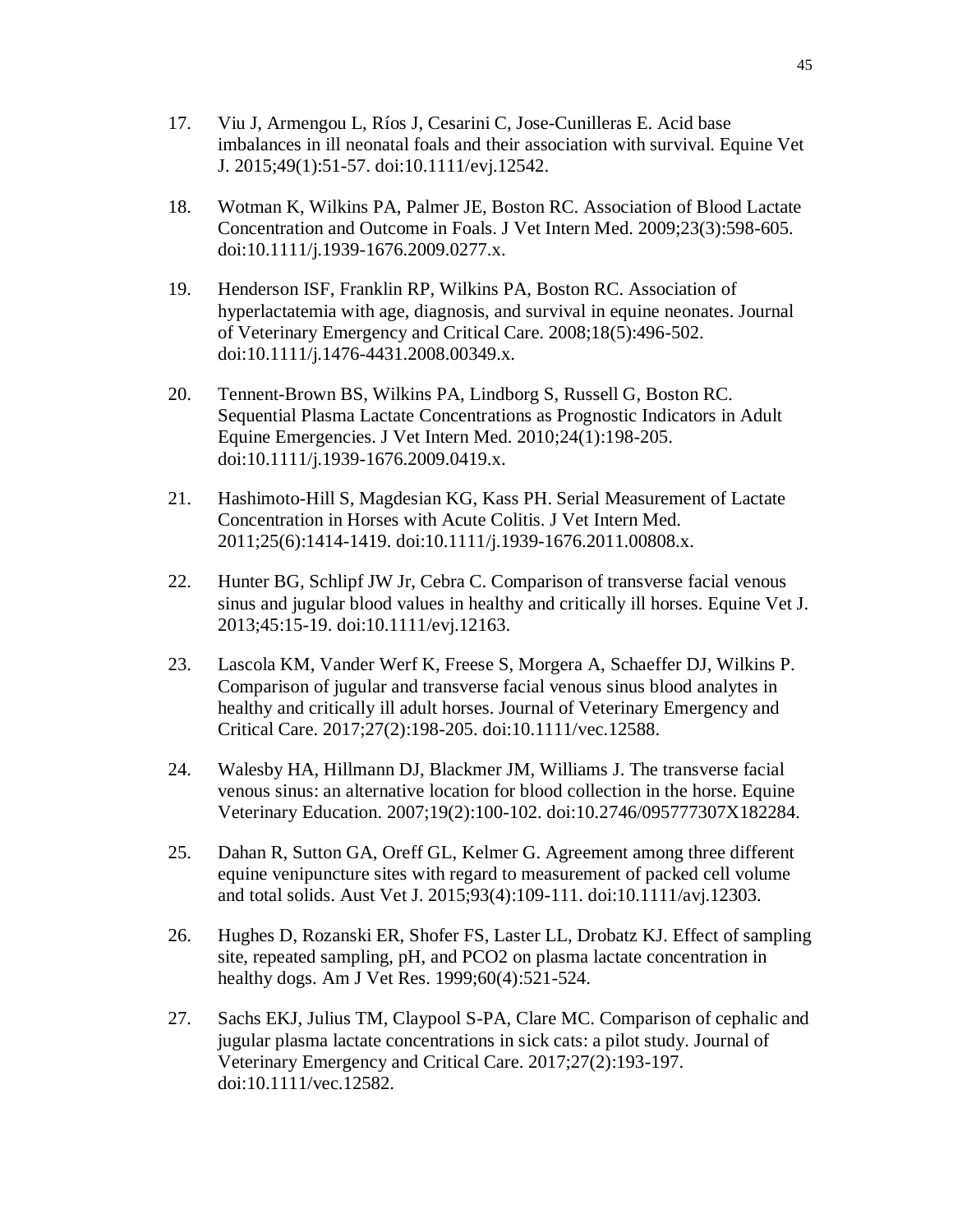17. Viu J, Armengou L, Ríos J, Cesarini C, Jose-Cunilleras E. Acid base imbalances in ill neonatal foals and their association with survival. Equine Vet J. 2015;49(1):51-57. doi:10.1111/evj.12542.

18. Wotman K, Wilkins PA, Palmer JE, Boston RC. Association of Blood Lactate Concentration and Outcome in Foals. J Vet Intern Med. 2009;23(3):598-605. doi:10.1111/j.1939-1676.2009.0277.x.

19. Henderson ISF, Franklin RP, Wilkins PA, Boston RC. Association of hyperlactatemia with age, diagnosis, and survival in equine neonates. Journal of Veterinary Emergency and Critical Care. 2008;18(5):496-502. doi:10.1111/j.1476-4431.2008.00349.x.

20. Tennent-Brown BS, Wilkins PA, Lindborg S, Russell G, Boston RC. Sequential Plasma Lactate Concentrations as Prognostic Indicators in Adult Equine Emergencies. J Vet Intern Med. 2010;24(1):198-205. doi:10.1111/j.1939-1676.2009.0419.x.

21. Hashimoto-Hill S, Magdesian KG, Kass PH. Serial Measurement of Lactate Concentration in Horses with Acute Colitis. J Vet Intern Med. 2011;25(6):1414-1419. doi:10.1111/j.1939-1676.2011.00808.x.

22. Hunter BG, Schlipf JW Jr, Cebra C. Comparison of transverse facial venous sinus and jugular blood values in healthy and critically ill horses. Equine Vet J. 2013;45:15-19. doi:10.1111/evj.12163.

23. Lascola KM, Vander Werf K, Freese S, Morgera A, Schaeffer DJ, Wilkins P. Comparison of jugular and transverse facial venous sinus blood analytes in healthy and critically ill adult horses. Journal of Veterinary Emergency and Critical Care. 2017;27(2):198-205. doi:10.1111/vec.12588.

24. Walesby HA, Hillmann DJ, Blackmer JM, Williams J. The transverse facial venous sinus: an alternative location for blood collection in the horse. Equine Veterinary Education. 2007;19(2):100-102. doi:10.2746/095777307X182284.

25. Dahan R, Sutton GA, Oreff GL, Kelmer G. Agreement among three different equine venipuncture sites with regard to measurement of packed cell volume and total solids. Aust Vet J. 2015;93(4):109-111. doi:10.1111/avj.12303.

26. Hughes D, Rozanski ER, Shofer FS, Laster LL, Drobatz KJ. Effect of sampling site, repeated sampling, pH, and PCO2 on plasma lactate concentration in healthy dogs. Am J Vet Res. 1999;60(4):521-524.

27. Sachs EKJ, Julius TM, Claypool S-PA, Clare MC. Comparison of cephalic and jugular plasma lactate concentrations in sick cats: a pilot study. Journal of Veterinary Emergency and Critical Care. 2017;27(2):193-197. doi:10.1111/vec.12582.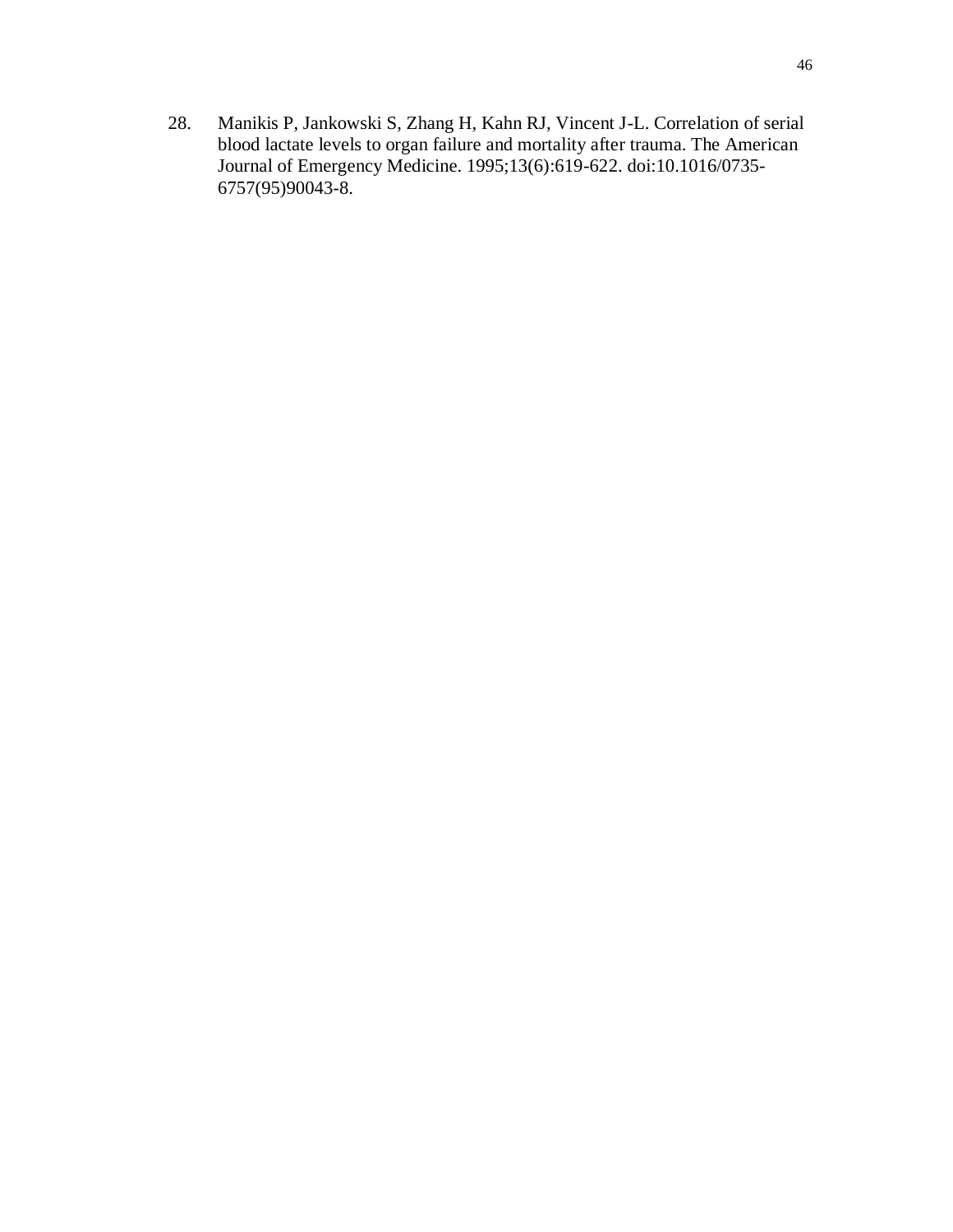28. Manikis P, Jankowski S, Zhang H, Kahn RJ, Vincent J-L. Correlation of serial blood lactate levels to organ failure and mortality after trauma. The American Journal of Emergency Medicine. 1995;13(6):619-622. doi:10.1016/0735-6757(95)90043-8.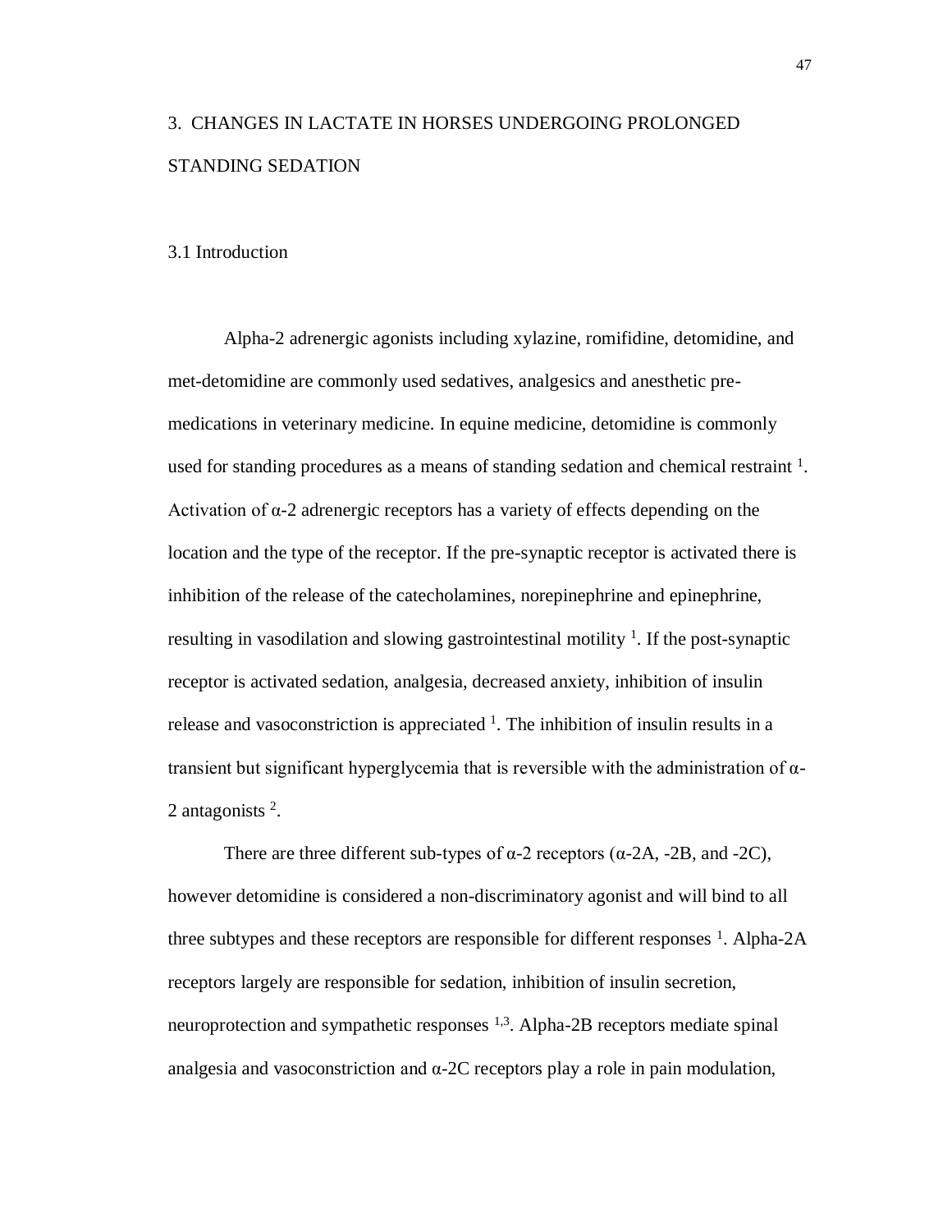# 3. CHANGES IN LACTATE IN HORSES UNDERGOING PROLONGED STANDING SEDATION

## 3.1 Introduction

Alpha-2 adrenergic agonists including xylazine, romifidine, detomidine, and met-detomidine are commonly used sedatives, analgesics and anesthetic pre-medications in veterinary medicine. In equine medicine, detomidine is commonly used for standing procedures as a means of standing sedation and chemical restraint [1]. Activation of α-2 adrenergic receptors has a variety of effects depending on the location and the type of the receptor. If the pre-synaptic receptor is activated there is inhibition of the release of the catecholamines, norepinephrine and epinephrine, resulting in vasodilation and slowing gastrointestinal motility [1]. If the post-synaptic receptor is activated sedation, analgesia, decreased anxiety, inhibition of insulin release and vasoconstriction is appreciated [1]. The inhibition of insulin results in a transient but significant hyperglycemia that is reversible with the administration of α-2 antagonists [2].

There are three different sub-types of α-2 receptors (α-2A, -2B, and -2C), however detomidine is considered a non-discriminatory agonist and will bind to all three subtypes and these receptors are responsible for different responses [1]. Alpha-2A receptors largely are responsible for sedation, inhibition of insulin secretion, neuroprotection and sympathetic responses [1,3]. Alpha-2B receptors mediate spinal analgesia and vasoconstriction and α-2C receptors play a role in pain modulation,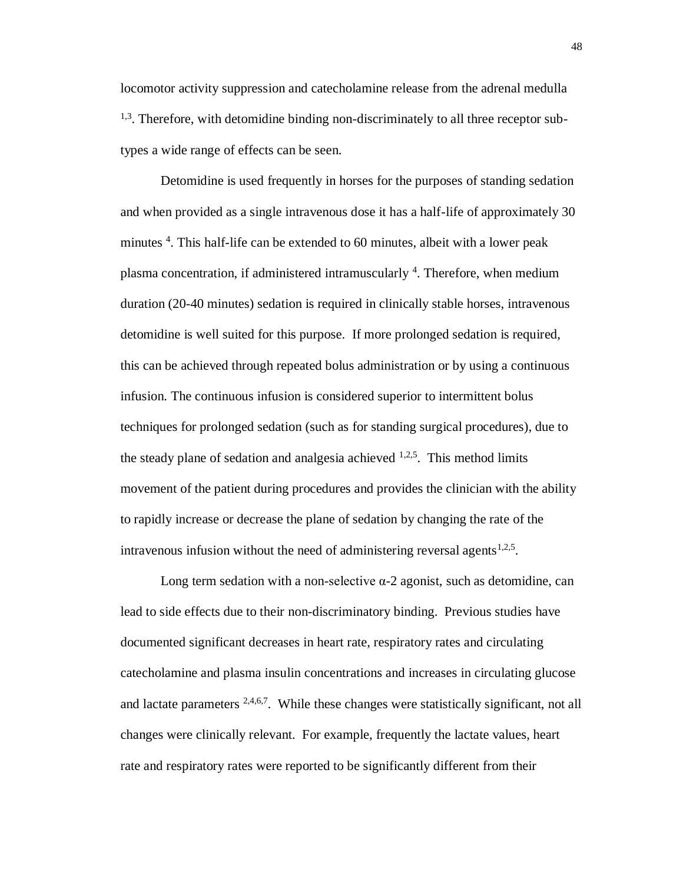locomotor activity suppression and catecholamine release from the adrenal medulla [1,3]. Therefore, with detomidine binding non-discriminately to all three receptor sub-types a wide range of effects can be seen.

Detomidine is used frequently in horses for the purposes of standing sedation and when provided as a single intravenous dose it has a half-life of approximately 30 minutes [4]. This half-life can be extended to 60 minutes, albeit with a lower peak plasma concentration, if administered intramuscularly [4]. Therefore, when medium duration (20-40 minutes) sedation is required in clinically stable horses, intravenous detomidine is well suited for this purpose. If more prolonged sedation is required, this can be achieved through repeated bolus administration or by using a continuous infusion. The continuous infusion is considered superior to intermittent bolus techniques for prolonged sedation (such as for standing surgical procedures), due to the steady plane of sedation and analgesia achieved [1,2,5]. This method limits movement of the patient during procedures and provides the clinician with the ability to rapidly increase or decrease the plane of sedation by changing the rate of the intravenous infusion without the need of administering reversal agents[1,2,5].

Long term sedation with a non-selective α-2 agonist, such as detomidine, can lead to side effects due to their non-discriminatory binding. Previous studies have documented significant decreases in heart rate, respiratory rates and circulating catecholamine and plasma insulin concentrations and increases in circulating glucose and lactate parameters [2,4,6,7]. While these changes were statistically significant, not all changes were clinically relevant. For example, frequently the lactate values, heart rate and respiratory rates were reported to be significantly different from their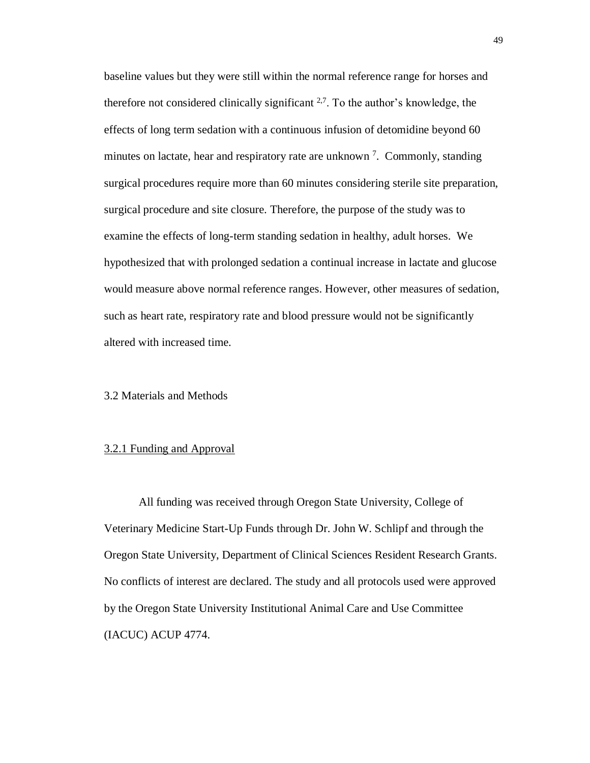baseline values but they were still within the normal reference range for horses and therefore not considered clinically significant [2,7]. To the author's knowledge, the effects of long term sedation with a continuous infusion of detomidine beyond 60 minutes on lactate, hear and respiratory rate are unknown [7]. Commonly, standing surgical procedures require more than 60 minutes considering sterile site preparation, surgical procedure and site closure. Therefore, the purpose of the study was to examine the effects of long-term standing sedation in healthy, adult horses. We hypothesized that with prolonged sedation a continual increase in lactate and glucose would measure above normal reference ranges. However, other measures of sedation, such as heart rate, respiratory rate and blood pressure would not be significantly altered with increased time.

## 3.2 Materials and Methods

### 3.2.1 Funding and Approval

All funding was received through Oregon State University, College of Veterinary Medicine Start-Up Funds through Dr. John W. Schlipf and through the Oregon State University, Department of Clinical Sciences Resident Research Grants. No conflicts of interest are declared. The study and all protocols used were approved by the Oregon State University Institutional Animal Care and Use Committee (IACUC) ACUP 4774.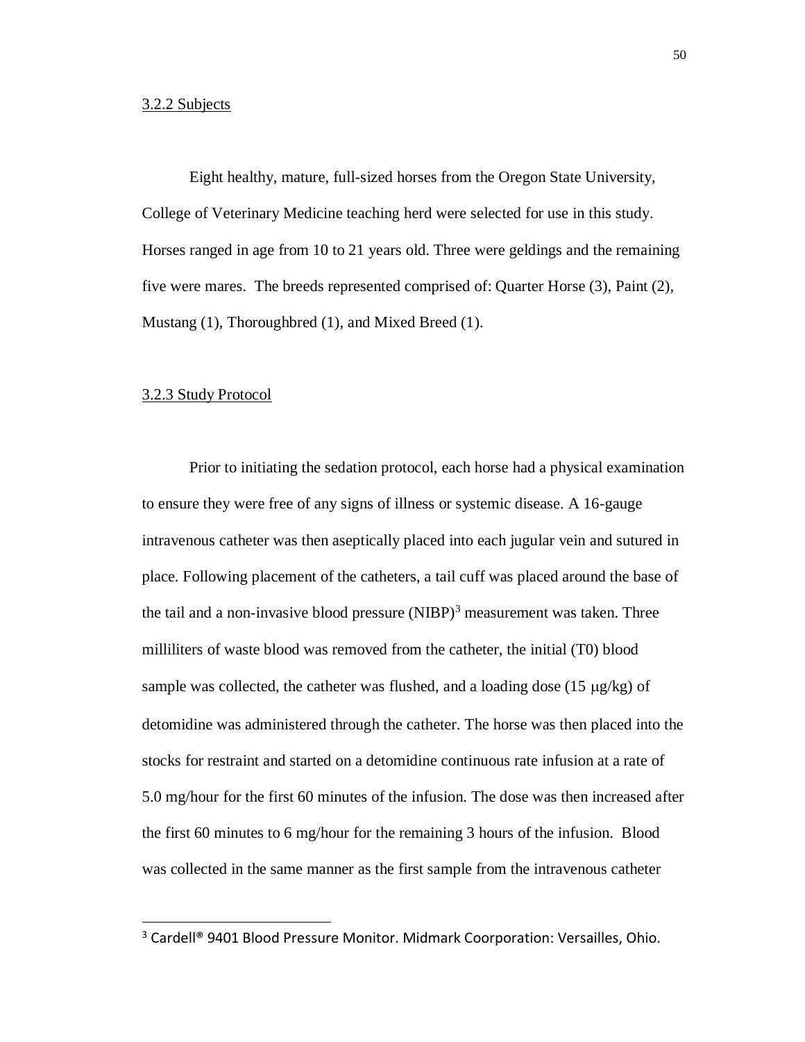### 3.2.2 Subjects

Eight healthy, mature, full-sized horses from the Oregon State University, College of Veterinary Medicine teaching herd were selected for use in this study. Horses ranged in age from 10 to 21 years old. Three were geldings and the remaining five were mares. The breeds represented comprised of: Quarter Horse (3), Paint (2), Mustang (1), Thoroughbred (1), and Mixed Breed (1).

### 3.2.3 Study Protocol

Prior to initiating the sedation protocol, each horse had a physical examination to ensure they were free of any signs of illness or systemic disease. A 16-gauge intravenous catheter was then aseptically placed into each jugular vein and sutured in place. Following placement of the catheters, a tail cuff was placed around the base of the tail and a non-invasive blood pressure (NIBP)[3] measurement was taken. Three milliliters of waste blood was removed from the catheter, the initial (T0) blood sample was collected, the catheter was flushed, and a loading dose (15 μg/kg) of detomidine was administered through the catheter. The horse was then placed into the stocks for restraint and started on a detomidine continuous rate infusion at a rate of 5.0 mg/hour for the first 60 minutes of the infusion. The dose was then increased after the first 60 minutes to 6 mg/hour for the remaining 3 hours of the infusion. Blood was collected in the same manner as the first sample from the intravenous catheter

[3] Cardell® 9401 Blood Pressure Monitor. Midmark Coorporation: Versailles, Ohio.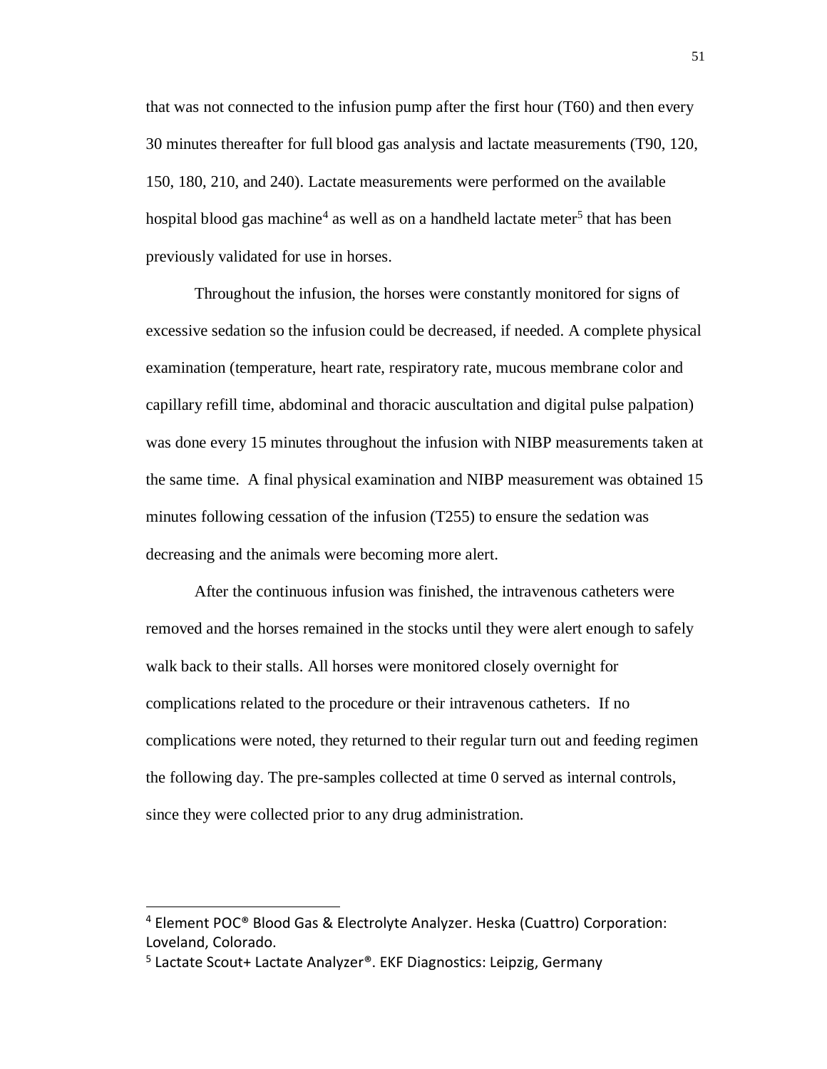that was not connected to the infusion pump after the first hour (T60) and then every 30 minutes thereafter for full blood gas analysis and lactate measurements (T90, 120, 150, 180, 210, and 240). Lactate measurements were performed on the available hospital blood gas machine[4] as well as on a handheld lactate meter[5] that has been previously validated for use in horses.

Throughout the infusion, the horses were constantly monitored for signs of excessive sedation so the infusion could be decreased, if needed. A complete physical examination (temperature, heart rate, respiratory rate, mucous membrane color and capillary refill time, abdominal and thoracic auscultation and digital pulse palpation) was done every 15 minutes throughout the infusion with NIBP measurements taken at the same time. A final physical examination and NIBP measurement was obtained 15 minutes following cessation of the infusion (T255) to ensure the sedation was decreasing and the animals were becoming more alert.

After the continuous infusion was finished, the intravenous catheters were removed and the horses remained in the stocks until they were alert enough to safely walk back to their stalls. All horses were monitored closely overnight for complications related to the procedure or their intravenous catheters. If no complications were noted, they returned to their regular turn out and feeding regimen the following day. The pre-samples collected at time 0 served as internal controls, since they were collected prior to any drug administration.

---

[4] Element POC® Blood Gas & Electrolyte Analyzer. Heska (Cuattro) Corporation: Loveland, Colorado.

[5] Lactate Scout+ Lactate Analyzer®. EKF Diagnostics: Leipzig, Germany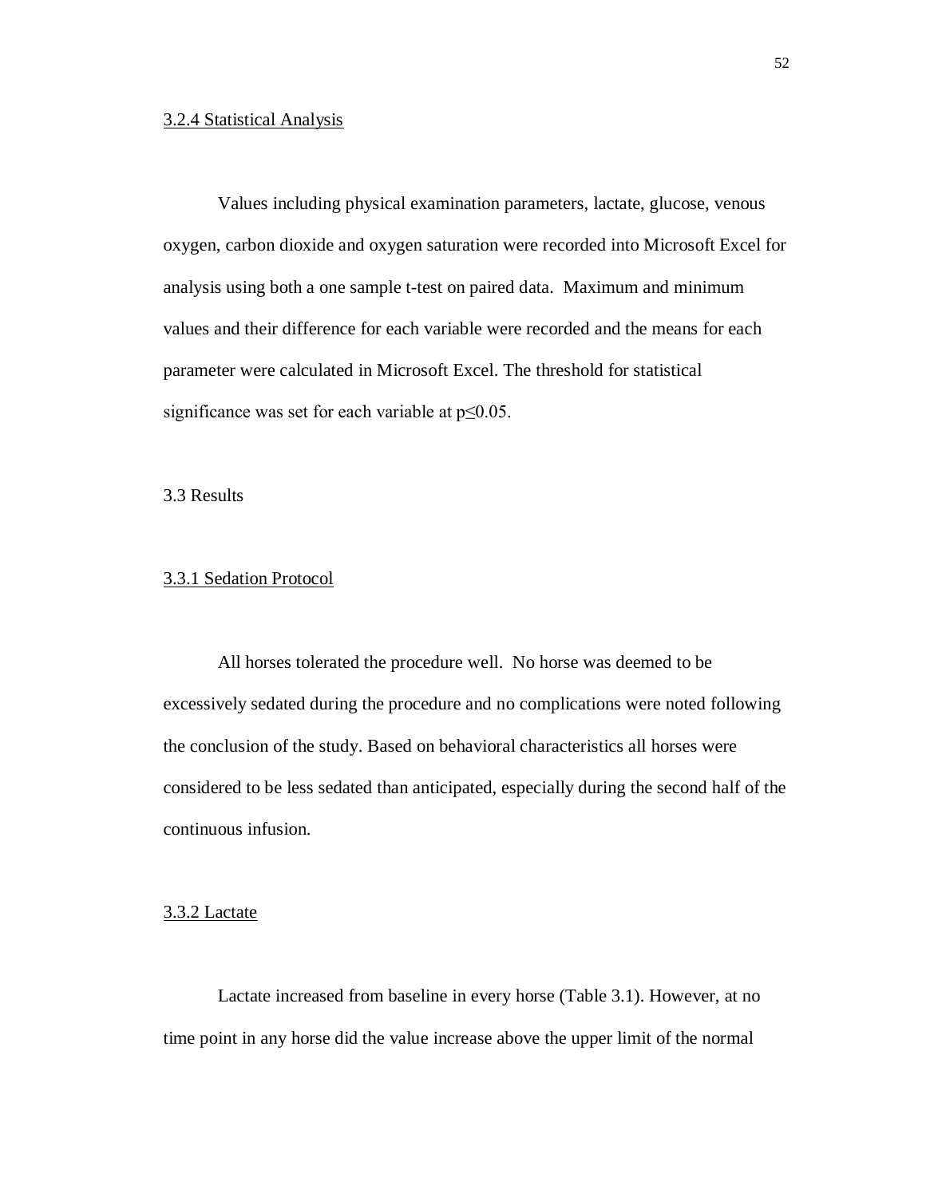### 3.2.4 Statistical Analysis

Values including physical examination parameters, lactate, glucose, venous oxygen, carbon dioxide and oxygen saturation were recorded into Microsoft Excel for analysis using both a one sample t-test on paired data. Maximum and minimum values and their difference for each variable were recorded and the means for each parameter were calculated in Microsoft Excel. The threshold for statistical significance was set for each variable at $p \leq 0.05$.

## 3.3 Results

### 3.3.1 Sedation Protocol

All horses tolerated the procedure well. No horse was deemed to be excessively sedated during the procedure and no complications were noted following the conclusion of the study. Based on behavioral characteristics all horses were considered to be less sedated than anticipated, especially during the second half of the continuous infusion.

### 3.3.2 Lactate

Lactate increased from baseline in every horse (Table 3.1). However, at no time point in any horse did the value increase above the upper limit of the normal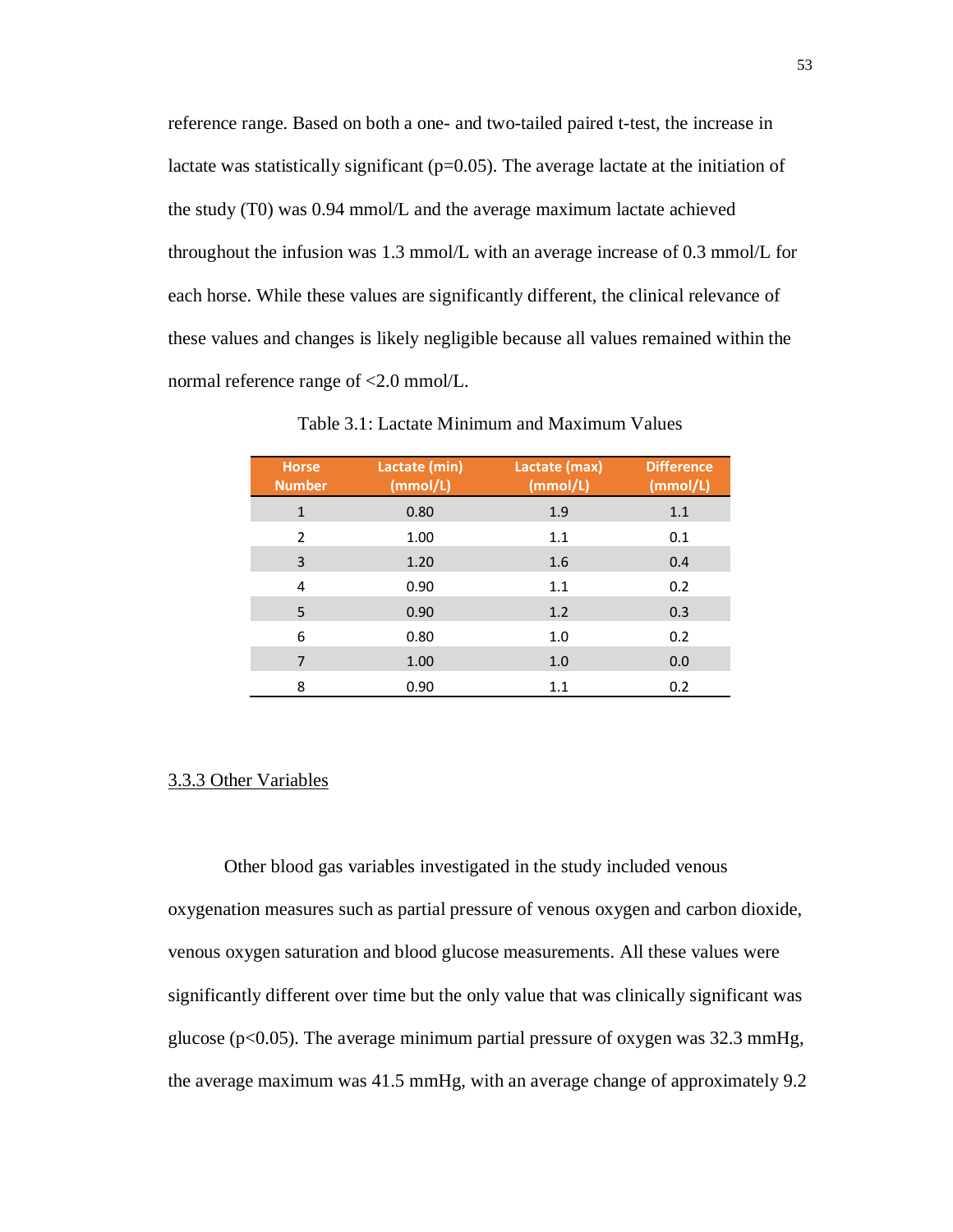reference range. Based on both a one- and two-tailed paired t-test, the increase in lactate was statistically significant ($p=0.05$). The average lactate at the initiation of the study (T0) was 0.94 mmol/L and the average maximum lactate achieved throughout the infusion was 1.3 mmol/L with an average increase of 0.3 mmol/L for each horse. While these values are significantly different, the clinical relevance of these values and changes is likely negligible because all values remained within the normal reference range of <2.0 mmol/L.

Table 3.1: Lactate Minimum and Maximum Values

| Horse Number | Lactate (min) (mmol/L) | Lactate (max) (mmol/L) | Difference (mmol/L) |
|---|---|---|---|
| 1 | 0.80 | 1.9 | 1.1 |
| 2 | 1.00 | 1.1 | 0.1 |
| 3 | 1.20 | 1.6 | 0.4 |
| 4 | 0.90 | 1.1 | 0.2 |
| 5 | 0.90 | 1.2 | 0.3 |
| 6 | 0.80 | 1.0 | 0.2 |
| 7 | 1.00 | 1.0 | 0.0 |
| 8 | 0.90 | 1.1 | 0.2 |

### 3.3.3 Other Variables

Other blood gas variables investigated in the study included venous oxygenation measures such as partial pressure of venous oxygen and carbon dioxide, venous oxygen saturation and blood glucose measurements. All these values were significantly different over time but the only value that was clinically significant was glucose ($p<0.05$). The average minimum partial pressure of oxygen was 32.3 mmHg, the average maximum was 41.5 mmHg, with an average change of approximately 9.2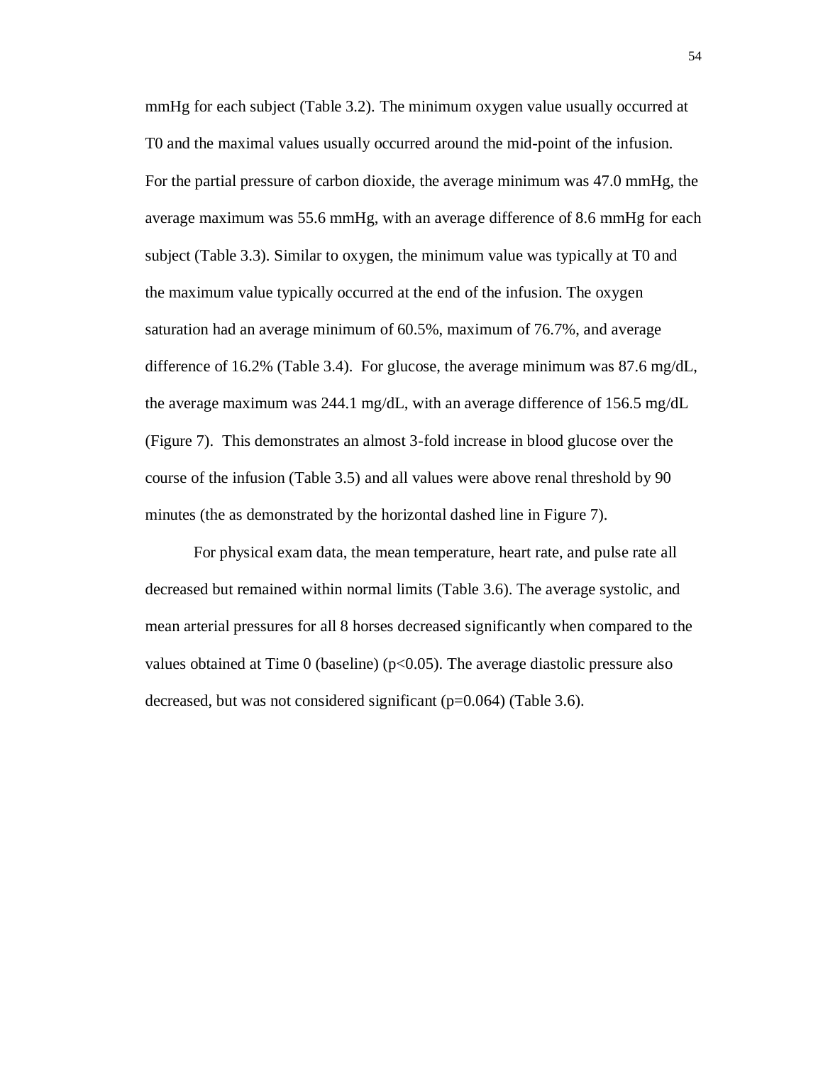mmHg for each subject (Table 3.2). The minimum oxygen value usually occurred at T0 and the maximal values usually occurred around the mid-point of the infusion. For the partial pressure of carbon dioxide, the average minimum was 47.0 mmHg, the average maximum was 55.6 mmHg, with an average difference of 8.6 mmHg for each subject (Table 3.3). Similar to oxygen, the minimum value was typically at T0 and the maximum value typically occurred at the end of the infusion. The oxygen saturation had an average minimum of 60.5%, maximum of 76.7%, and average difference of 16.2% (Table 3.4). For glucose, the average minimum was 87.6 mg/dL, the average maximum was 244.1 mg/dL, with an average difference of 156.5 mg/dL (Figure 7). This demonstrates an almost 3-fold increase in blood glucose over the course of the infusion (Table 3.5) and all values were above renal threshold by 90 minutes (the as demonstrated by the horizontal dashed line in Figure 7).

For physical exam data, the mean temperature, heart rate, and pulse rate all decreased but remained within normal limits (Table 3.6). The average systolic, and mean arterial pressures for all 8 horses decreased significantly when compared to the values obtained at Time 0 (baseline) ($p<0.05$). The average diastolic pressure also decreased, but was not considered significant ($p=0.064$) (Table 3.6).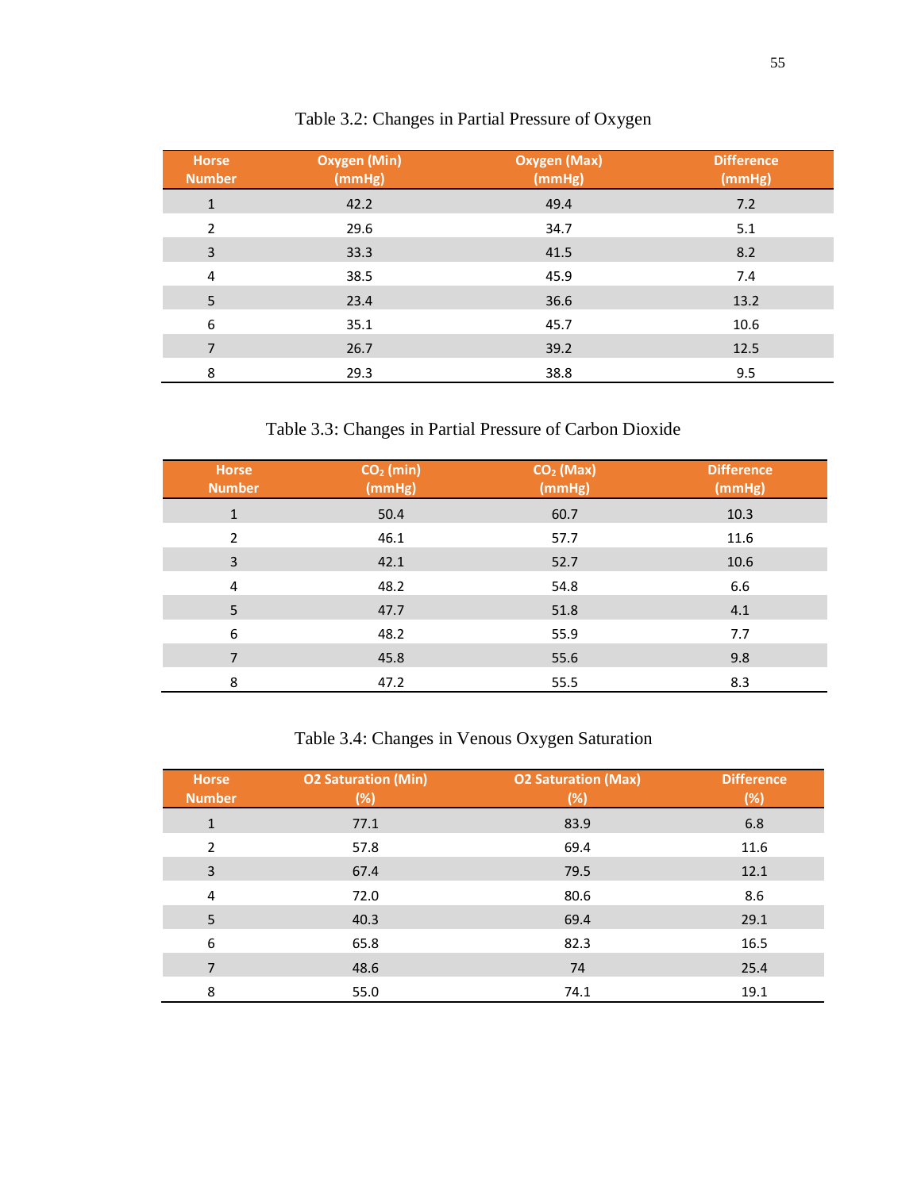Table 3.2: Changes in Partial Pressure of Oxygen

| Horse Number | Oxygen (Min) (mmHg) | Oxygen (Max) (mmHg) | Difference (mmHg) |
|---|---|---|---|
| 1 | 42.2 | 49.4 | 7.2 |
| 2 | 29.6 | 34.7 | 5.1 |
| 3 | 33.3 | 41.5 | 8.2 |
| 4 | 38.5 | 45.9 | 7.4 |
| 5 | 23.4 | 36.6 | 13.2 |
| 6 | 35.1 | 45.7 | 10.6 |
| 7 | 26.7 | 39.2 | 12.5 |
| 8 | 29.3 | 38.8 | 9.5 |

Table 3.3: Changes in Partial Pressure of Carbon Dioxide

| Horse Number | $CO_2$ (min) (mmHg) | $CO_2$ (Max) (mmHg) | Difference (mmHg) |
|---|---|---|---|
| 1 | 50.4 | 60.7 | 10.3 |
| 2 | 46.1 | 57.7 | 11.6 |
| 3 | 42.1 | 52.7 | 10.6 |
| 4 | 48.2 | 54.8 | 6.6 |
| 5 | 47.7 | 51.8 | 4.1 |
| 6 | 48.2 | 55.9 | 7.7 |
| 7 | 45.8 | 55.6 | 9.8 |
| 8 | 47.2 | 55.5 | 8.3 |

Table 3.4: Changes in Venous Oxygen Saturation

| Horse Number | O2 Saturation (Min) (%) | O2 Saturation (Max) (%) | Difference (%) |
|---|---|---|---|
| 1 | 77.1 | 83.9 | 6.8 |
| 2 | 57.8 | 69.4 | 11.6 |
| 3 | 67.4 | 79.5 | 12.1 |
| 4 | 72.0 | 80.6 | 8.6 |
| 5 | 40.3 | 69.4 | 29.1 |
| 6 | 65.8 | 82.3 | 16.5 |
| 7 | 48.6 | 74 | 25.4 |
| 8 | 55.0 | 74.1 | 19.1 |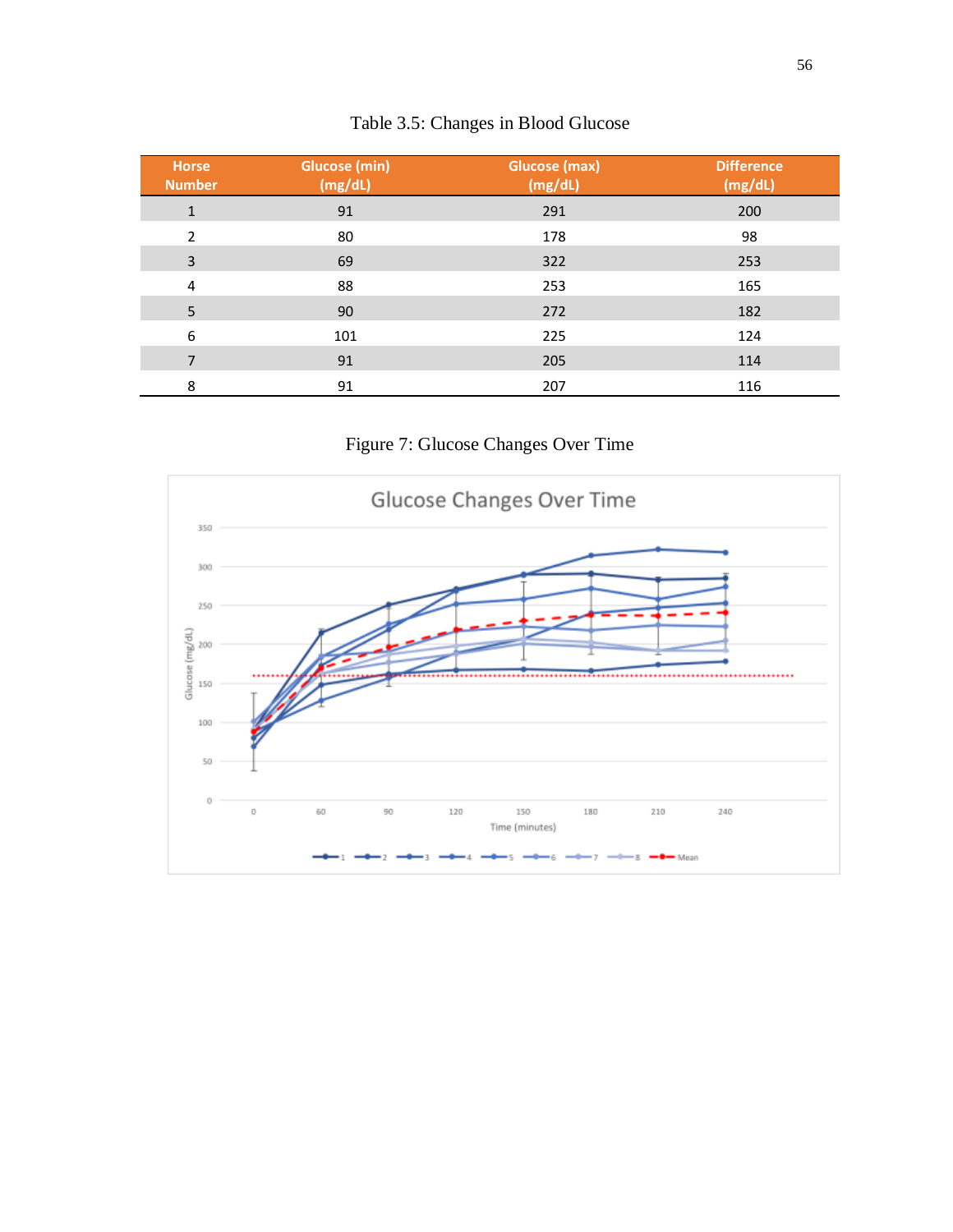Table 3.5: Changes in Blood Glucose

| Horse Number | Glucose (min) (mg/dL) | Glucose (max) (mg/dL) | Difference (mg/dL) |
|---|---|---|---|
| 1 | 91 | 291 | 200 |
| 2 | 80 | 178 | 98 |
| 3 | 69 | 322 | 253 |
| 4 | 88 | 253 | 165 |
| 5 | 90 | 272 | 182 |
| 6 | 101 | 225 | 124 |
| 7 | 91 | 205 | 114 |
| 8 | 91 | 207 | 116 |

Figure 7: Glucose Changes Over Time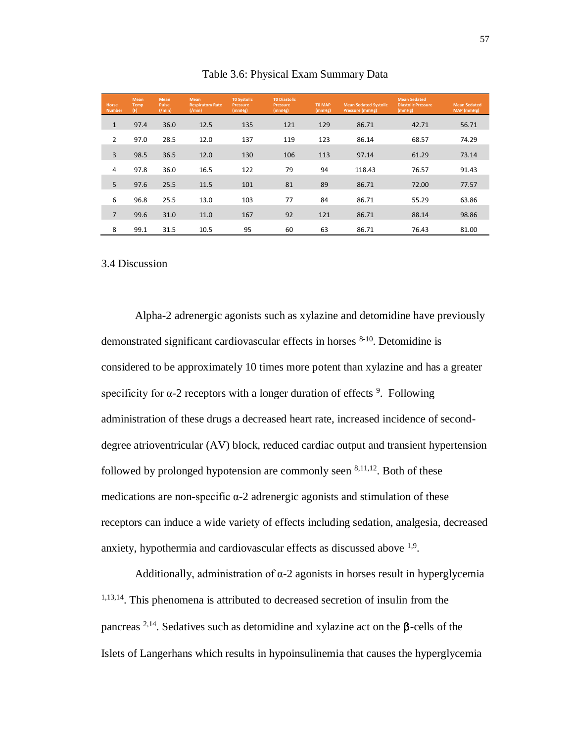Table 3.6: Physical Exam Summary Data

| Horse Number | Mean Temp (F) | Mean Pulse (/min) | Mean Respiratory Rate (/min) | T0 Systolic Pressure (mmHg) | T0 Diastolic Pressure (mmHg) | T0 MAP (mmHg) | Mean Sedated Systolic Pressure (mmHg) | Mean Sedated Diastolic Pressure (mmHg) | Mean Sedated MAP (mmHg) |
|---|---|---|---|---|---|---|---|---|---|
| 1 | 97.4 | 36.0 | 12.5 | 135 | 121 | 129 | 86.71 | 42.71 | 56.71 |
| 2 | 97.0 | 28.5 | 12.0 | 137 | 119 | 123 | 86.14 | 68.57 | 74.29 |
| 3 | 98.5 | 36.5 | 12.0 | 130 | 106 | 113 | 97.14 | 61.29 | 73.14 |
| 4 | 97.8 | 36.0 | 16.5 | 122 | 79 | 94 | 118.43 | 76.57 | 91.43 |
| 5 | 97.6 | 25.5 | 11.5 | 101 | 81 | 89 | 86.71 | 72.00 | 77.57 |
| 6 | 96.8 | 25.5 | 13.0 | 103 | 77 | 84 | 86.71 | 55.29 | 63.86 |
| 7 | 99.6 | 31.0 | 11.0 | 167 | 92 | 121 | 86.71 | 88.14 | 98.86 |
| 8 | 99.1 | 31.5 | 10.5 | 95 | 60 | 63 | 86.71 | 76.43 | 81.00 |

## 3.4 Discussion

Alpha-2 adrenergic agonists such as xylazine and detomidine have previously demonstrated significant cardiovascular effects in horses [8-10]. Detomidine is considered to be approximately 10 times more potent than xylazine and has a greater specificity for α-2 receptors with a longer duration of effects [9]. Following administration of these drugs a decreased heart rate, increased incidence of second-degree atrioventricular (AV) block, reduced cardiac output and transient hypertension followed by prolonged hypotension are commonly seen [8,11,12]. Both of these medications are non-specific α-2 adrenergic agonists and stimulation of these receptors can induce a wide variety of effects including sedation, analgesia, decreased anxiety, hypothermia and cardiovascular effects as discussed above [1,9].

Additionally, administration of α-2 agonists in horses result in hyperglycemia [1,13,14]. This phenomena is attributed to decreased secretion of insulin from the pancreas [2,14]. Sedatives such as detomidine and xylazine act on the β-cells of the Islets of Langerhans which results in hypoinsulinemia that causes the hyperglycemia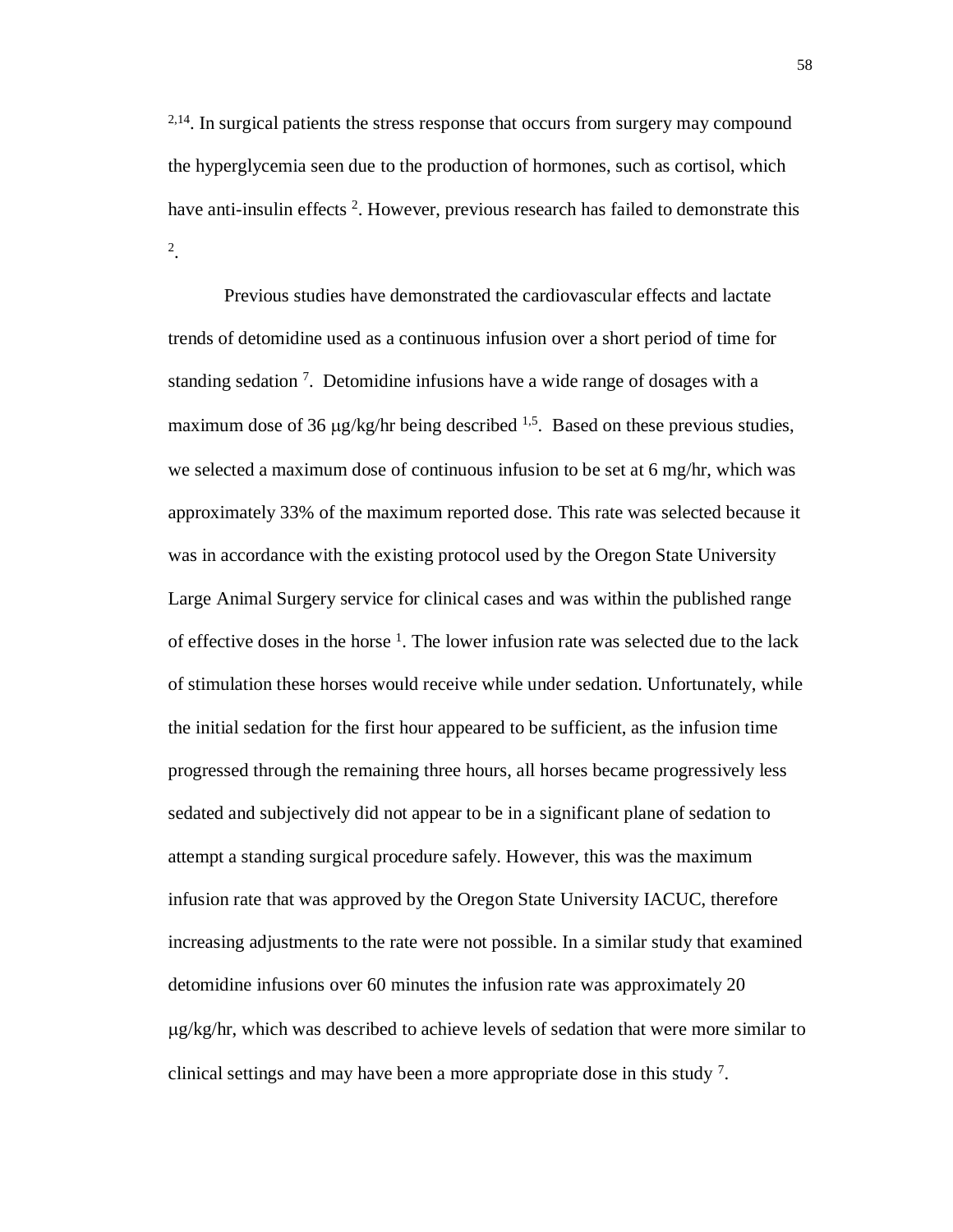[2,14]. In surgical patients the stress response that occurs from surgery may compound the hyperglycemia seen due to the production of hormones, such as cortisol, which have anti-insulin effects [2]. However, previous research has failed to demonstrate this [2].

Previous studies have demonstrated the cardiovascular effects and lactate trends of detomidine used as a continuous infusion over a short period of time for standing sedation [7]. Detomidine infusions have a wide range of dosages with a maximum dose of 36 μg/kg/hr being described [1,5]. Based on these previous studies, we selected a maximum dose of continuous infusion to be set at 6 mg/hr, which was approximately 33% of the maximum reported dose. This rate was selected because it was in accordance with the existing protocol used by the Oregon State University Large Animal Surgery service for clinical cases and was within the published range of effective doses in the horse [1]. The lower infusion rate was selected due to the lack of stimulation these horses would receive while under sedation. Unfortunately, while the initial sedation for the first hour appeared to be sufficient, as the infusion time progressed through the remaining three hours, all horses became progressively less sedated and subjectively did not appear to be in a significant plane of sedation to attempt a standing surgical procedure safely. However, this was the maximum infusion rate that was approved by the Oregon State University IACUC, therefore increasing adjustments to the rate were not possible. In a similar study that examined detomidine infusions over 60 minutes the infusion rate was approximately 20 μg/kg/hr, which was described to achieve levels of sedation that were more similar to clinical settings and may have been a more appropriate dose in this study [7].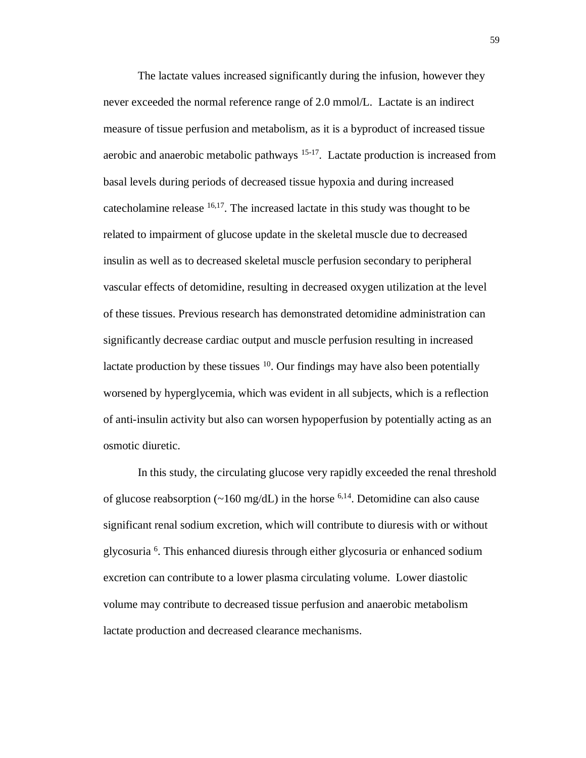The lactate values increased significantly during the infusion, however they never exceeded the normal reference range of 2.0 mmol/L. Lactate is an indirect measure of tissue perfusion and metabolism, as it is a byproduct of increased tissue aerobic and anaerobic metabolic pathways [15-17]. Lactate production is increased from basal levels during periods of decreased tissue hypoxia and during increased catecholamine release [16,17]. The increased lactate in this study was thought to be related to impairment of glucose update in the skeletal muscle due to decreased insulin as well as to decreased skeletal muscle perfusion secondary to peripheral vascular effects of detomidine, resulting in decreased oxygen utilization at the level of these tissues. Previous research has demonstrated detomidine administration can significantly decrease cardiac output and muscle perfusion resulting in increased lactate production by these tissues [10]. Our findings may have also been potentially worsened by hyperglycemia, which was evident in all subjects, which is a reflection of anti-insulin activity but also can worsen hypoperfusion by potentially acting as an osmotic diuretic.

In this study, the circulating glucose very rapidly exceeded the renal threshold of glucose reabsorption (~160 mg/dL) in the horse [6,14]. Detomidine can also cause significant renal sodium excretion, which will contribute to diuresis with or without glycosuria [6]. This enhanced diuresis through either glycosuria or enhanced sodium excretion can contribute to a lower plasma circulating volume. Lower diastolic volume may contribute to decreased tissue perfusion and anaerobic metabolism lactate production and decreased clearance mechanisms.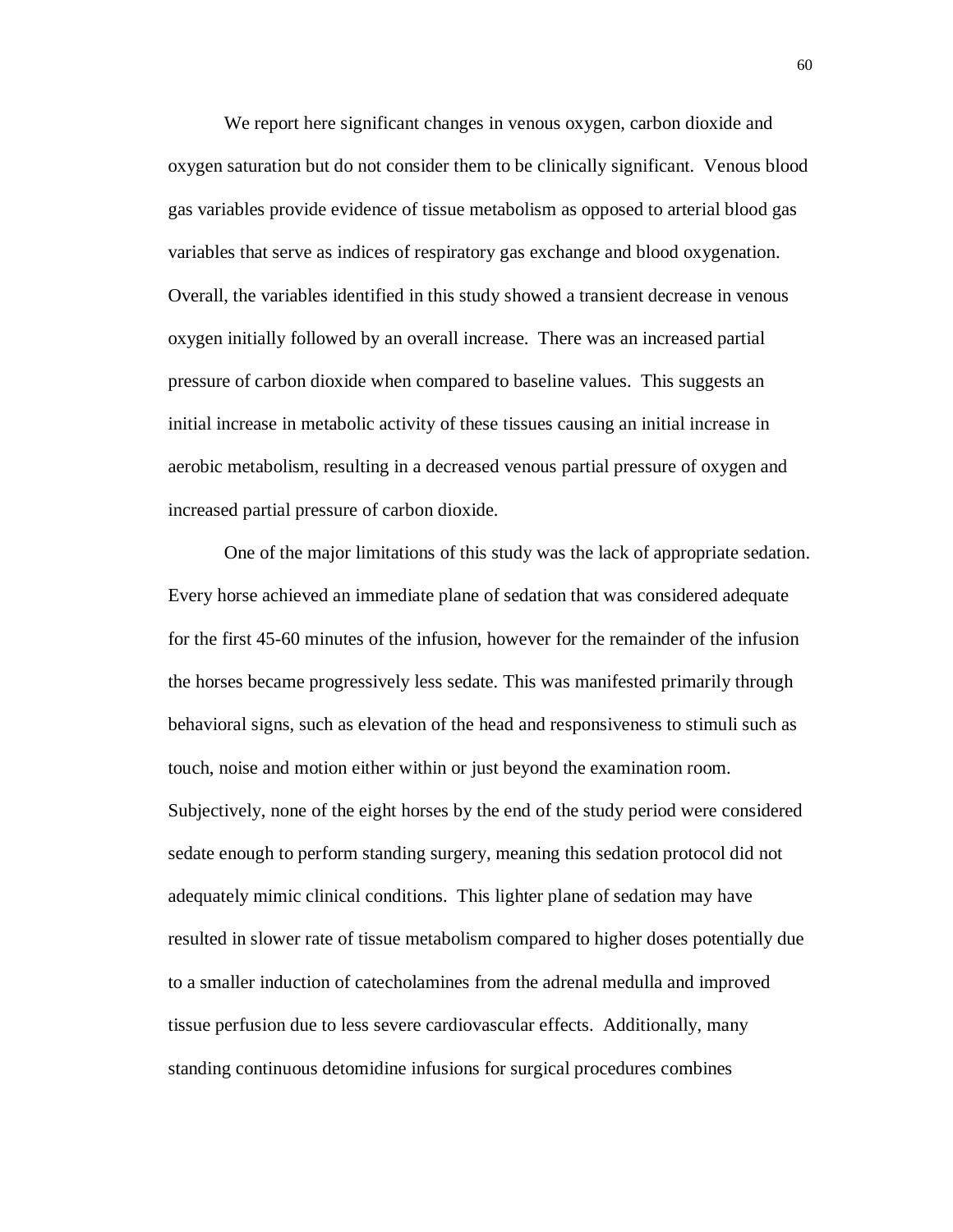We report here significant changes in venous oxygen, carbon dioxide and oxygen saturation but do not consider them to be clinically significant. Venous blood gas variables provide evidence of tissue metabolism as opposed to arterial blood gas variables that serve as indices of respiratory gas exchange and blood oxygenation. Overall, the variables identified in this study showed a transient decrease in venous oxygen initially followed by an overall increase. There was an increased partial pressure of carbon dioxide when compared to baseline values. This suggests an initial increase in metabolic activity of these tissues causing an initial increase in aerobic metabolism, resulting in a decreased venous partial pressure of oxygen and increased partial pressure of carbon dioxide.

One of the major limitations of this study was the lack of appropriate sedation. Every horse achieved an immediate plane of sedation that was considered adequate for the first 45-60 minutes of the infusion, however for the remainder of the infusion the horses became progressively less sedate. This was manifested primarily through behavioral signs, such as elevation of the head and responsiveness to stimuli such as touch, noise and motion either within or just beyond the examination room. Subjectively, none of the eight horses by the end of the study period were considered sedate enough to perform standing surgery, meaning this sedation protocol did not adequately mimic clinical conditions. This lighter plane of sedation may have resulted in slower rate of tissue metabolism compared to higher doses potentially due to a smaller induction of catecholamines from the adrenal medulla and improved tissue perfusion due to less severe cardiovascular effects. Additionally, many standing continuous detomidine infusions for surgical procedures combines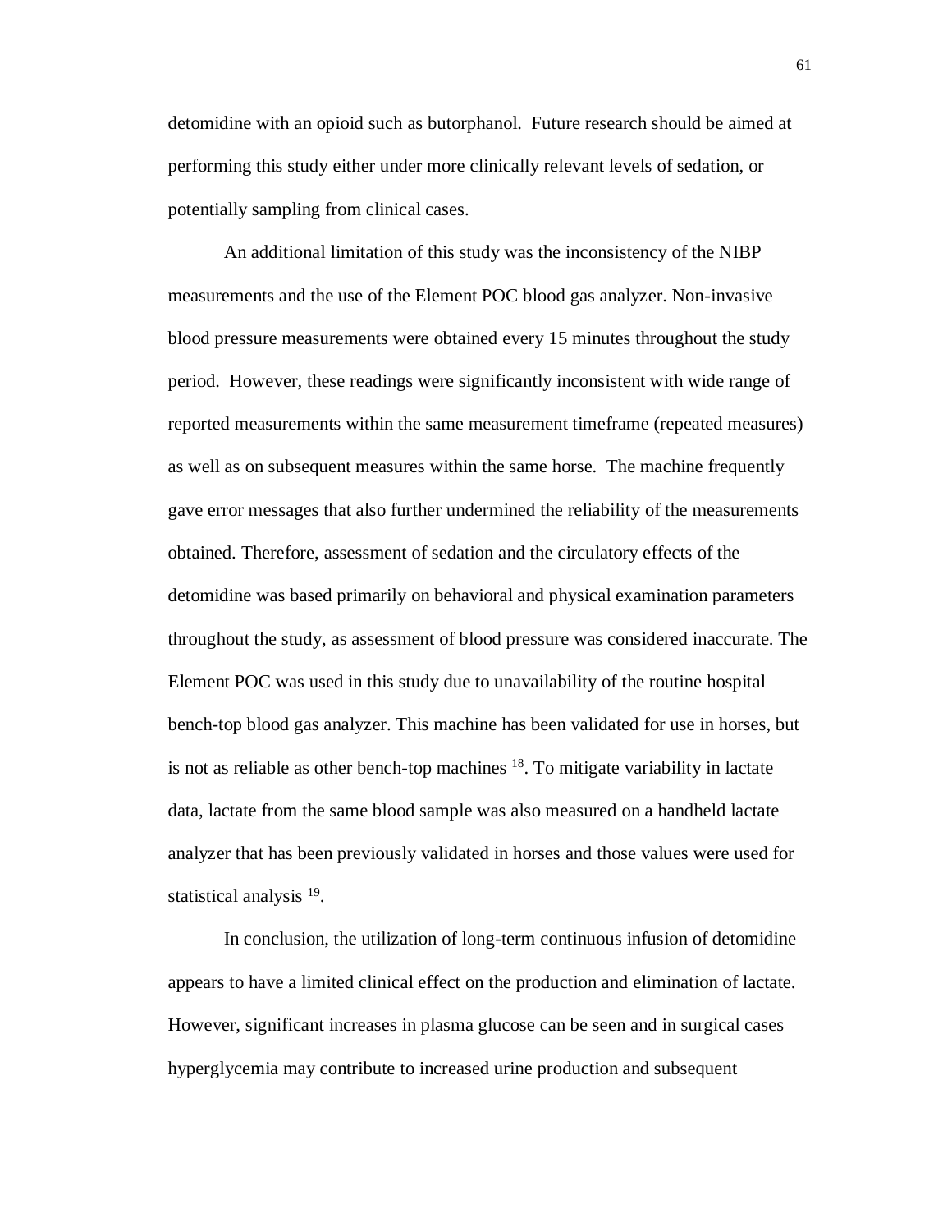detomidine with an opioid such as butorphanol. Future research should be aimed at performing this study either under more clinically relevant levels of sedation, or potentially sampling from clinical cases.

An additional limitation of this study was the inconsistency of the NIBP measurements and the use of the Element POC blood gas analyzer. Non-invasive blood pressure measurements were obtained every 15 minutes throughout the study period. However, these readings were significantly inconsistent with wide range of reported measurements within the same measurement timeframe (repeated measures) as well as on subsequent measures within the same horse. The machine frequently gave error messages that also further undermined the reliability of the measurements obtained. Therefore, assessment of sedation and the circulatory effects of the detomidine was based primarily on behavioral and physical examination parameters throughout the study, as assessment of blood pressure was considered inaccurate. The Element POC was used in this study due to unavailability of the routine hospital bench-top blood gas analyzer. This machine has been validated for use in horses, but is not as reliable as other bench-top machines [18]. To mitigate variability in lactate data, lactate from the same blood sample was also measured on a handheld lactate analyzer that has been previously validated in horses and those values were used for statistical analysis [19].

In conclusion, the utilization of long-term continuous infusion of detomidine appears to have a limited clinical effect on the production and elimination of lactate. However, significant increases in plasma glucose can be seen and in surgical cases hyperglycemia may contribute to increased urine production and subsequent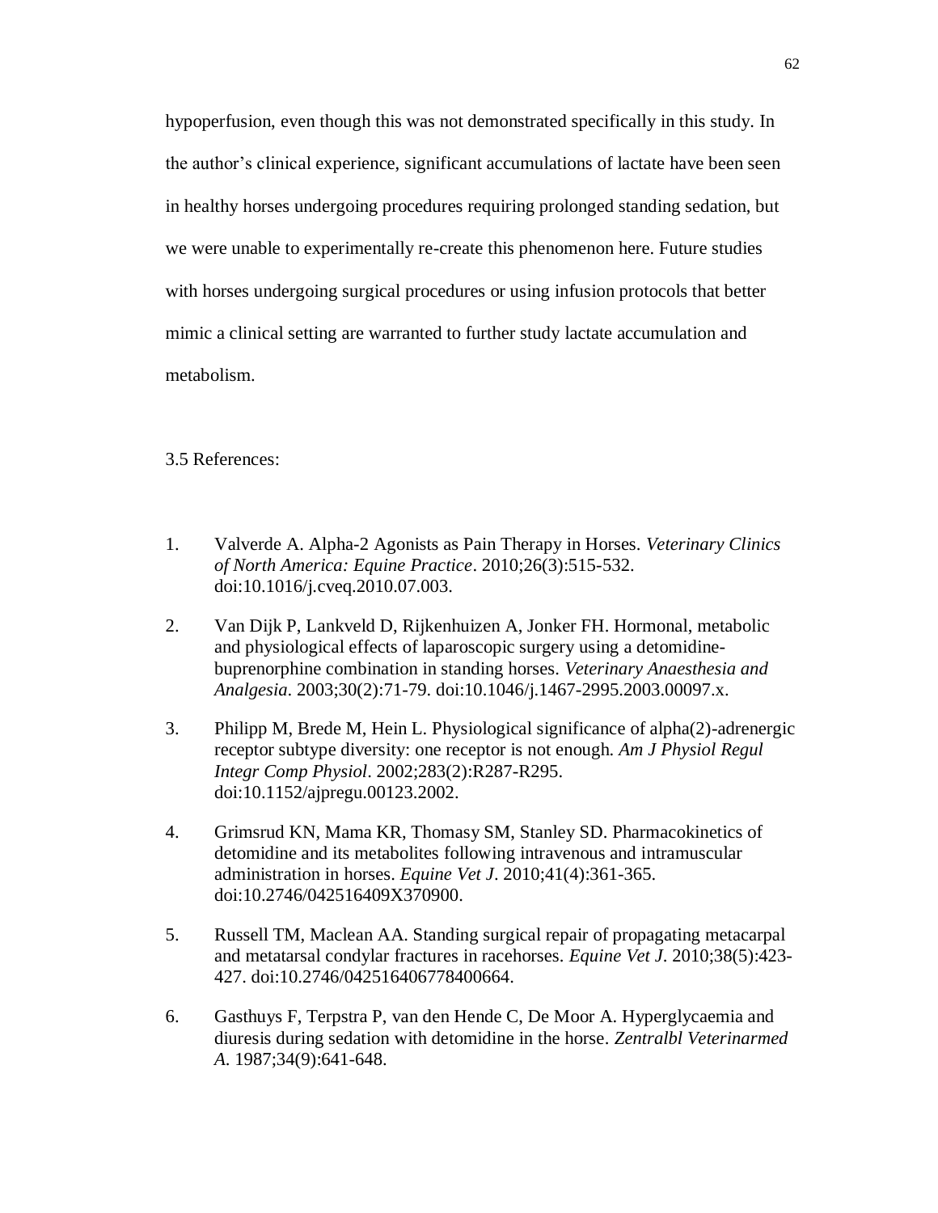hypoperfusion, even though this was not demonstrated specifically in this study. In the author's clinical experience, significant accumulations of lactate have been seen in healthy horses undergoing procedures requiring prolonged standing sedation, but we were unable to experimentally re-create this phenomenon here. Future studies with horses undergoing surgical procedures or using infusion protocols that better mimic a clinical setting are warranted to further study lactate accumulation and metabolism.

### 3.5 References:

1. Valverde A. Alpha-2 Agonists as Pain Therapy in Horses. *Veterinary Clinics of North America: Equine Practice*. 2010;26(3):515-532. doi:10.1016/j.cveq.2010.07.003.

2. Van Dijk P, Lankveld D, Rijkenhuizen A, Jonker FH. Hormonal, metabolic and physiological effects of laparoscopic surgery using a detomidine-buprenorphine combination in standing horses. *Veterinary Anaesthesia and Analgesia*. 2003;30(2):71-79. doi:10.1046/j.1467-2995.2003.00097.x.

3. Philipp M, Brede M, Hein L. Physiological significance of alpha(2)-adrenergic receptor subtype diversity: one receptor is not enough. *Am J Physiol Regul Integr Comp Physiol*. 2002;283(2):R287-R295. doi:10.1152/ajpregu.00123.2002.

4. Grimsrud KN, Mama KR, Thomasy SM, Stanley SD. Pharmacokinetics of detomidine and its metabolites following intravenous and intramuscular administration in horses. *Equine Vet J*. 2010;41(4):361-365. doi:10.2746/042516409X370900.

5. Russell TM, Maclean AA. Standing surgical repair of propagating metacarpal and metatarsal condylar fractures in racehorses. *Equine Vet J*. 2010;38(5):423-427. doi:10.2746/042516406778400664.

6. Gasthuys F, Terpstra P, van den Hende C, De Moor A. Hyperglycaemia and diuresis during sedation with detomidine in the horse. *Zentralbl Veterinarmed A*. 1987;34(9):641-648.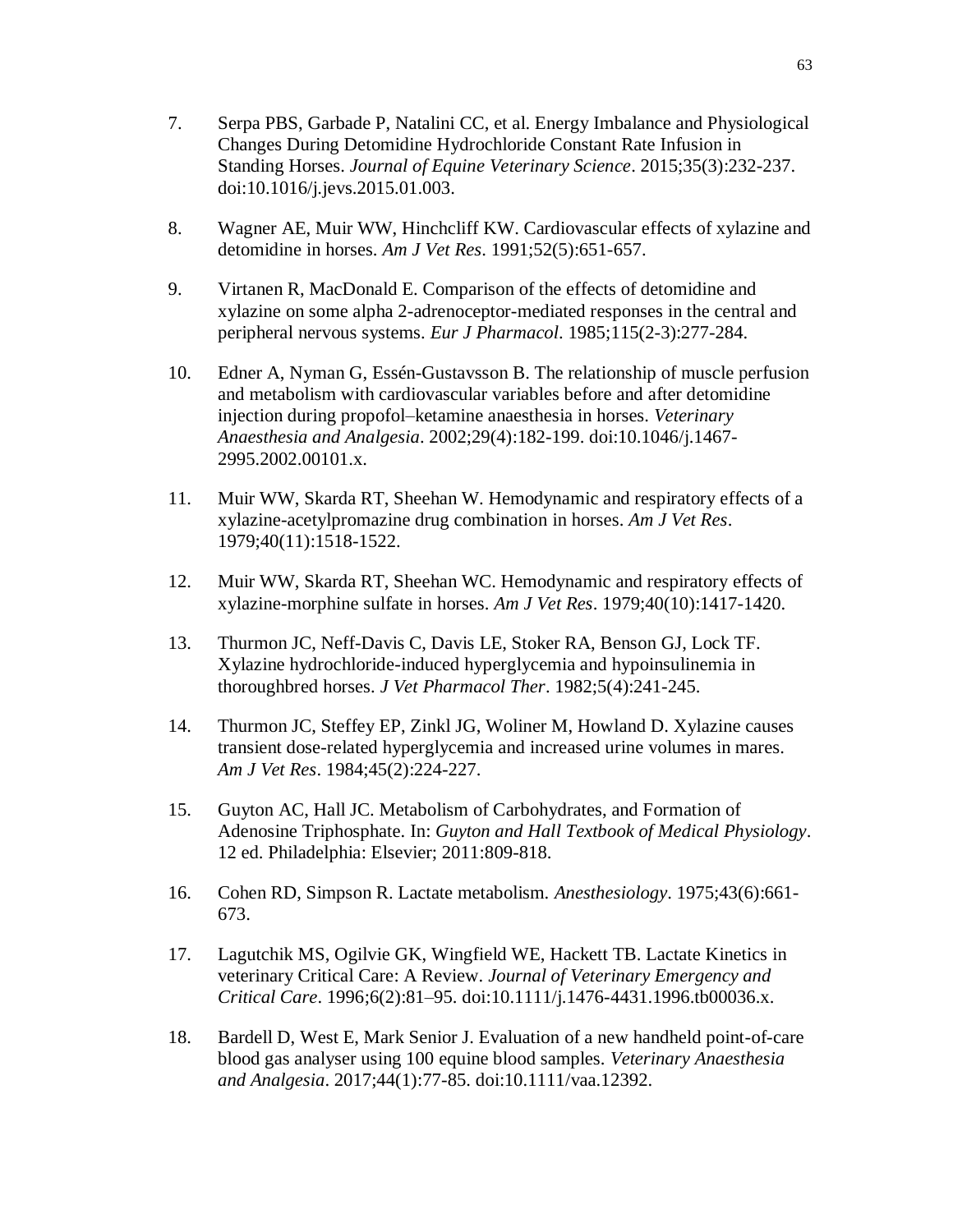7. Serpa PBS, Garbade P, Natalini CC, et al. Energy Imbalance and Physiological Changes During Detomidine Hydrochloride Constant Rate Infusion in Standing Horses. *Journal of Equine Veterinary Science*. 2015;35(3):232-237. doi:10.1016/j.jevs.2015.01.003.

8. Wagner AE, Muir WW, Hinchcliff KW. Cardiovascular effects of xylazine and detomidine in horses. *Am J Vet Res*. 1991;52(5):651-657.

9. Virtanen R, MacDonald E. Comparison of the effects of detomidine and xylazine on some alpha 2-adrenoceptor-mediated responses in the central and peripheral nervous systems. *Eur J Pharmacol*. 1985;115(2-3):277-284.

10. Edner A, Nyman G, Essén-Gustavsson B. The relationship of muscle perfusion and metabolism with cardiovascular variables before and after detomidine injection during propofol–ketamine anaesthesia in horses. *Veterinary Anaesthesia and Analgesia*. 2002;29(4):182-199. doi:10.1046/j.1467-2995.2002.00101.x.

11. Muir WW, Skarda RT, Sheehan W. Hemodynamic and respiratory effects of a xylazine-acetylpromazine drug combination in horses. *Am J Vet Res*. 1979;40(11):1518-1522.

12. Muir WW, Skarda RT, Sheehan WC. Hemodynamic and respiratory effects of xylazine-morphine sulfate in horses. *Am J Vet Res*. 1979;40(10):1417-1420.

13. Thurmon JC, Neff-Davis C, Davis LE, Stoker RA, Benson GJ, Lock TF. Xylazine hydrochloride-induced hyperglycemia and hypoinsulinemia in thoroughbred horses. *J Vet Pharmacol Ther*. 1982;5(4):241-245.

14. Thurmon JC, Steffey EP, Zinkl JG, Woliner M, Howland D. Xylazine causes transient dose-related hyperglycemia and increased urine volumes in mares. *Am J Vet Res*. 1984;45(2):224-227.

15. Guyton AC, Hall JC. Metabolism of Carbohydrates, and Formation of Adenosine Triphosphate. In: *Guyton and Hall Textbook of Medical Physiology*. 12 ed. Philadelphia: Elsevier; 2011:809-818.

16. Cohen RD, Simpson R. Lactate metabolism. *Anesthesiology*. 1975;43(6):661-673.

17. Lagutchik MS, Ogilvie GK, Wingfield WE, Hackett TB. Lactate Kinetics in veterinary Critical Care: A Review. *Journal of Veterinary Emergency and Critical Care*. 1996;6(2):81–95. doi:10.1111/j.1476-4431.1996.tb00036.x.

18. Bardell D, West E, Mark Senior J. Evaluation of a new handheld point-of-care blood gas analyser using 100 equine blood samples. *Veterinary Anaesthesia and Analgesia*. 2017;44(1):77-85. doi:10.1111/vaa.12392.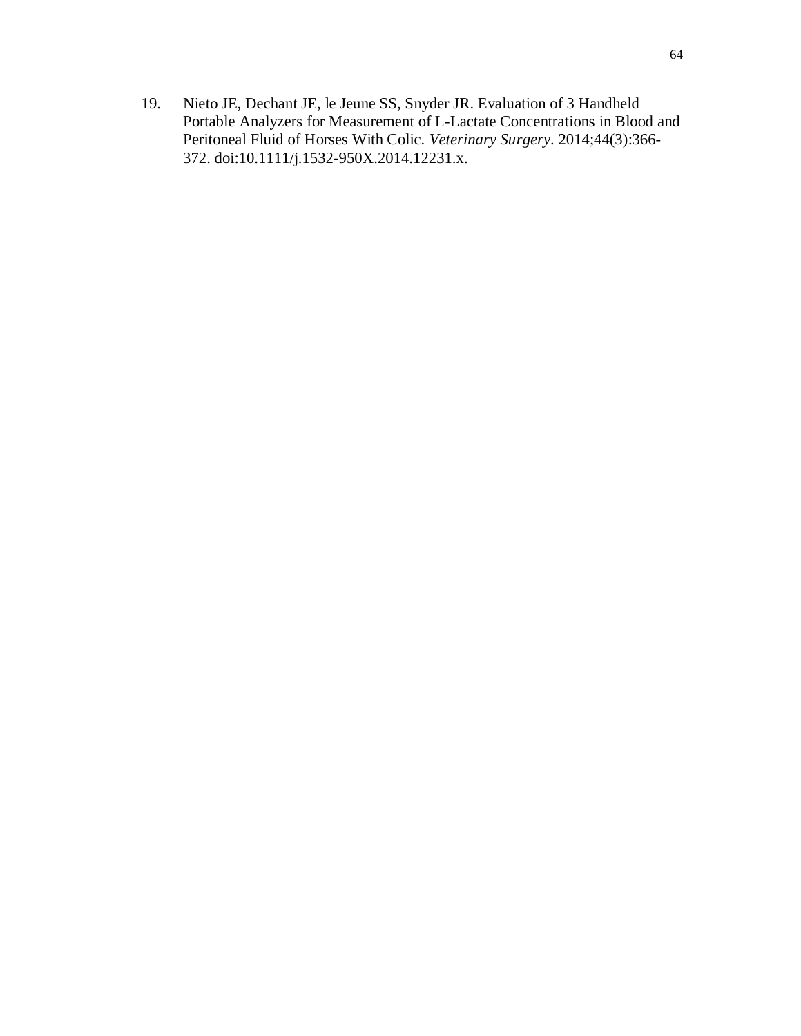19. Nieto JE, Dechant JE, le Jeune SS, Snyder JR. Evaluation of 3 Handheld Portable Analyzers for Measurement of L-Lactate Concentrations in Blood and Peritoneal Fluid of Horses With Colic. *Veterinary Surgery*. 2014;44(3):366-372. doi:10.1111/j.1532-950X.2014.12231.x.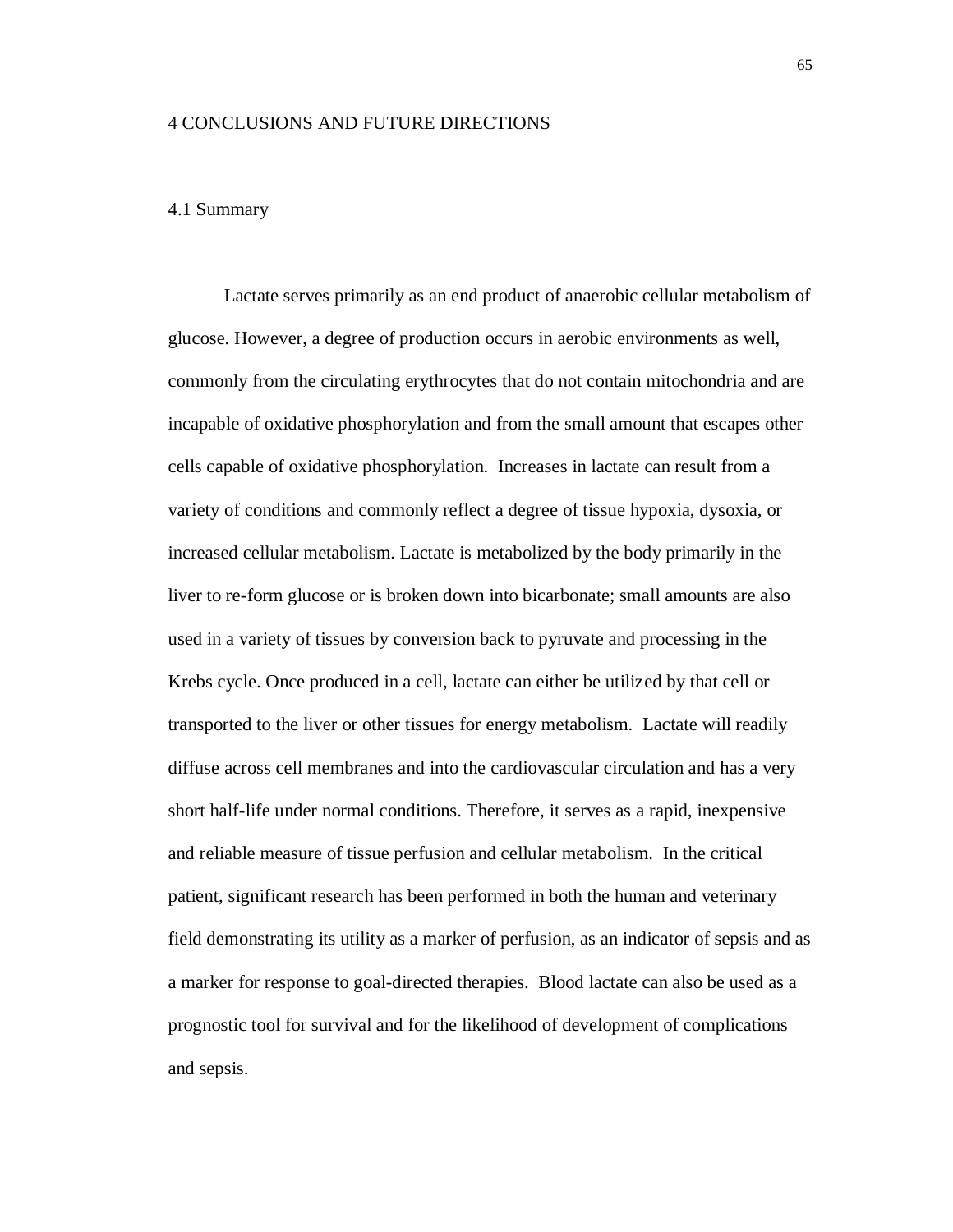# 4 CONCLUSIONS AND FUTURE DIRECTIONS

## 4.1 Summary

Lactate serves primarily as an end product of anaerobic cellular metabolism of glucose. However, a degree of production occurs in aerobic environments as well, commonly from the circulating erythrocytes that do not contain mitochondria and are incapable of oxidative phosphorylation and from the small amount that escapes other cells capable of oxidative phosphorylation. Increases in lactate can result from a variety of conditions and commonly reflect a degree of tissue hypoxia, dysoxia, or increased cellular metabolism. Lactate is metabolized by the body primarily in the liver to re-form glucose or is broken down into bicarbonate; small amounts are also used in a variety of tissues by conversion back to pyruvate and processing in the Krebs cycle. Once produced in a cell, lactate can either be utilized by that cell or transported to the liver or other tissues for energy metabolism. Lactate will readily diffuse across cell membranes and into the cardiovascular circulation and has a very short half-life under normal conditions. Therefore, it serves as a rapid, inexpensive and reliable measure of tissue perfusion and cellular metabolism. In the critical patient, significant research has been performed in both the human and veterinary field demonstrating its utility as a marker of perfusion, as an indicator of sepsis and as a marker for response to goal-directed therapies. Blood lactate can also be used as a prognostic tool for survival and for the likelihood of development of complications and sepsis.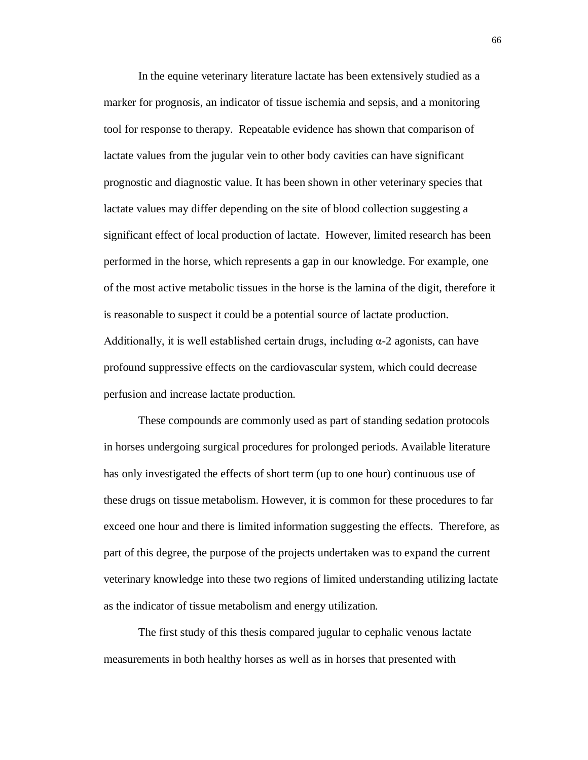In the equine veterinary literature lactate has been extensively studied as a marker for prognosis, an indicator of tissue ischemia and sepsis, and a monitoring tool for response to therapy. Repeatable evidence has shown that comparison of lactate values from the jugular vein to other body cavities can have significant prognostic and diagnostic value. It has been shown in other veterinary species that lactate values may differ depending on the site of blood collection suggesting a significant effect of local production of lactate. However, limited research has been performed in the horse, which represents a gap in our knowledge. For example, one of the most active metabolic tissues in the horse is the lamina of the digit, therefore it is reasonable to suspect it could be a potential source of lactate production. Additionally, it is well established certain drugs, including α-2 agonists, can have profound suppressive effects on the cardiovascular system, which could decrease perfusion and increase lactate production.

These compounds are commonly used as part of standing sedation protocols in horses undergoing surgical procedures for prolonged periods. Available literature has only investigated the effects of short term (up to one hour) continuous use of these drugs on tissue metabolism. However, it is common for these procedures to far exceed one hour and there is limited information suggesting the effects. Therefore, as part of this degree, the purpose of the projects undertaken was to expand the current veterinary knowledge into these two regions of limited understanding utilizing lactate as the indicator of tissue metabolism and energy utilization.

The first study of this thesis compared jugular to cephalic venous lactate measurements in both healthy horses as well as in horses that presented with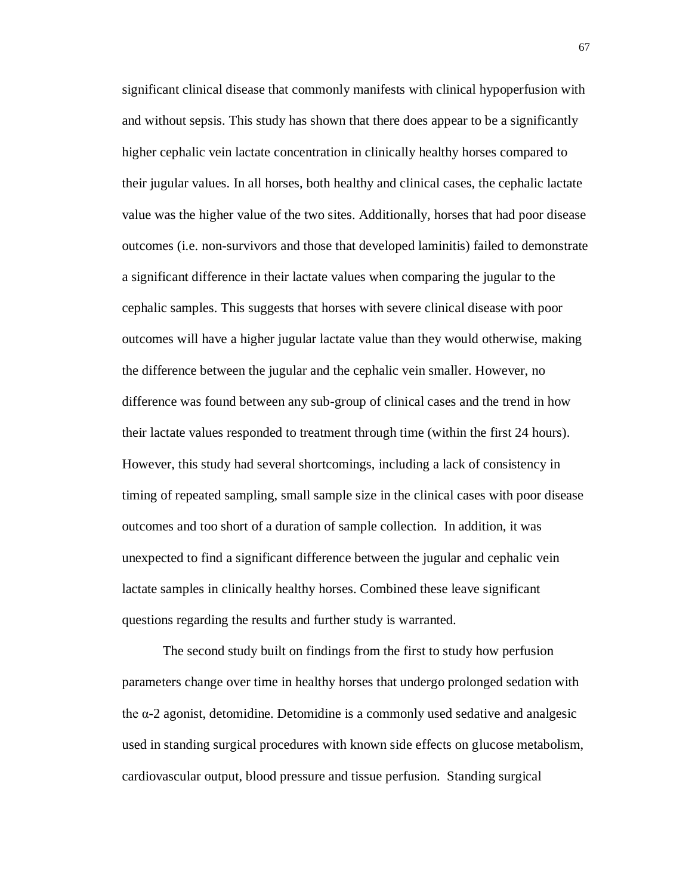significant clinical disease that commonly manifests with clinical hypoperfusion with and without sepsis. This study has shown that there does appear to be a significantly higher cephalic vein lactate concentration in clinically healthy horses compared to their jugular values. In all horses, both healthy and clinical cases, the cephalic lactate value was the higher value of the two sites. Additionally, horses that had poor disease outcomes (i.e. non-survivors and those that developed laminitis) failed to demonstrate a significant difference in their lactate values when comparing the jugular to the cephalic samples. This suggests that horses with severe clinical disease with poor outcomes will have a higher jugular lactate value than they would otherwise, making the difference between the jugular and the cephalic vein smaller. However, no difference was found between any sub-group of clinical cases and the trend in how their lactate values responded to treatment through time (within the first 24 hours). However, this study had several shortcomings, including a lack of consistency in timing of repeated sampling, small sample size in the clinical cases with poor disease outcomes and too short of a duration of sample collection. In addition, it was unexpected to find a significant difference between the jugular and cephalic vein lactate samples in clinically healthy horses. Combined these leave significant questions regarding the results and further study is warranted.

The second study built on findings from the first to study how perfusion parameters change over time in healthy horses that undergo prolonged sedation with the α-2 agonist, detomidine. Detomidine is a commonly used sedative and analgesic used in standing surgical procedures with known side effects on glucose metabolism, cardiovascular output, blood pressure and tissue perfusion. Standing surgical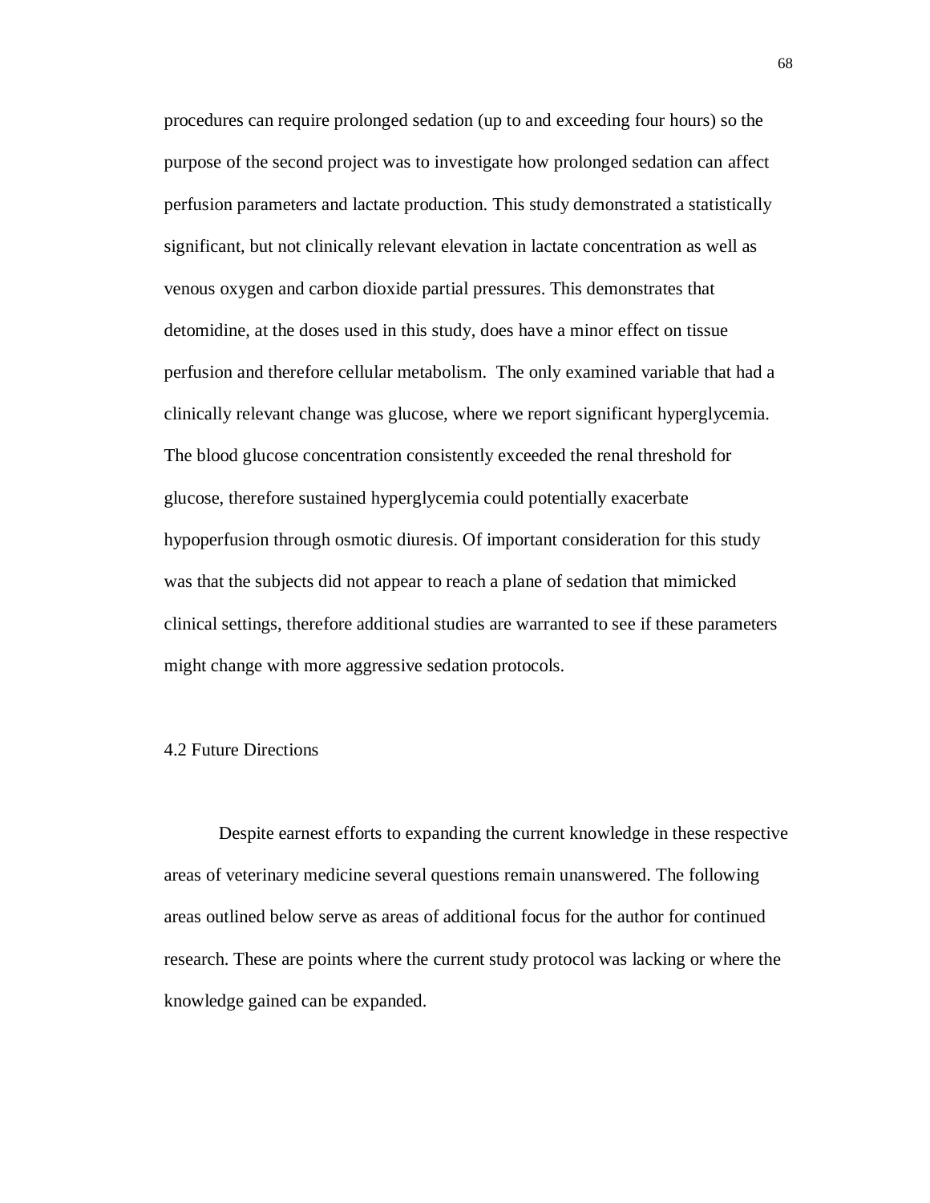procedures can require prolonged sedation (up to and exceeding four hours) so the purpose of the second project was to investigate how prolonged sedation can affect perfusion parameters and lactate production. This study demonstrated a statistically significant, but not clinically relevant elevation in lactate concentration as well as venous oxygen and carbon dioxide partial pressures. This demonstrates that detomidine, at the doses used in this study, does have a minor effect on tissue perfusion and therefore cellular metabolism. The only examined variable that had a clinically relevant change was glucose, where we report significant hyperglycemia. The blood glucose concentration consistently exceeded the renal threshold for glucose, therefore sustained hyperglycemia could potentially exacerbate hypoperfusion through osmotic diuresis. Of important consideration for this study was that the subjects did not appear to reach a plane of sedation that mimicked clinical settings, therefore additional studies are warranted to see if these parameters might change with more aggressive sedation protocols.

## 4.2 Future Directions

Despite earnest efforts to expanding the current knowledge in these respective areas of veterinary medicine several questions remain unanswered. The following areas outlined below serve as areas of additional focus for the author for continued research. These are points where the current study protocol was lacking or where the knowledge gained can be expanded.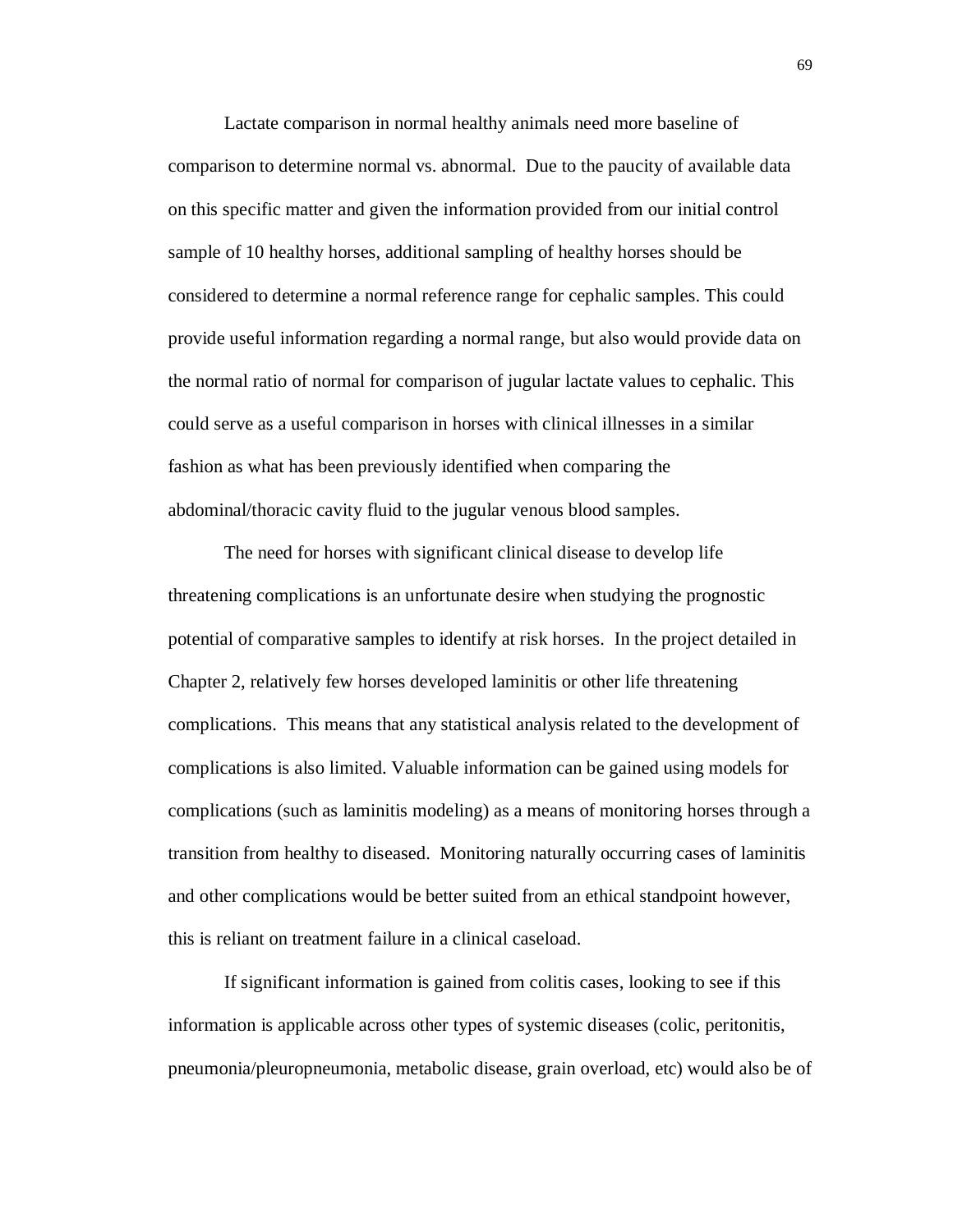Lactate comparison in normal healthy animals need more baseline of comparison to determine normal vs. abnormal. Due to the paucity of available data on this specific matter and given the information provided from our initial control sample of 10 healthy horses, additional sampling of healthy horses should be considered to determine a normal reference range for cephalic samples. This could provide useful information regarding a normal range, but also would provide data on the normal ratio of normal for comparison of jugular lactate values to cephalic. This could serve as a useful comparison in horses with clinical illnesses in a similar fashion as what has been previously identified when comparing the abdominal/thoracic cavity fluid to the jugular venous blood samples.

The need for horses with significant clinical disease to develop life threatening complications is an unfortunate desire when studying the prognostic potential of comparative samples to identify at risk horses. In the project detailed in Chapter 2, relatively few horses developed laminitis or other life threatening complications. This means that any statistical analysis related to the development of complications is also limited. Valuable information can be gained using models for complications (such as laminitis modeling) as a means of monitoring horses through a transition from healthy to diseased. Monitoring naturally occurring cases of laminitis and other complications would be better suited from an ethical standpoint however, this is reliant on treatment failure in a clinical caseload.

If significant information is gained from colitis cases, looking to see if this information is applicable across other types of systemic diseases (colic, peritonitis, pneumonia/pleuropneumonia, metabolic disease, grain overload, etc) would also be of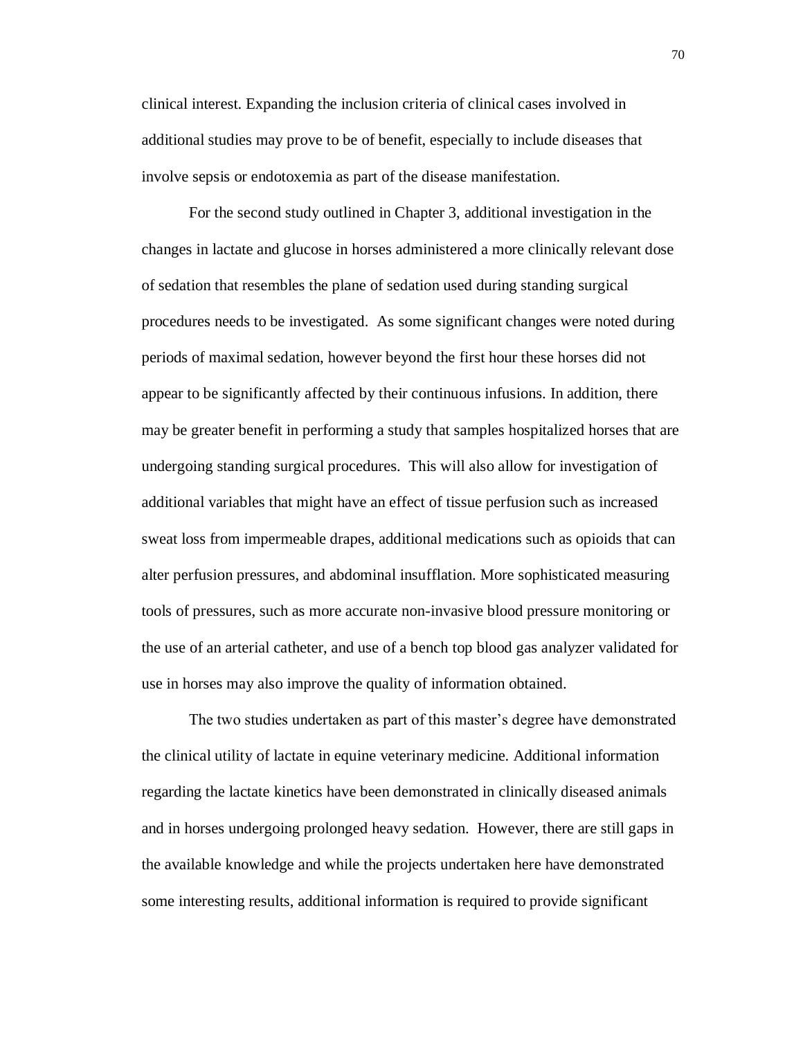clinical interest. Expanding the inclusion criteria of clinical cases involved in additional studies may prove to be of benefit, especially to include diseases that involve sepsis or endotoxemia as part of the disease manifestation.

For the second study outlined in Chapter 3, additional investigation in the changes in lactate and glucose in horses administered a more clinically relevant dose of sedation that resembles the plane of sedation used during standing surgical procedures needs to be investigated. As some significant changes were noted during periods of maximal sedation, however beyond the first hour these horses did not appear to be significantly affected by their continuous infusions. In addition, there may be greater benefit in performing a study that samples hospitalized horses that are undergoing standing surgical procedures. This will also allow for investigation of additional variables that might have an effect of tissue perfusion such as increased sweat loss from impermeable drapes, additional medications such as opioids that can alter perfusion pressures, and abdominal insufflation. More sophisticated measuring tools of pressures, such as more accurate non-invasive blood pressure monitoring or the use of an arterial catheter, and use of a bench top blood gas analyzer validated for use in horses may also improve the quality of information obtained.

The two studies undertaken as part of this master's degree have demonstrated the clinical utility of lactate in equine veterinary medicine. Additional information regarding the lactate kinetics have been demonstrated in clinically diseased animals and in horses undergoing prolonged heavy sedation. However, there are still gaps in the available knowledge and while the projects undertaken here have demonstrated some interesting results, additional information is required to provide significant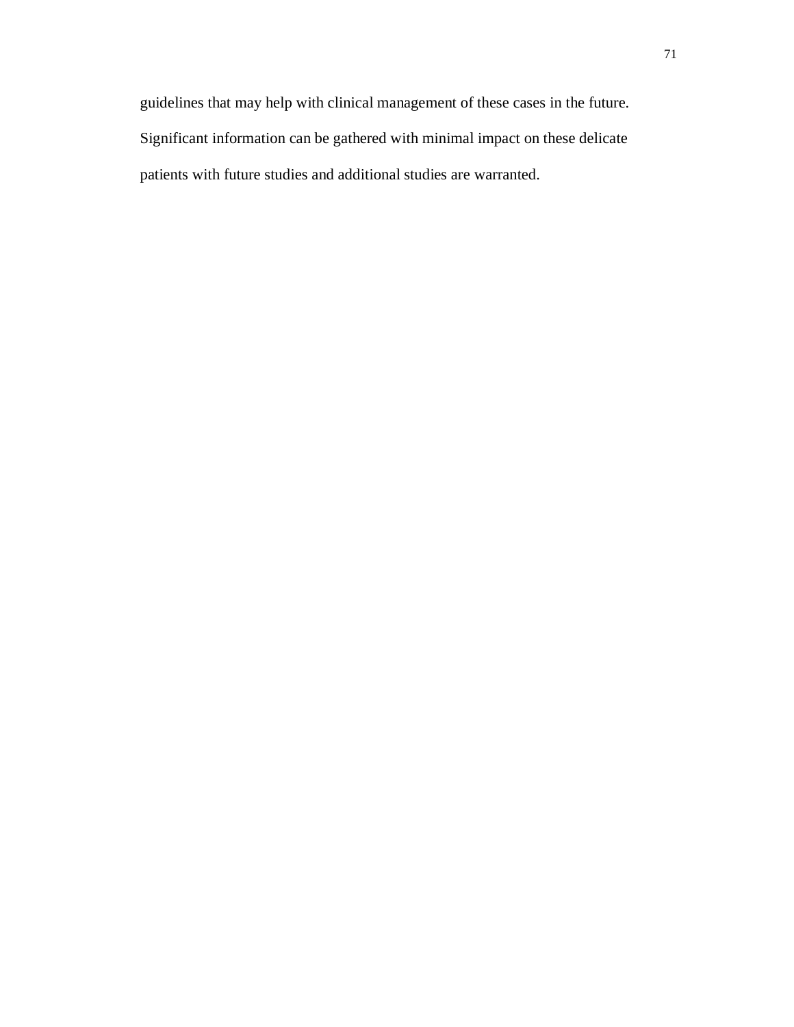guidelines that may help with clinical management of these cases in the future. Significant information can be gathered with minimal impact on these delicate patients with future studies and additional studies are warranted.